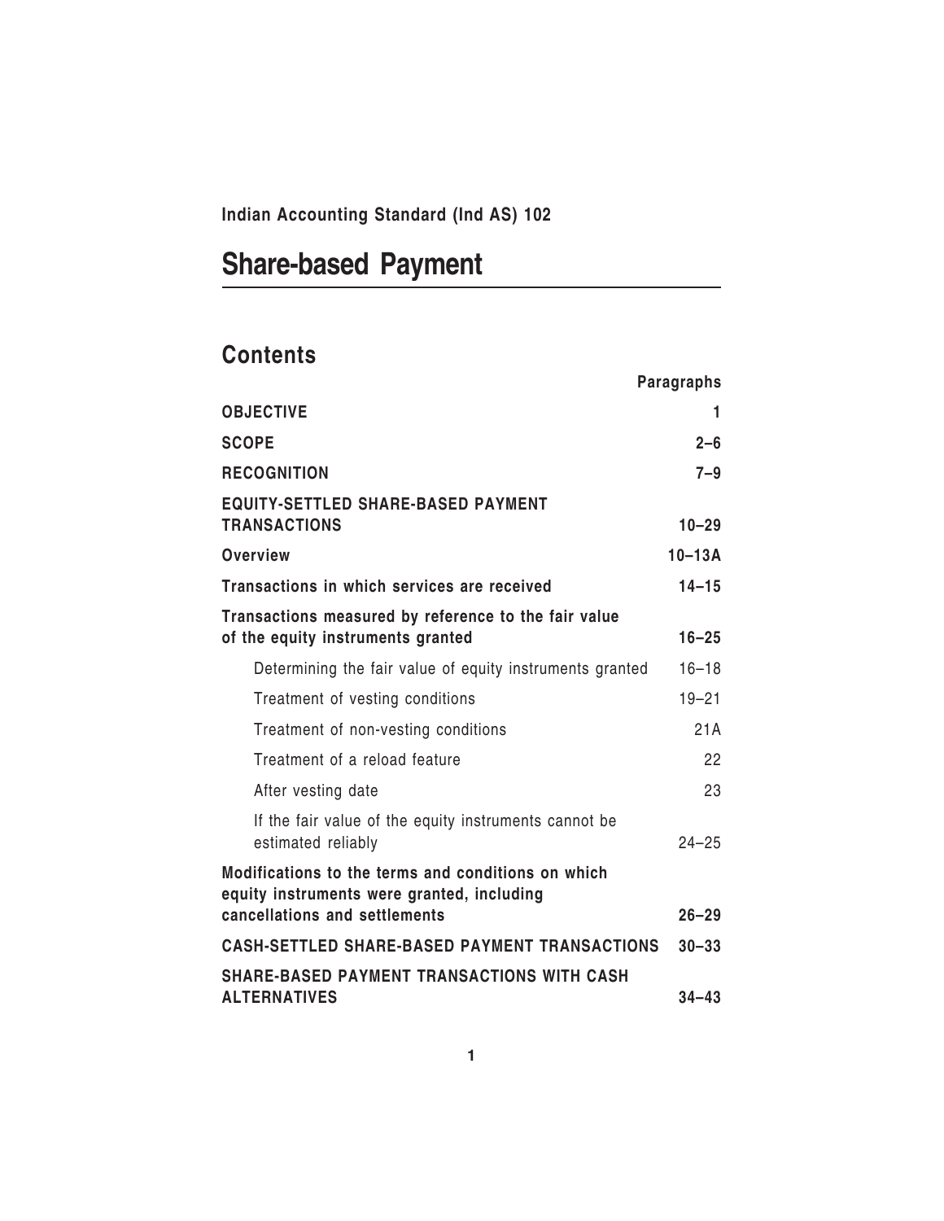**Indian Accounting Standard (Ind AS) 102**

# Share-based Payment

## Contents

| | Paragraphs |
|---|---|
| **OBJECTIVE** | **1** |
| **SCOPE** | **2–6** |
| **RECOGNITION** | **7–9** |
| **EQUITY-SETTLED SHARE-BASED PAYMENT TRANSACTIONS** | **10–29** |
| **Overview** | **10–13A** |
| **Transactions in which services are received** | **14–15** |
| **Transactions measured by reference to the fair value of the equity instruments granted** | **16–25** |
| Determining the fair value of equity instruments granted | 16–18 |
| Treatment of vesting conditions | 19–21 |
| Treatment of non-vesting conditions | 21A |
| Treatment of a reload feature | 22 |
| After vesting date | 23 |
| If the fair value of the equity instruments cannot be estimated reliably | 24–25 |
| **Modifications to the terms and conditions on which equity instruments were granted, including cancellations and settlements** | **26–29** |
| **CASH-SETTLED SHARE-BASED PAYMENT TRANSACTIONS** | **30–33** |
| **SHARE-BASED PAYMENT TRANSACTIONS WITH CASH ALTERNATIVES** | **34–43** |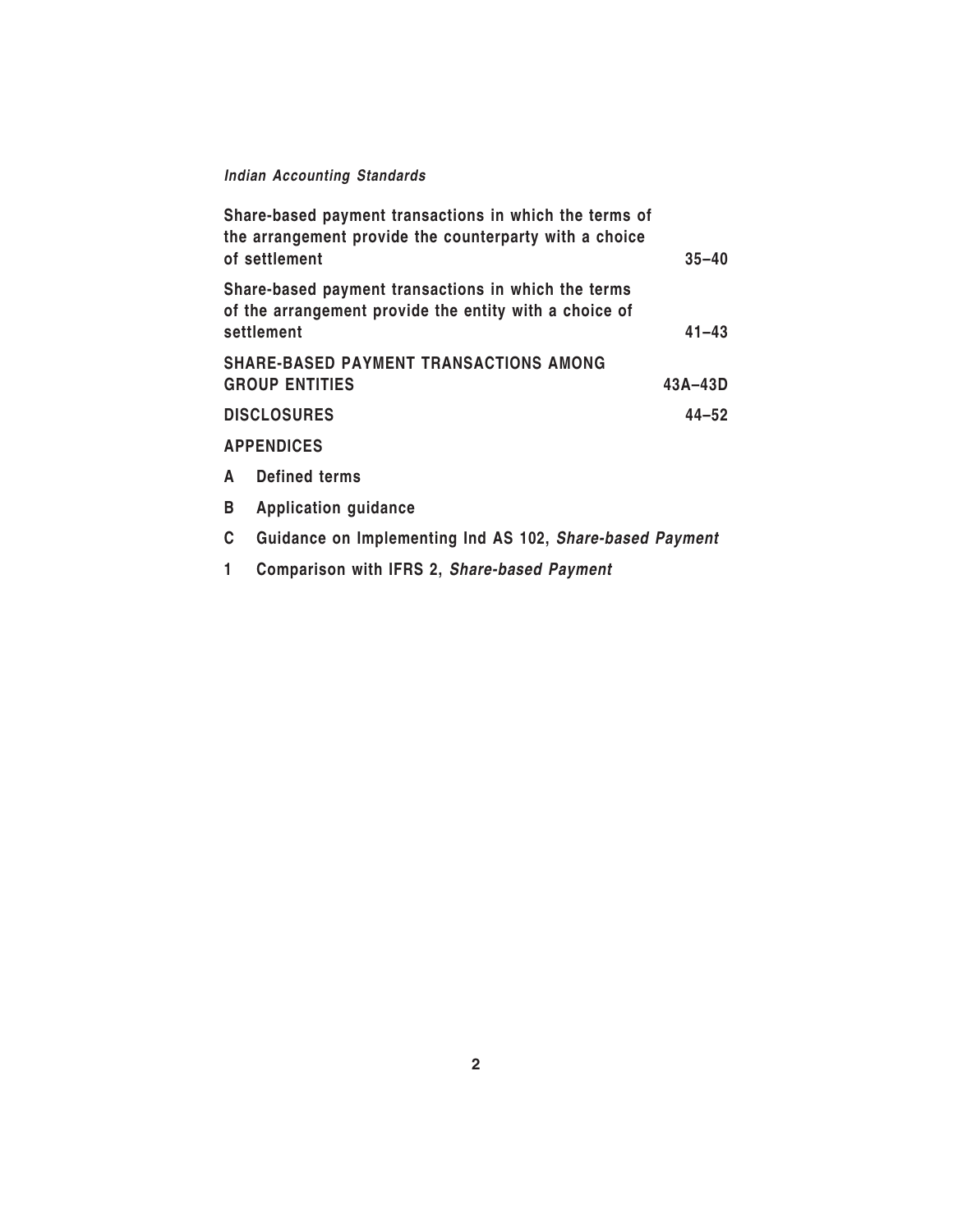| | |
|---|---|
| **Share-based payment transactions in which the terms of the arrangement provide the counterparty with a choice of settlement** | **35–40** |
| **Share-based payment transactions in which the terms of the arrangement provide the entity with a choice of settlement** | **41–43** |
| **SHARE-BASED PAYMENT TRANSACTIONS AMONG GROUP ENTITIES** | **43A–43D** |
| **DISCLOSURES** | **44–52** |

**APPENDICES**

**A Defined terms**

**B Application guidance**

**C Guidance on Implementing Ind AS 102, *Share-based Payment***

**1 Comparison with IFRS 2, *Share-based Payment***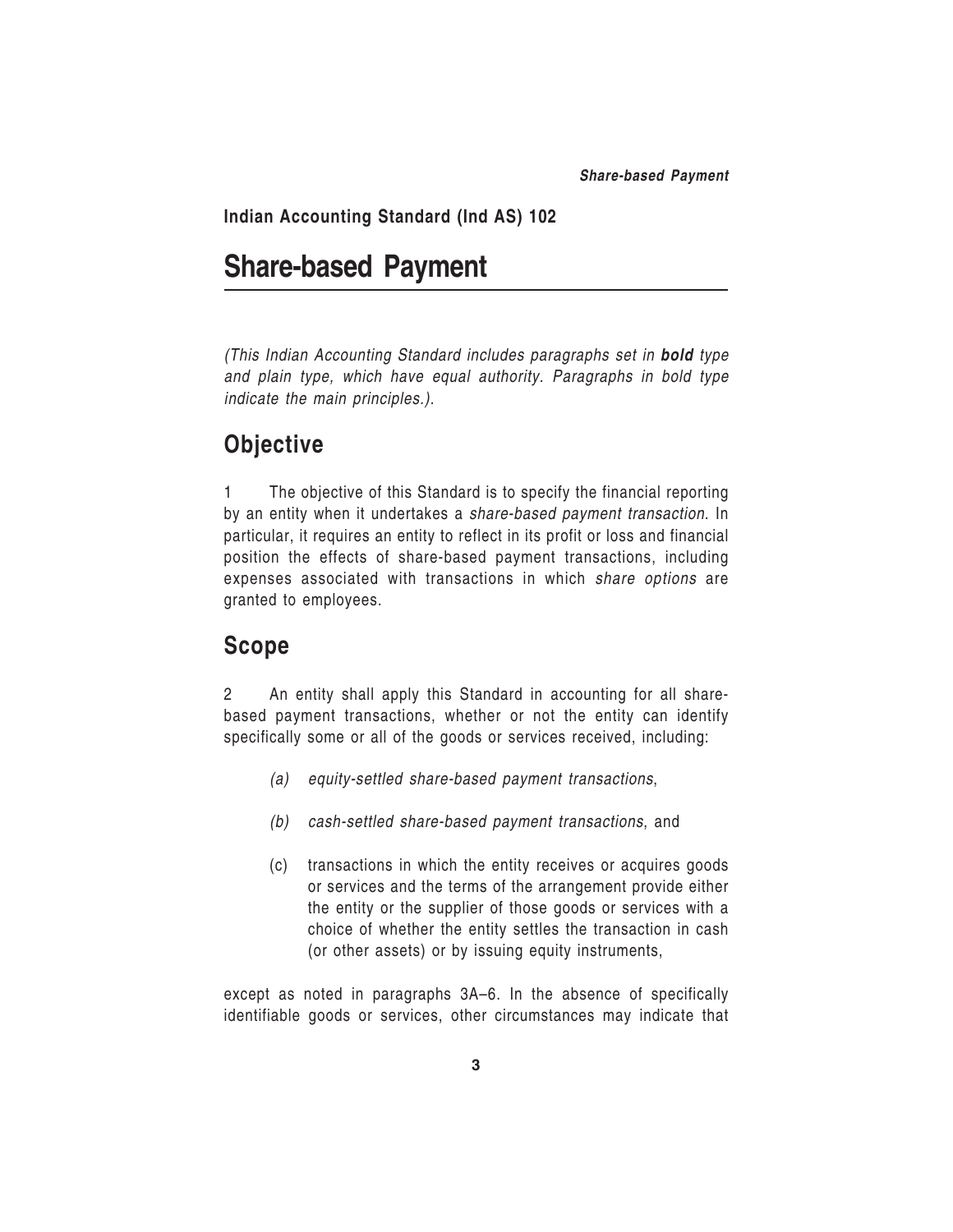**Indian Accounting Standard (Ind AS) 102**

# Share-based Payment

*(This Indian Accounting Standard includes paragraphs set in* ***bold*** *type and plain type, which have equal authority. Paragraphs in bold type indicate the main principles.).*

## Objective

1 The objective of this Standard is to specify the financial reporting by an entity when it undertakes a *share-based payment transaction*. In particular, it requires an entity to reflect in its profit or loss and financial position the effects of share-based payment transactions, including expenses associated with transactions in which *share options* are granted to employees.

## Scope

2 An entity shall apply this Standard in accounting for all share-based payment transactions, whether or not the entity can identify specifically some or all of the goods or services received, including:

- (a) *equity-settled share-based payment transactions*,
- (b) *cash-settled share-based payment transactions*, and
- (c) transactions in which the entity receives or acquires goods or services and the terms of the arrangement provide either the entity or the supplier of those goods or services with a choice of whether the entity settles the transaction in cash (or other assets) or by issuing equity instruments,

except as noted in paragraphs 3A–6. In the absence of specifically identifiable goods or services, other circumstances may indicate that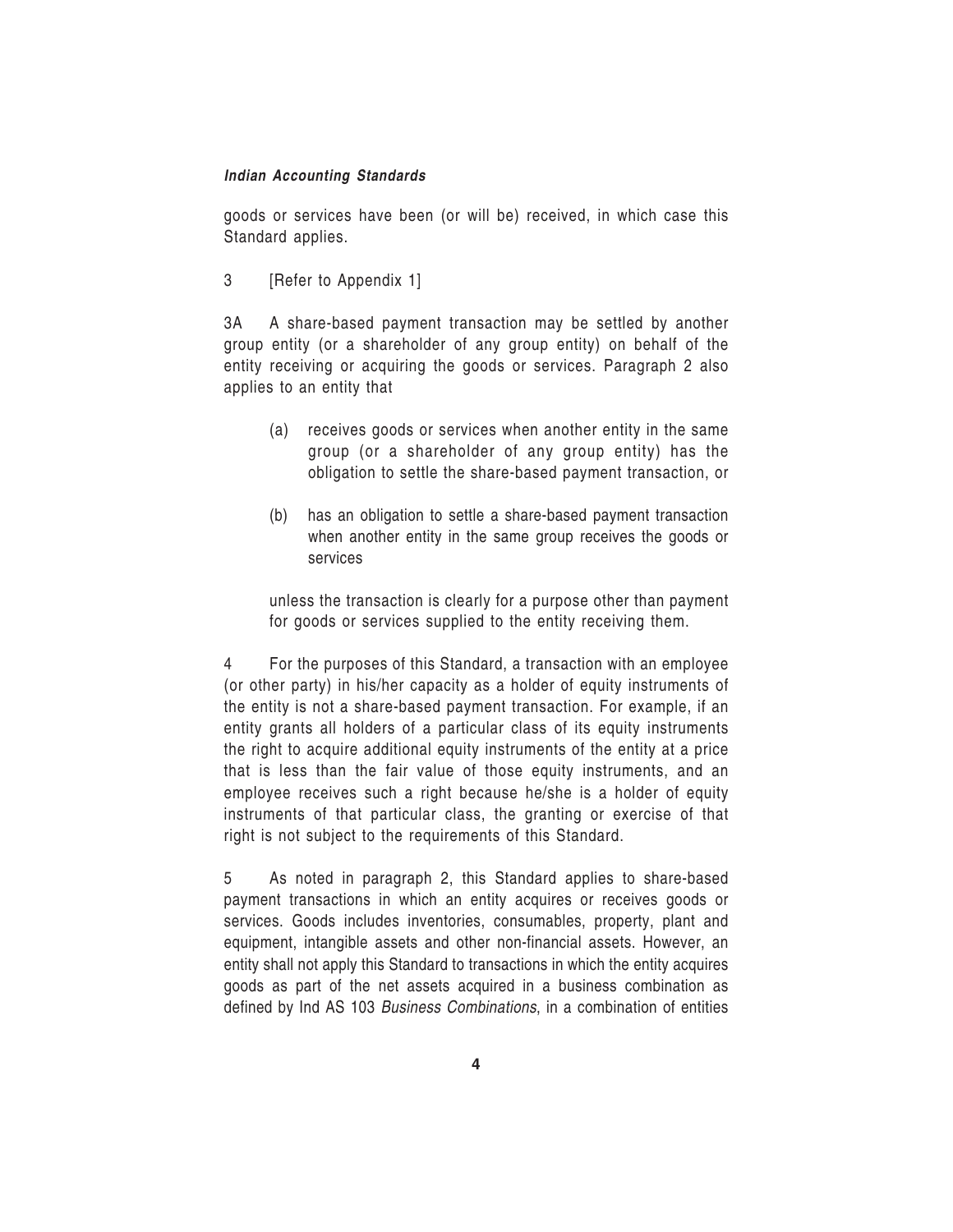goods or services have been (or will be) received, in which case this Standard applies.

3 [Refer to Appendix 1]

3A A share-based payment transaction may be settled by another group entity (or a shareholder of any group entity) on behalf of the entity receiving or acquiring the goods or services. Paragraph 2 also applies to an entity that

(a) receives goods or services when another entity in the same group (or a shareholder of any group entity) has the obligation to settle the share-based payment transaction, or

(b) has an obligation to settle a share-based payment transaction when another entity in the same group receives the goods or services

unless the transaction is clearly for a purpose other than payment for goods or services supplied to the entity receiving them.

4 For the purposes of this Standard, a transaction with an employee (or other party) in his/her capacity as a holder of equity instruments of the entity is not a share-based payment transaction. For example, if an entity grants all holders of a particular class of its equity instruments the right to acquire additional equity instruments of the entity at a price that is less than the fair value of those equity instruments, and an employee receives such a right because he/she is a holder of equity instruments of that particular class, the granting or exercise of that right is not subject to the requirements of this Standard.

5 As noted in paragraph 2, this Standard applies to share-based payment transactions in which an entity acquires or receives goods or services. Goods includes inventories, consumables, property, plant and equipment, intangible assets and other non-financial assets. However, an entity shall not apply this Standard to transactions in which the entity acquires goods as part of the net assets acquired in a business combination as defined by Ind AS 103 *Business Combinations*, in a combination of entities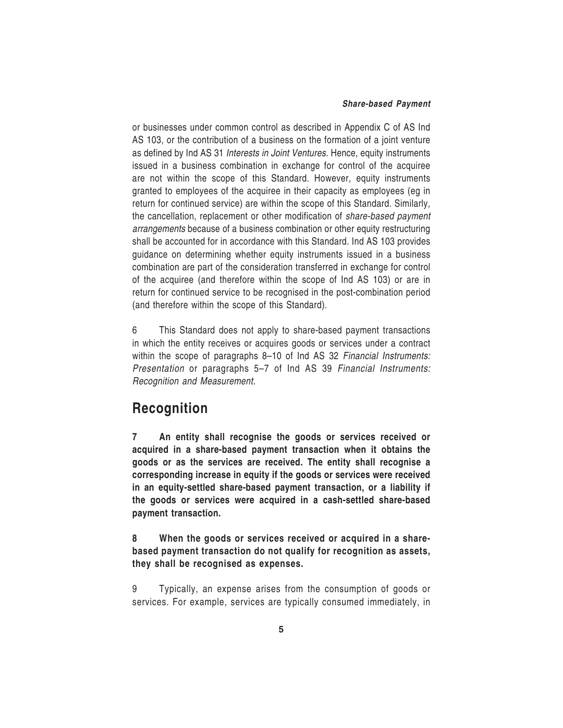or businesses under common control as described in Appendix C of AS Ind AS 103, or the contribution of a business on the formation of a joint venture as defined by Ind AS 31 *Interests in Joint Ventures*. Hence, equity instruments issued in a business combination in exchange for control of the acquiree are not within the scope of this Standard. However, equity instruments granted to employees of the acquiree in their capacity as employees (eg in return for continued service) are within the scope of this Standard. Similarly, the cancellation, replacement or other modification of *share-based payment arrangements* because of a business combination or other equity restructuring shall be accounted for in accordance with this Standard. Ind AS 103 provides guidance on determining whether equity instruments issued in a business combination are part of the consideration transferred in exchange for control of the acquiree (and therefore within the scope of Ind AS 103) or are in return for continued service to be recognised in the post-combination period (and therefore within the scope of this Standard).

6 This Standard does not apply to share-based payment transactions in which the entity receives or acquires goods or services under a contract within the scope of paragraphs 8–10 of Ind AS 32 *Financial Instruments: Presentation* or paragraphs 5–7 of Ind AS 39 *Financial Instruments: Recognition and Measurement*.

## Recognition

**7 An entity shall recognise the goods or services received or acquired in a share-based payment transaction when it obtains the goods or as the services are received. The entity shall recognise a corresponding increase in equity if the goods or services were received in an equity-settled share-based payment transaction, or a liability if the goods or services were acquired in a cash-settled share-based payment transaction.**

**8 When the goods or services received or acquired in a share-based payment transaction do not qualify for recognition as assets, they shall be recognised as expenses.**

9 Typically, an expense arises from the consumption of goods or services. For example, services are typically consumed immediately, in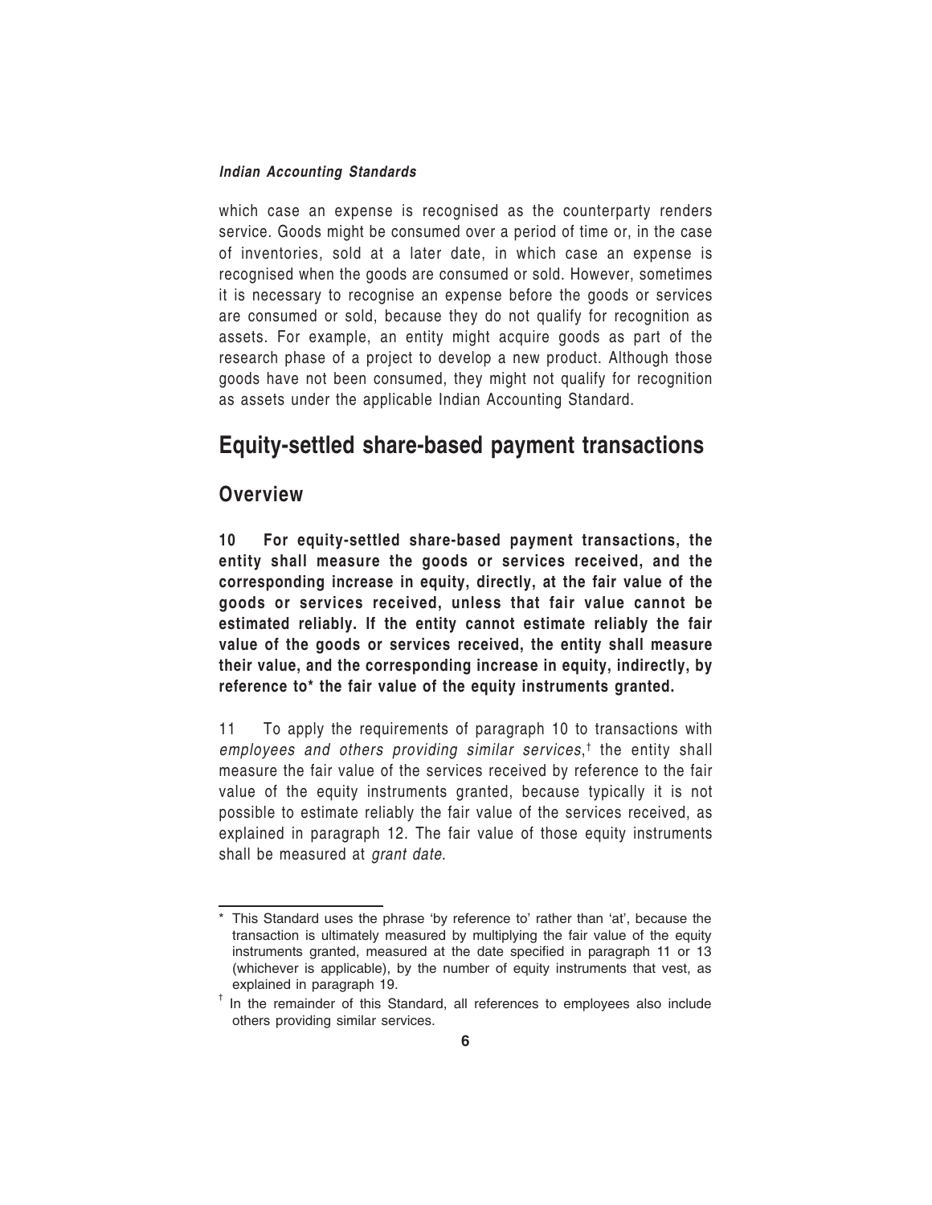which case an expense is recognised as the counterparty renders service. Goods might be consumed over a period of time or, in the case of inventories, sold at a later date, in which case an expense is recognised when the goods are consumed or sold. However, sometimes it is necessary to recognise an expense before the goods or services are consumed or sold, because they do not qualify for recognition as assets. For example, an entity might acquire goods as part of the research phase of a project to develop a new product. Although those goods have not been consumed, they might not qualify for recognition as assets under the applicable Indian Accounting Standard.

## Equity-settled share-based payment transactions

### Overview

**10 For equity-settled share-based payment transactions, the entity shall measure the goods or services received, and the corresponding increase in equity, directly, at the fair value of the goods or services received, unless that fair value cannot be estimated reliably. If the entity cannot estimate reliably the fair value of the goods or services received, the entity shall measure their value, and the corresponding increase in equity, indirectly, by reference to* the fair value of the equity instruments granted.**

11 To apply the requirements of paragraph 10 to transactions with *employees and others providing similar services*,† the entity shall measure the fair value of the services received by reference to the fair value of the equity instruments granted, because typically it is not possible to estimate reliably the fair value of the services received, as explained in paragraph 12. The fair value of those equity instruments shall be measured at *grant date*.

---

\* This Standard uses the phrase 'by reference to' rather than 'at', because the transaction is ultimately measured by multiplying the fair value of the equity instruments granted, measured at the date specified in paragraph 11 or 13 (whichever is applicable), by the number of equity instruments that vest, as explained in paragraph 19.

† In the remainder of this Standard, all references to employees also include others providing similar services.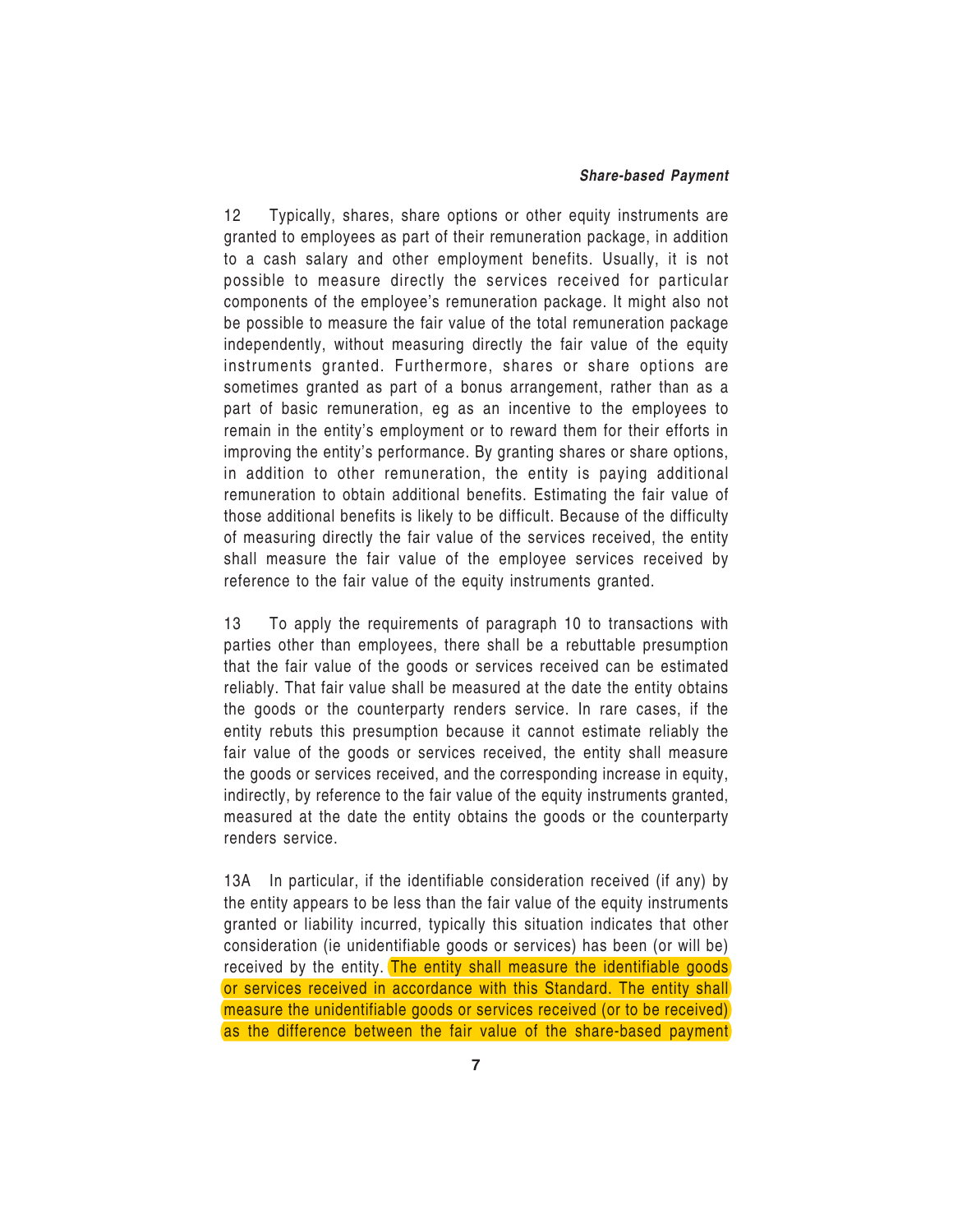12 Typically, shares, share options or other equity instruments are granted to employees as part of their remuneration package, in addition to a cash salary and other employment benefits. Usually, it is not possible to measure directly the services received for particular components of the employee's remuneration package. It might also not be possible to measure the fair value of the total remuneration package independently, without measuring directly the fair value of the equity instruments granted. Furthermore, shares or share options are sometimes granted as part of a bonus arrangement, rather than as a part of basic remuneration, eg as an incentive to the employees to remain in the entity's employment or to reward them for their efforts in improving the entity's performance. By granting shares or share options, in addition to other remuneration, the entity is paying additional remuneration to obtain additional benefits. Estimating the fair value of those additional benefits is likely to be difficult. Because of the difficulty of measuring directly the fair value of the services received, the entity shall measure the fair value of the employee services received by reference to the fair value of the equity instruments granted.

13 To apply the requirements of paragraph 10 to transactions with parties other than employees, there shall be a rebuttable presumption that the fair value of the goods or services received can be estimated reliably. That fair value shall be measured at the date the entity obtains the goods or the counterparty renders service. In rare cases, if the entity rebuts this presumption because it cannot estimate reliably the fair value of the goods or services received, the entity shall measure the goods or services received, and the corresponding increase in equity, indirectly, by reference to the fair value of the equity instruments granted, measured at the date the entity obtains the goods or the counterparty renders service.

13A In particular, if the identifiable consideration received (if any) by the entity appears to be less than the fair value of the equity instruments granted or liability incurred, typically this situation indicates that other consideration (ie unidentifiable goods or services) has been (or will be) received by the entity. The entity shall measure the identifiable goods or services received in accordance with this Standard. The entity shall measure the unidentifiable goods or services received (or to be received) as the difference between the fair value of the share-based payment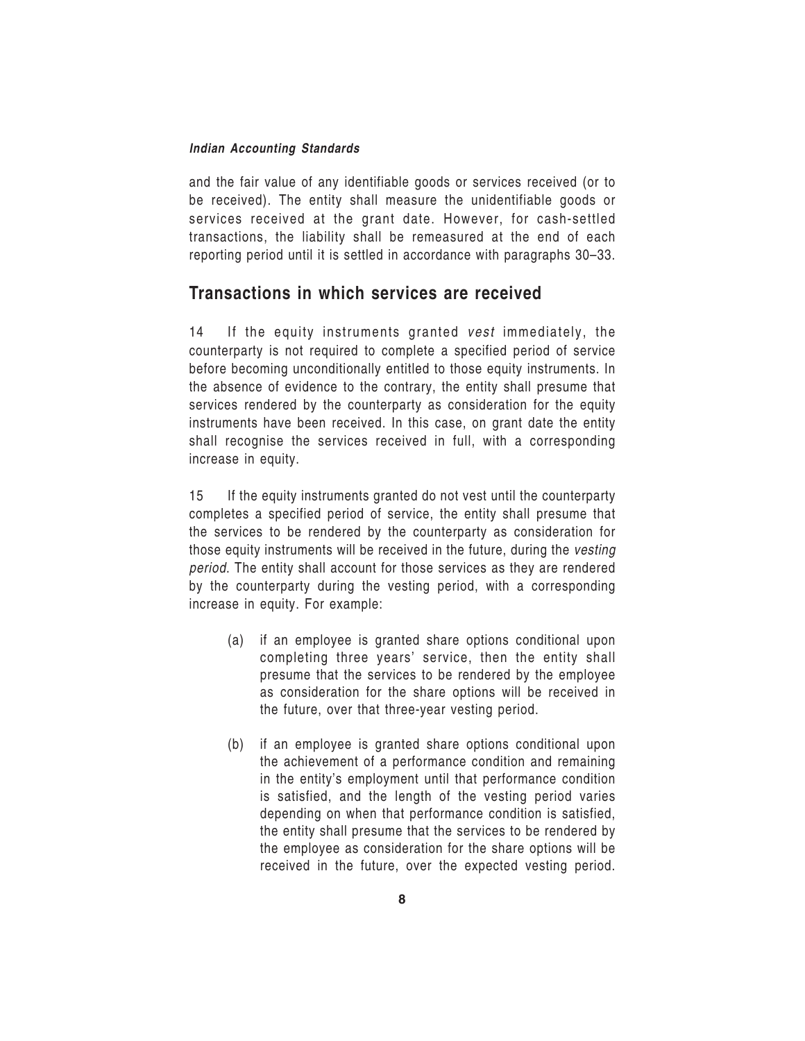and the fair value of any identifiable goods or services received (or to be received). The entity shall measure the unidentifiable goods or services received at the grant date. However, for cash-settled transactions, the liability shall be remeasured at the end of each reporting period until it is settled in accordance with paragraphs 30–33.

## Transactions in which services are received

14 If the equity instruments granted *vest* immediately, the counterparty is not required to complete a specified period of service before becoming unconditionally entitled to those equity instruments. In the absence of evidence to the contrary, the entity shall presume that services rendered by the counterparty as consideration for the equity instruments have been received. In this case, on grant date the entity shall recognise the services received in full, with a corresponding increase in equity.

15 If the equity instruments granted do not vest until the counterparty completes a specified period of service, the entity shall presume that the services to be rendered by the counterparty as consideration for those equity instruments will be received in the future, during the *vesting period*. The entity shall account for those services as they are rendered by the counterparty during the vesting period, with a corresponding increase in equity. For example:

(a) if an employee is granted share options conditional upon completing three years' service, then the entity shall presume that the services to be rendered by the employee as consideration for the share options will be received in the future, over that three-year vesting period.

(b) if an employee is granted share options conditional upon the achievement of a performance condition and remaining in the entity's employment until that performance condition is satisfied, and the length of the vesting period varies depending on when that performance condition is satisfied, the entity shall presume that the services to be rendered by the employee as consideration for the share options will be received in the future, over the expected vesting period.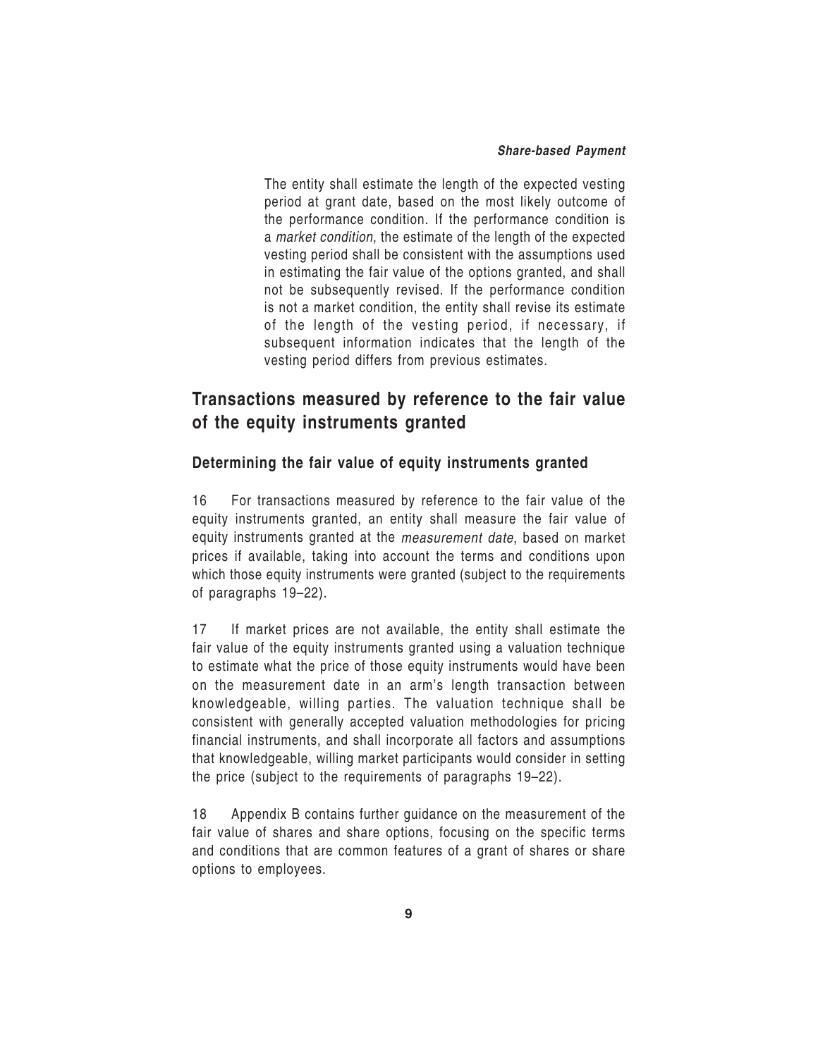The entity shall estimate the length of the expected vesting period at grant date, based on the most likely outcome of the performance condition. If the performance condition is a *market condition*, the estimate of the length of the expected vesting period shall be consistent with the assumptions used in estimating the fair value of the options granted, and shall not be subsequently revised. If the performance condition is not a market condition, the entity shall revise its estimate of the length of the vesting period, if necessary, if subsequent information indicates that the length of the vesting period differs from previous estimates.

## Transactions measured by reference to the fair value of the equity instruments granted

### Determining the fair value of equity instruments granted

16 For transactions measured by reference to the fair value of the equity instruments granted, an entity shall measure the fair value of equity instruments granted at the *measurement date*, based on market prices if available, taking into account the terms and conditions upon which those equity instruments were granted (subject to the requirements of paragraphs 19–22).

17 If market prices are not available, the entity shall estimate the fair value of the equity instruments granted using a valuation technique to estimate what the price of those equity instruments would have been on the measurement date in an arm's length transaction between knowledgeable, willing parties. The valuation technique shall be consistent with generally accepted valuation methodologies for pricing financial instruments, and shall incorporate all factors and assumptions that knowledgeable, willing market participants would consider in setting the price (subject to the requirements of paragraphs 19–22).

18 Appendix B contains further guidance on the measurement of the fair value of shares and share options, focusing on the specific terms and conditions that are common features of a grant of shares or share options to employees.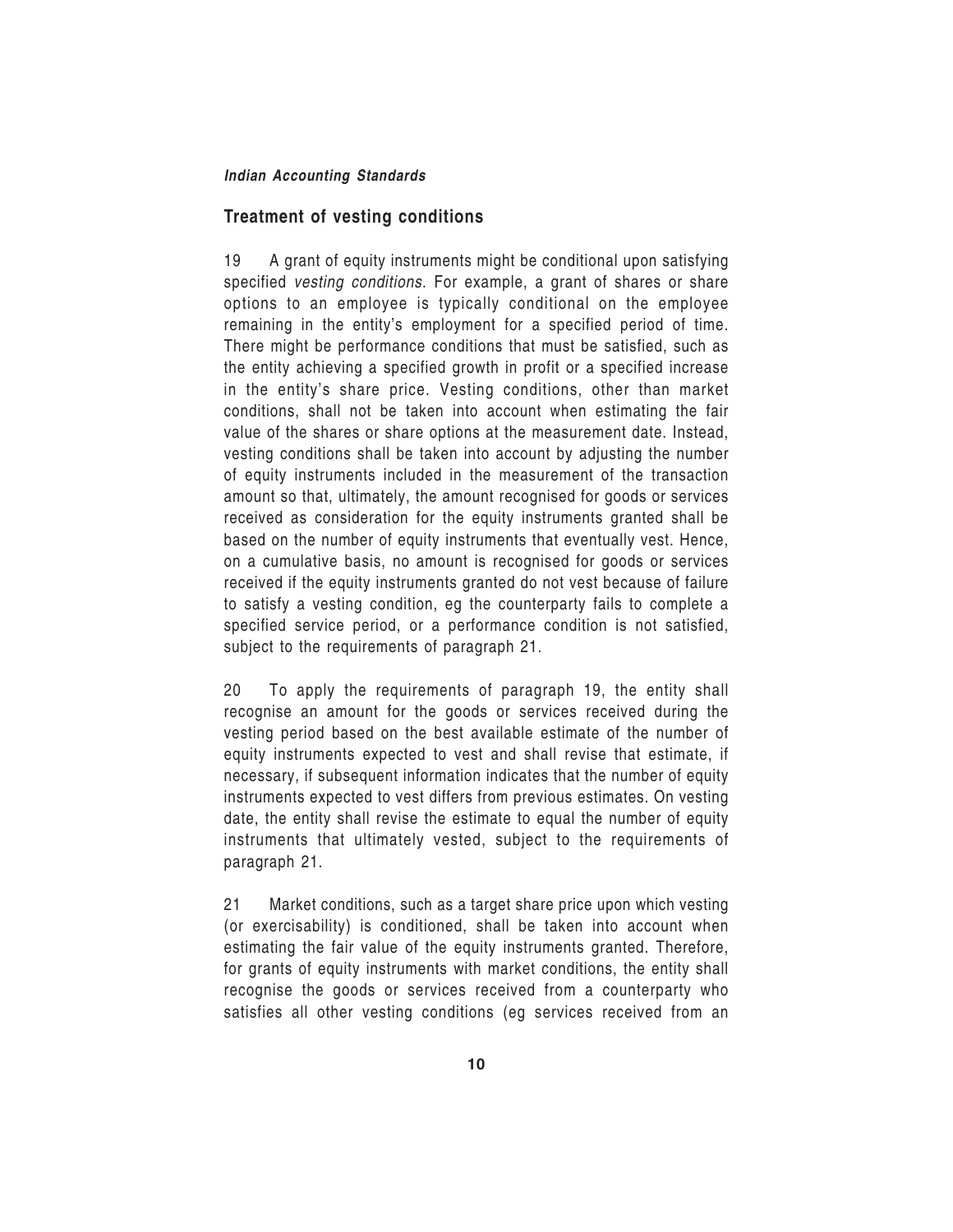## Treatment of vesting conditions

19 A grant of equity instruments might be conditional upon satisfying specified *vesting conditions*. For example, a grant of shares or share options to an employee is typically conditional on the employee remaining in the entity's employment for a specified period of time. There might be performance conditions that must be satisfied, such as the entity achieving a specified growth in profit or a specified increase in the entity's share price. Vesting conditions, other than market conditions, shall not be taken into account when estimating the fair value of the shares or share options at the measurement date. Instead, vesting conditions shall be taken into account by adjusting the number of equity instruments included in the measurement of the transaction amount so that, ultimately, the amount recognised for goods or services received as consideration for the equity instruments granted shall be based on the number of equity instruments that eventually vest. Hence, on a cumulative basis, no amount is recognised for goods or services received if the equity instruments granted do not vest because of failure to satisfy a vesting condition, eg the counterparty fails to complete a specified service period, or a performance condition is not satisfied, subject to the requirements of paragraph 21.

20 To apply the requirements of paragraph 19, the entity shall recognise an amount for the goods or services received during the vesting period based on the best available estimate of the number of equity instruments expected to vest and shall revise that estimate, if necessary, if subsequent information indicates that the number of equity instruments expected to vest differs from previous estimates. On vesting date, the entity shall revise the estimate to equal the number of equity instruments that ultimately vested, subject to the requirements of paragraph 21.

21 Market conditions, such as a target share price upon which vesting (or exercisability) is conditioned, shall be taken into account when estimating the fair value of the equity instruments granted. Therefore, for grants of equity instruments with market conditions, the entity shall recognise the goods or services received from a counterparty who satisfies all other vesting conditions (eg services received from an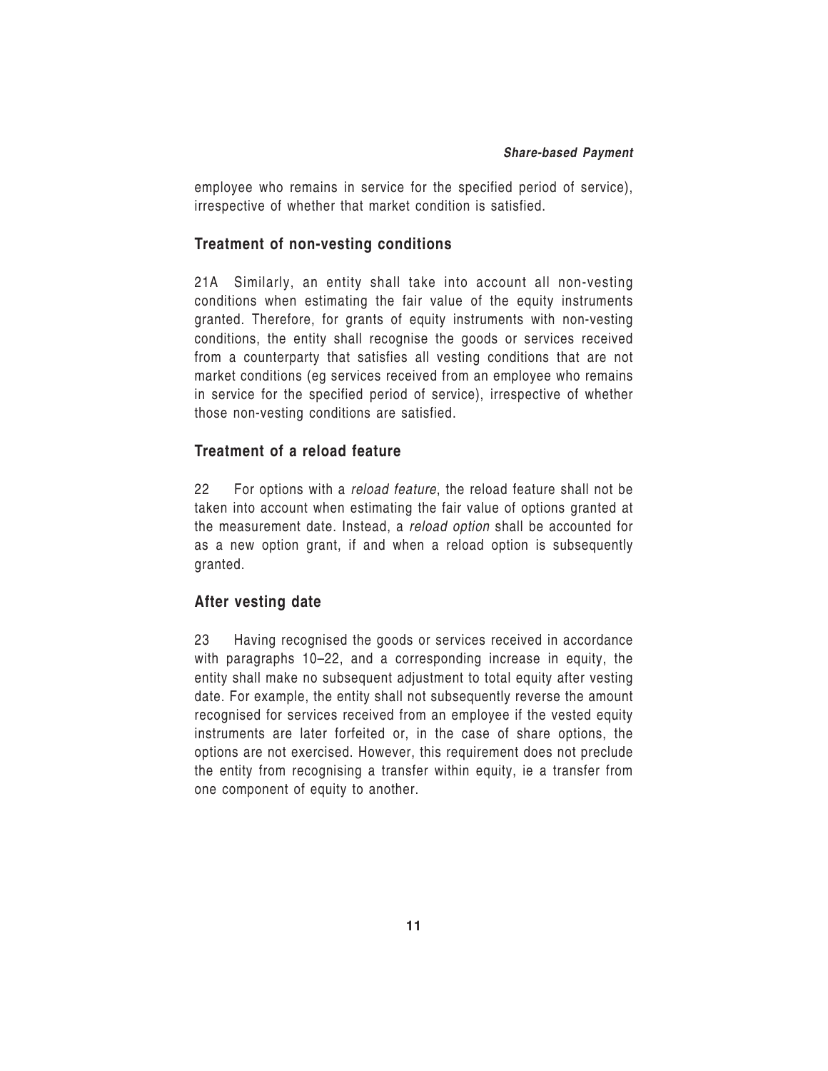employee who remains in service for the specified period of service), irrespective of whether that market condition is satisfied.

### Treatment of non-vesting conditions

21A Similarly, an entity shall take into account all non-vesting conditions when estimating the fair value of the equity instruments granted. Therefore, for grants of equity instruments with non-vesting conditions, the entity shall recognise the goods or services received from a counterparty that satisfies all vesting conditions that are not market conditions (eg services received from an employee who remains in service for the specified period of service), irrespective of whether those non-vesting conditions are satisfied.

### Treatment of a reload feature

22 For options with a *reload feature*, the reload feature shall not be taken into account when estimating the fair value of options granted at the measurement date. Instead, a *reload option* shall be accounted for as a new option grant, if and when a reload option is subsequently granted.

### After vesting date

23 Having recognised the goods or services received in accordance with paragraphs 10–22, and a corresponding increase in equity, the entity shall make no subsequent adjustment to total equity after vesting date. For example, the entity shall not subsequently reverse the amount recognised for services received from an employee if the vested equity instruments are later forfeited or, in the case of share options, the options are not exercised. However, this requirement does not preclude the entity from recognising a transfer within equity, ie a transfer from one component of equity to another.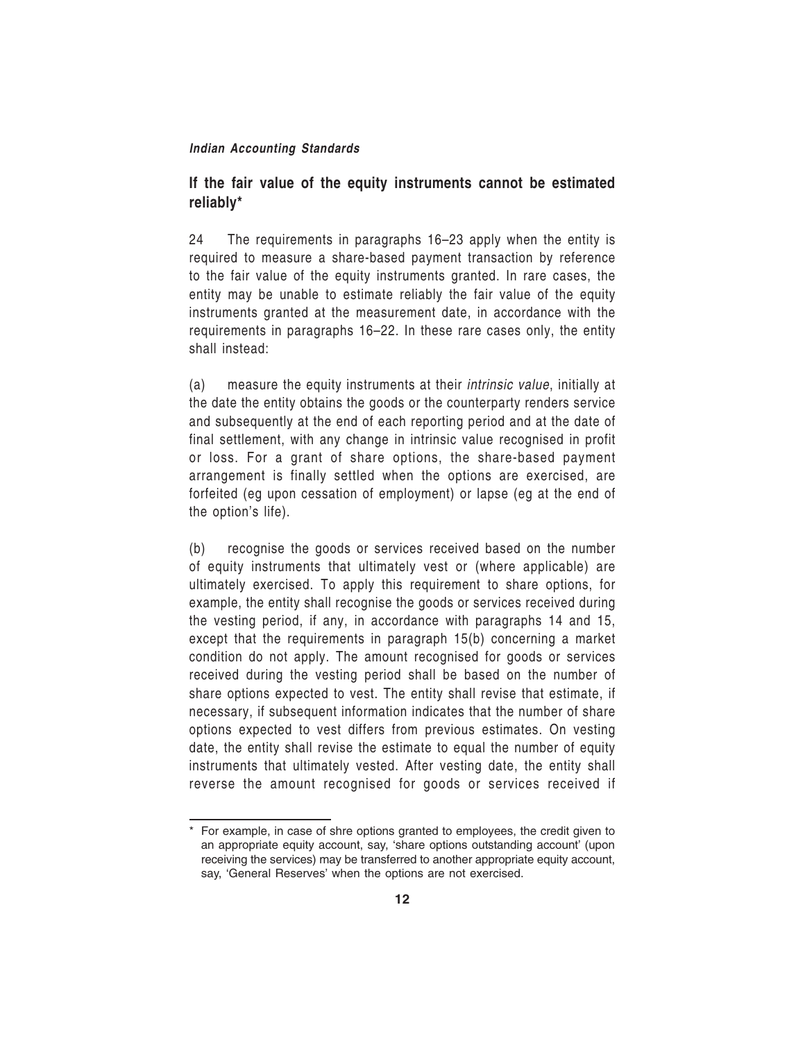## If the fair value of the equity instruments cannot be estimated reliably*

24 The requirements in paragraphs 16–23 apply when the entity is required to measure a share-based payment transaction by reference to the fair value of the equity instruments granted. In rare cases, the entity may be unable to estimate reliably the fair value of the equity instruments granted at the measurement date, in accordance with the requirements in paragraphs 16–22. In these rare cases only, the entity shall instead:

(a) measure the equity instruments at their *intrinsic value*, initially at the date the entity obtains the goods or the counterparty renders service and subsequently at the end of each reporting period and at the date of final settlement, with any change in intrinsic value recognised in profit or loss. For a grant of share options, the share-based payment arrangement is finally settled when the options are exercised, are forfeited (eg upon cessation of employment) or lapse (eg at the end of the option's life).

(b) recognise the goods or services received based on the number of equity instruments that ultimately vest or (where applicable) are ultimately exercised. To apply this requirement to share options, for example, the entity shall recognise the goods or services received during the vesting period, if any, in accordance with paragraphs 14 and 15, except that the requirements in paragraph 15(b) concerning a market condition do not apply. The amount recognised for goods or services received during the vesting period shall be based on the number of share options expected to vest. The entity shall revise that estimate, if necessary, if subsequent information indicates that the number of share options expected to vest differs from previous estimates. On vesting date, the entity shall revise the estimate to equal the number of equity instruments that ultimately vested. After vesting date, the entity shall reverse the amount recognised for goods or services received if

---

* For example, in case of shre options granted to employees, the credit given to an appropriate equity account, say, 'share options outstanding account' (upon receiving the services) may be transferred to another appropriate equity account, say, 'General Reserves' when the options are not exercised.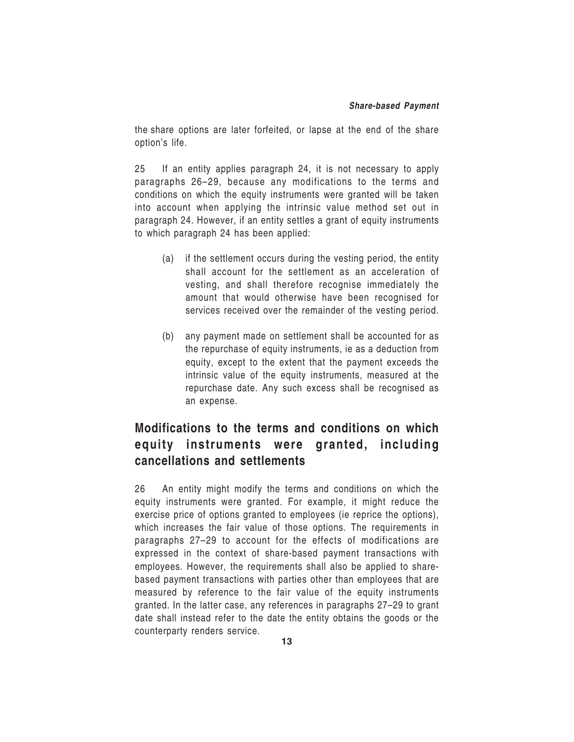the share options are later forfeited, or lapse at the end of the share option's life.

25 If an entity applies paragraph 24, it is not necessary to apply paragraphs 26–29, because any modifications to the terms and conditions on which the equity instruments were granted will be taken into account when applying the intrinsic value method set out in paragraph 24. However, if an entity settles a grant of equity instruments to which paragraph 24 has been applied:

(a) if the settlement occurs during the vesting period, the entity shall account for the settlement as an acceleration of vesting, and shall therefore recognise immediately the amount that would otherwise have been recognised for services received over the remainder of the vesting period.

(b) any payment made on settlement shall be accounted for as the repurchase of equity instruments, ie as a deduction from equity, except to the extent that the payment exceeds the intrinsic value of the equity instruments, measured at the repurchase date. Any such excess shall be recognised as an expense.

## Modifications to the terms and conditions on which equity instruments were granted, including cancellations and settlements

26 An entity might modify the terms and conditions on which the equity instruments were granted. For example, it might reduce the exercise price of options granted to employees (ie reprice the options), which increases the fair value of those options. The requirements in paragraphs 27–29 to account for the effects of modifications are expressed in the context of share-based payment transactions with employees. However, the requirements shall also be applied to share-based payment transactions with parties other than employees that are measured by reference to the fair value of the equity instruments granted. In the latter case, any references in paragraphs 27–29 to grant date shall instead refer to the date the entity obtains the goods or the counterparty renders service.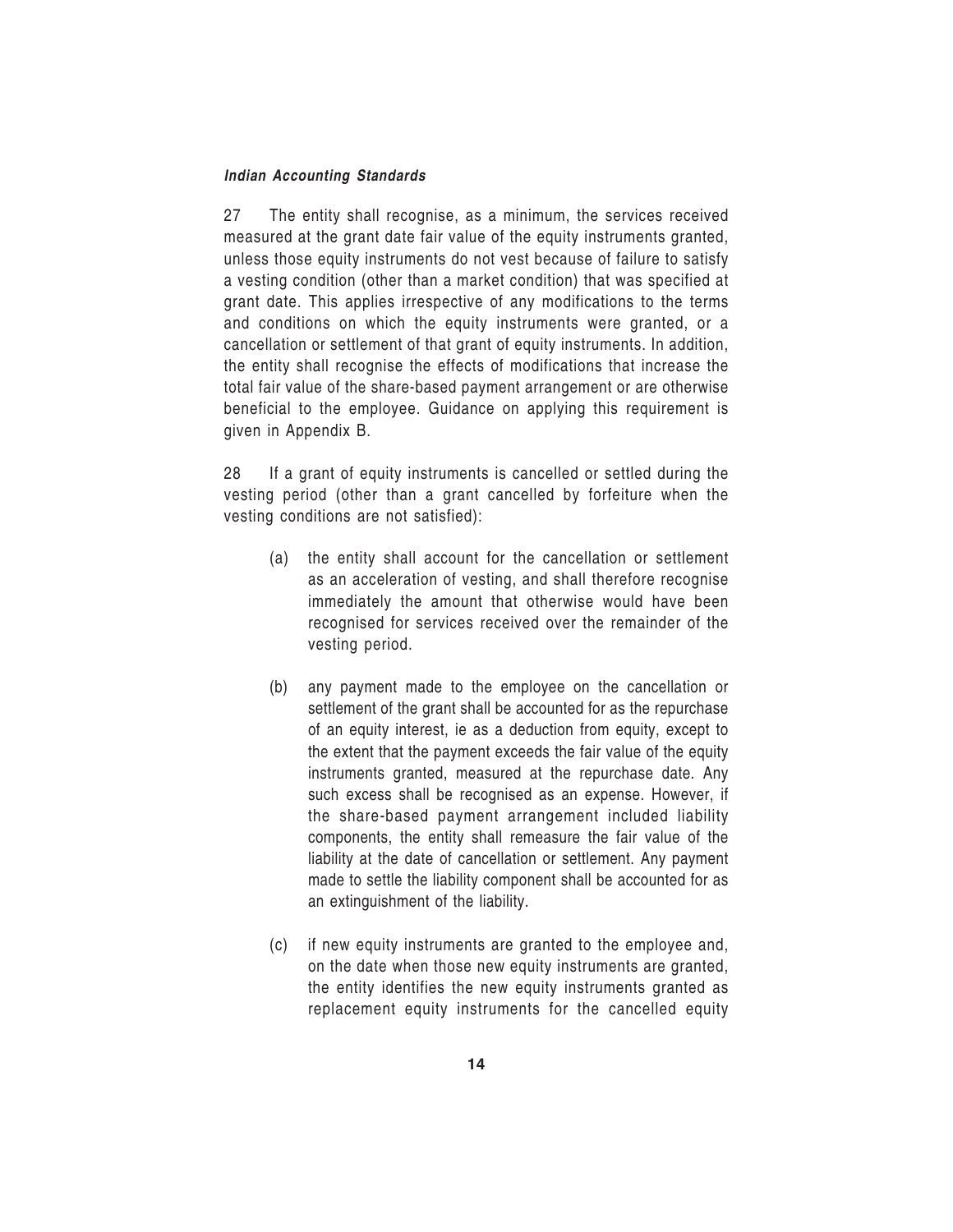27 The entity shall recognise, as a minimum, the services received measured at the grant date fair value of the equity instruments granted, unless those equity instruments do not vest because of failure to satisfy a vesting condition (other than a market condition) that was specified at grant date. This applies irrespective of any modifications to the terms and conditions on which the equity instruments were granted, or a cancellation or settlement of that grant of equity instruments. In addition, the entity shall recognise the effects of modifications that increase the total fair value of the share-based payment arrangement or are otherwise beneficial to the employee. Guidance on applying this requirement is given in Appendix B.

28 If a grant of equity instruments is cancelled or settled during the vesting period (other than a grant cancelled by forfeiture when the vesting conditions are not satisfied):

(a) the entity shall account for the cancellation or settlement as an acceleration of vesting, and shall therefore recognise immediately the amount that otherwise would have been recognised for services received over the remainder of the vesting period.

(b) any payment made to the employee on the cancellation or settlement of the grant shall be accounted for as the repurchase of an equity interest, ie as a deduction from equity, except to the extent that the payment exceeds the fair value of the equity instruments granted, measured at the repurchase date. Any such excess shall be recognised as an expense. However, if the share-based payment arrangement included liability components, the entity shall remeasure the fair value of the liability at the date of cancellation or settlement. Any payment made to settle the liability component shall be accounted for as an extinguishment of the liability.

(c) if new equity instruments are granted to the employee and, on the date when those new equity instruments are granted, the entity identifies the new equity instruments granted as replacement equity instruments for the cancelled equity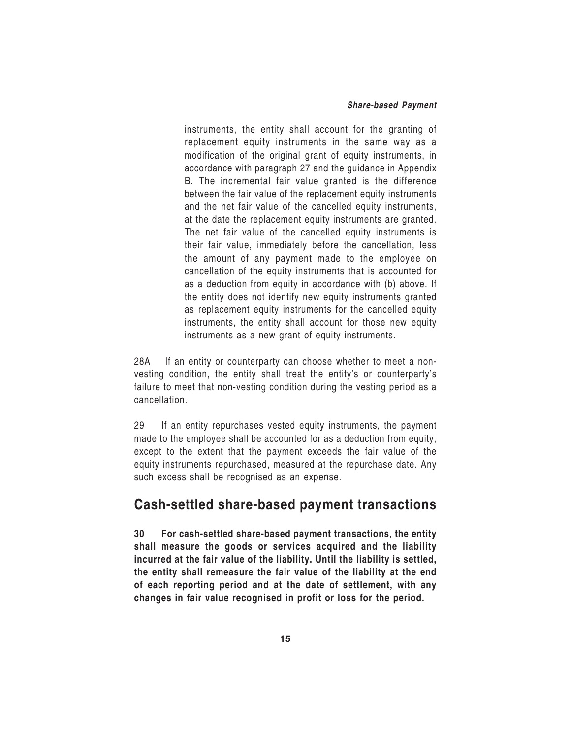instruments, the entity shall account for the granting of replacement equity instruments in the same way as a modification of the original grant of equity instruments, in accordance with paragraph 27 and the guidance in Appendix B. The incremental fair value granted is the difference between the fair value of the replacement equity instruments and the net fair value of the cancelled equity instruments, at the date the replacement equity instruments are granted. The net fair value of the cancelled equity instruments is their fair value, immediately before the cancellation, less the amount of any payment made to the employee on cancellation of the equity instruments that is accounted for as a deduction from equity in accordance with (b) above. If the entity does not identify new equity instruments granted as replacement equity instruments for the cancelled equity instruments, the entity shall account for those new equity instruments as a new grant of equity instruments.

28A If an entity or counterparty can choose whether to meet a non-vesting condition, the entity shall treat the entity's or counterparty's failure to meet that non-vesting condition during the vesting period as a cancellation.

29 If an entity repurchases vested equity instruments, the payment made to the employee shall be accounted for as a deduction from equity, except to the extent that the payment exceeds the fair value of the equity instruments repurchased, measured at the repurchase date. Any such excess shall be recognised as an expense.

## Cash-settled share-based payment transactions

**30 For cash-settled share-based payment transactions, the entity shall measure the goods or services acquired and the liability incurred at the fair value of the liability. Until the liability is settled, the entity shall remeasure the fair value of the liability at the end of each reporting period and at the date of settlement, with any changes in fair value recognised in profit or loss for the period.**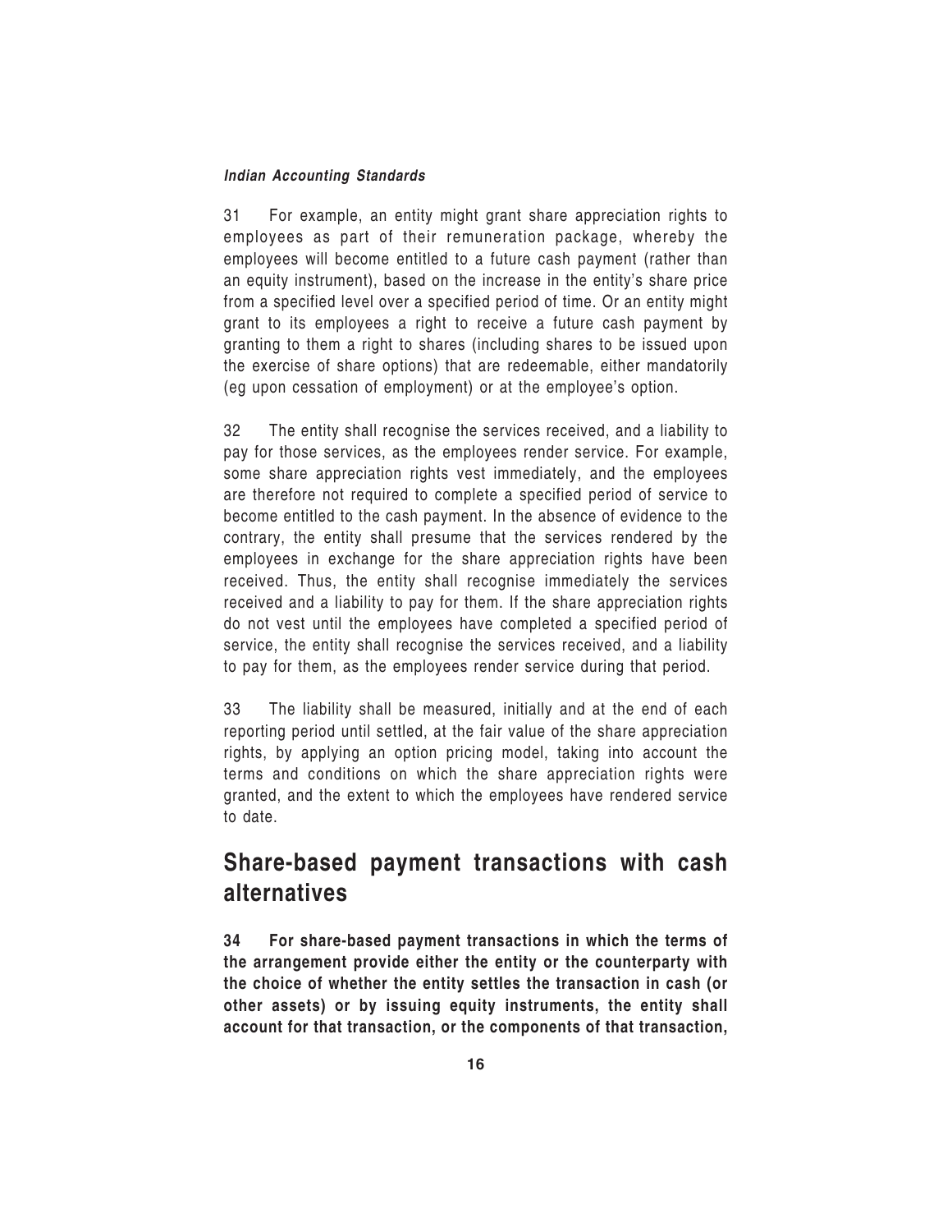31 For example, an entity might grant share appreciation rights to employees as part of their remuneration package, whereby the employees will become entitled to a future cash payment (rather than an equity instrument), based on the increase in the entity's share price from a specified level over a specified period of time. Or an entity might grant to its employees a right to receive a future cash payment by granting to them a right to shares (including shares to be issued upon the exercise of share options) that are redeemable, either mandatorily (eg upon cessation of employment) or at the employee's option.

32 The entity shall recognise the services received, and a liability to pay for those services, as the employees render service. For example, some share appreciation rights vest immediately, and the employees are therefore not required to complete a specified period of service to become entitled to the cash payment. In the absence of evidence to the contrary, the entity shall presume that the services rendered by the employees in exchange for the share appreciation rights have been received. Thus, the entity shall recognise immediately the services received and a liability to pay for them. If the share appreciation rights do not vest until the employees have completed a specified period of service, the entity shall recognise the services received, and a liability to pay for them, as the employees render service during that period.

33 The liability shall be measured, initially and at the end of each reporting period until settled, at the fair value of the share appreciation rights, by applying an option pricing model, taking into account the terms and conditions on which the share appreciation rights were granted, and the extent to which the employees have rendered service to date.

## Share-based payment transactions with cash alternatives

**34 For share-based payment transactions in which the terms of the arrangement provide either the entity or the counterparty with the choice of whether the entity settles the transaction in cash (or other assets) or by issuing equity instruments, the entity shall account for that transaction, or the components of that transaction,**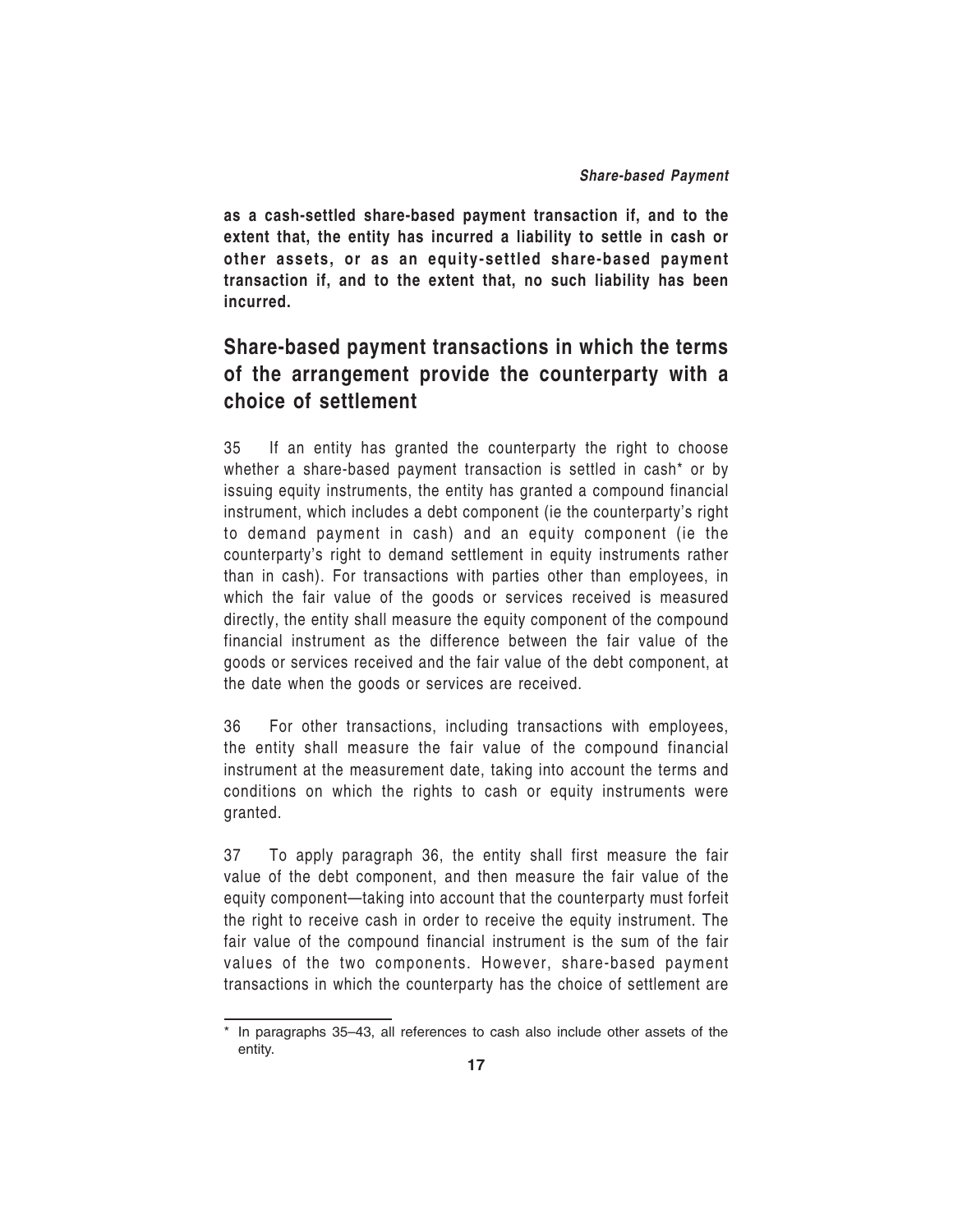**as a cash-settled share-based payment transaction if, and to the extent that, the entity has incurred a liability to settle in cash or other assets, or as an equity-settled share-based payment transaction if, and to the extent that, no such liability has been incurred.**

## Share-based payment transactions in which the terms of the arrangement provide the counterparty with a choice of settlement

35 If an entity has granted the counterparty the right to choose whether a share-based payment transaction is settled in cash* or by issuing equity instruments, the entity has granted a compound financial instrument, which includes a debt component (ie the counterparty's right to demand payment in cash) and an equity component (ie the counterparty's right to demand settlement in equity instruments rather than in cash). For transactions with parties other than employees, in which the fair value of the goods or services received is measured directly, the entity shall measure the equity component of the compound financial instrument as the difference between the fair value of the goods or services received and the fair value of the debt component, at the date when the goods or services are received.

36 For other transactions, including transactions with employees, the entity shall measure the fair value of the compound financial instrument at the measurement date, taking into account the terms and conditions on which the rights to cash or equity instruments were granted.

37 To apply paragraph 36, the entity shall first measure the fair value of the debt component, and then measure the fair value of the equity component—taking into account that the counterparty must forfeit the right to receive cash in order to receive the equity instrument. The fair value of the compound financial instrument is the sum of the fair values of the two components. However, share-based payment transactions in which the counterparty has the choice of settlement are

* In paragraphs 35–43, all references to cash also include other assets of the entity.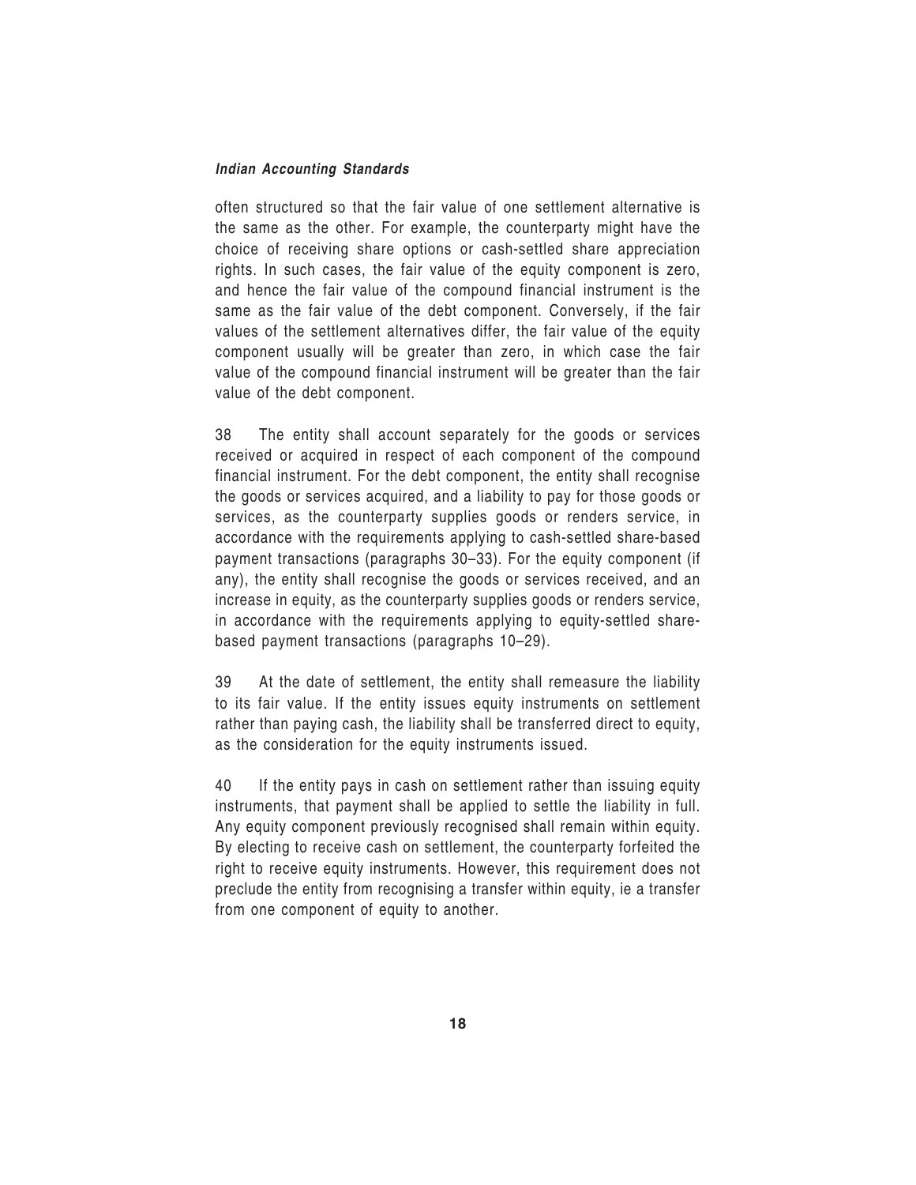often structured so that the fair value of one settlement alternative is the same as the other. For example, the counterparty might have the choice of receiving share options or cash-settled share appreciation rights. In such cases, the fair value of the equity component is zero, and hence the fair value of the compound financial instrument is the same as the fair value of the debt component. Conversely, if the fair values of the settlement alternatives differ, the fair value of the equity component usually will be greater than zero, in which case the fair value of the compound financial instrument will be greater than the fair value of the debt component.

38 The entity shall account separately for the goods or services received or acquired in respect of each component of the compound financial instrument. For the debt component, the entity shall recognise the goods or services acquired, and a liability to pay for those goods or services, as the counterparty supplies goods or renders service, in accordance with the requirements applying to cash-settled share-based payment transactions (paragraphs 30–33). For the equity component (if any), the entity shall recognise the goods or services received, and an increase in equity, as the counterparty supplies goods or renders service, in accordance with the requirements applying to equity-settled share-based payment transactions (paragraphs 10–29).

39 At the date of settlement, the entity shall remeasure the liability to its fair value. If the entity issues equity instruments on settlement rather than paying cash, the liability shall be transferred direct to equity, as the consideration for the equity instruments issued.

40 If the entity pays in cash on settlement rather than issuing equity instruments, that payment shall be applied to settle the liability in full. Any equity component previously recognised shall remain within equity. By electing to receive cash on settlement, the counterparty forfeited the right to receive equity instruments. However, this requirement does not preclude the entity from recognising a transfer within equity, ie a transfer from one component of equity to another.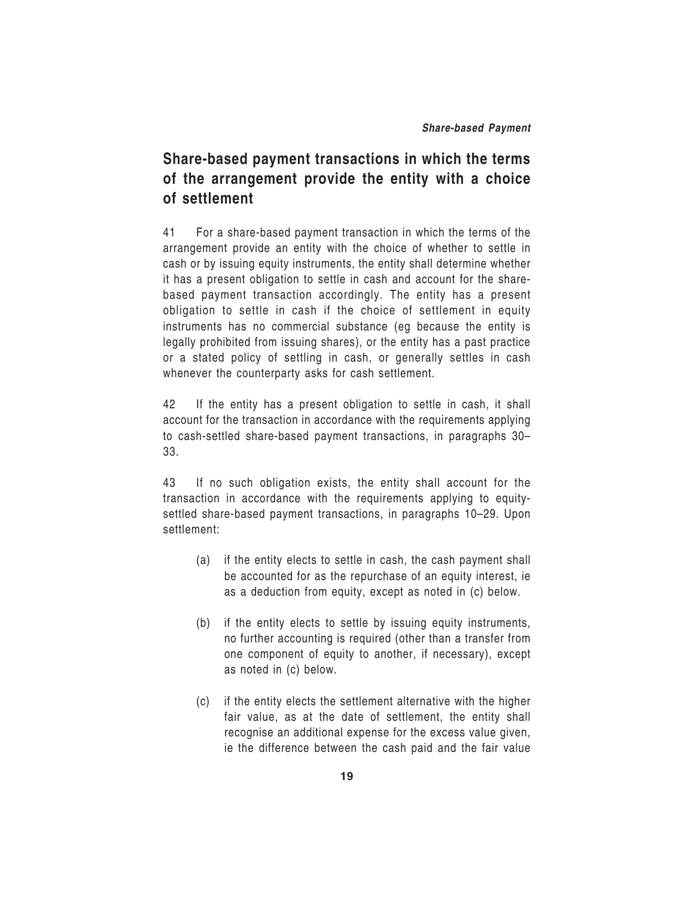## Share-based payment transactions in which the terms of the arrangement provide the entity with a choice of settlement

41 For a share-based payment transaction in which the terms of the arrangement provide an entity with the choice of whether to settle in cash or by issuing equity instruments, the entity shall determine whether it has a present obligation to settle in cash and account for the share-based payment transaction accordingly. The entity has a present obligation to settle in cash if the choice of settlement in equity instruments has no commercial substance (eg because the entity is legally prohibited from issuing shares), or the entity has a past practice or a stated policy of settling in cash, or generally settles in cash whenever the counterparty asks for cash settlement.

42 If the entity has a present obligation to settle in cash, it shall account for the transaction in accordance with the requirements applying to cash-settled share-based payment transactions, in paragraphs 30–33.

43 If no such obligation exists, the entity shall account for the transaction in accordance with the requirements applying to equity-settled share-based payment transactions, in paragraphs 10–29. Upon settlement:

(a) if the entity elects to settle in cash, the cash payment shall be accounted for as the repurchase of an equity interest, ie as a deduction from equity, except as noted in (c) below.

(b) if the entity elects to settle by issuing equity instruments, no further accounting is required (other than a transfer from one component of equity to another, if necessary), except as noted in (c) below.

(c) if the entity elects the settlement alternative with the higher fair value, as at the date of settlement, the entity shall recognise an additional expense for the excess value given, ie the difference between the cash paid and the fair value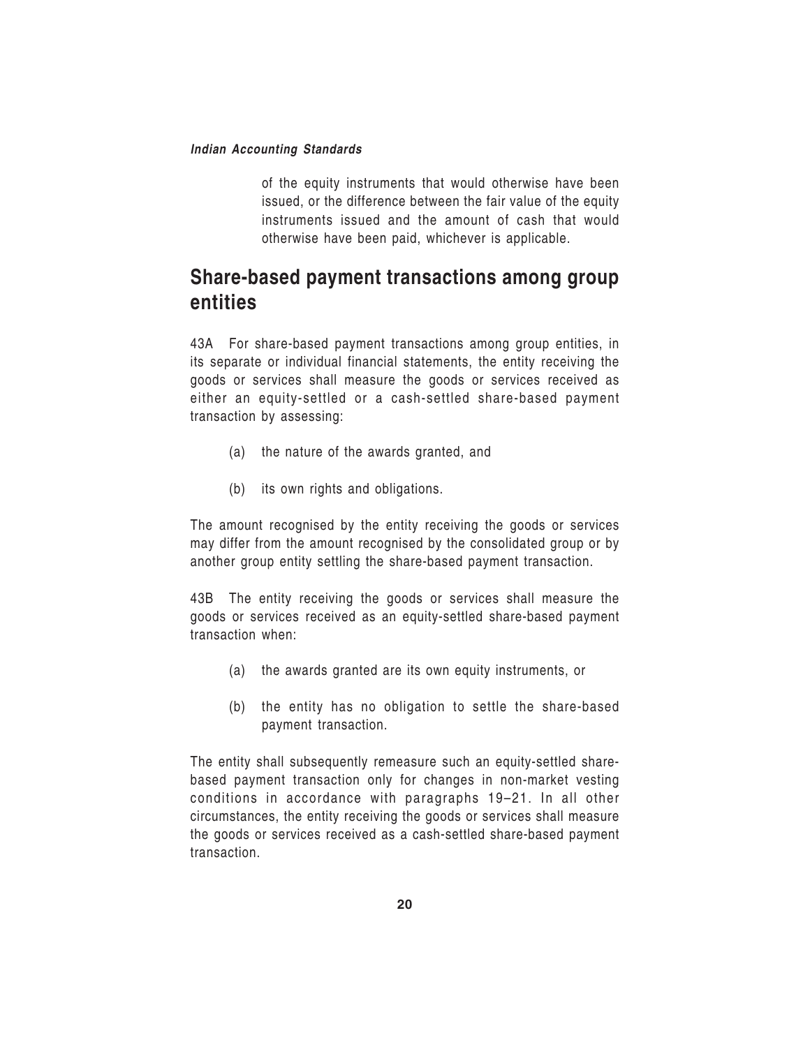of the equity instruments that would otherwise have been issued, or the difference between the fair value of the equity instruments issued and the amount of cash that would otherwise have been paid, whichever is applicable.

## Share-based payment transactions among group entities

43A For share-based payment transactions among group entities, in its separate or individual financial statements, the entity receiving the goods or services shall measure the goods or services received as either an equity-settled or a cash-settled share-based payment transaction by assessing:

(a) the nature of the awards granted, and

(b) its own rights and obligations.

The amount recognised by the entity receiving the goods or services may differ from the amount recognised by the consolidated group or by another group entity settling the share-based payment transaction.

43B The entity receiving the goods or services shall measure the goods or services received as an equity-settled share-based payment transaction when:

(a) the awards granted are its own equity instruments, or

(b) the entity has no obligation to settle the share-based payment transaction.

The entity shall subsequently remeasure such an equity-settled share-based payment transaction only for changes in non-market vesting conditions in accordance with paragraphs 19–21. In all other circumstances, the entity receiving the goods or services shall measure the goods or services received as a cash-settled share-based payment transaction.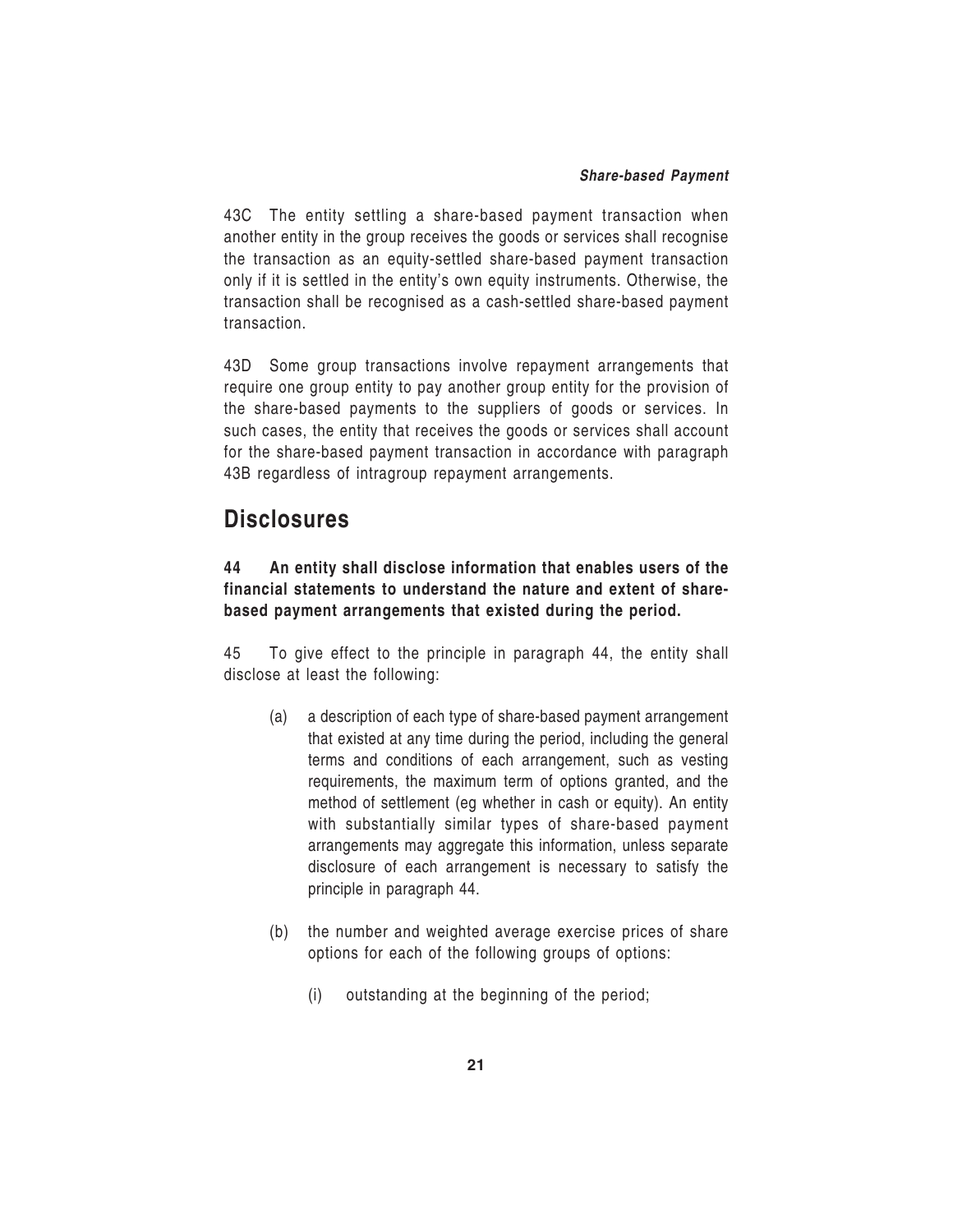43C The entity settling a share-based payment transaction when another entity in the group receives the goods or services shall recognise the transaction as an equity-settled share-based payment transaction only if it is settled in the entity's own equity instruments. Otherwise, the transaction shall be recognised as a cash-settled share-based payment transaction.

43D Some group transactions involve repayment arrangements that require one group entity to pay another group entity for the provision of the share-based payments to the suppliers of goods or services. In such cases, the entity that receives the goods or services shall account for the share-based payment transaction in accordance with paragraph 43B regardless of intragroup repayment arrangements.

## Disclosures

**44 An entity shall disclose information that enables users of the financial statements to understand the nature and extent of share-based payment arrangements that existed during the period.**

45 To give effect to the principle in paragraph 44, the entity shall disclose at least the following:

(a) a description of each type of share-based payment arrangement that existed at any time during the period, including the general terms and conditions of each arrangement, such as vesting requirements, the maximum term of options granted, and the method of settlement (eg whether in cash or equity). An entity with substantially similar types of share-based payment arrangements may aggregate this information, unless separate disclosure of each arrangement is necessary to satisfy the principle in paragraph 44.

(b) the number and weighted average exercise prices of share options for each of the following groups of options:

  (i) outstanding at the beginning of the period;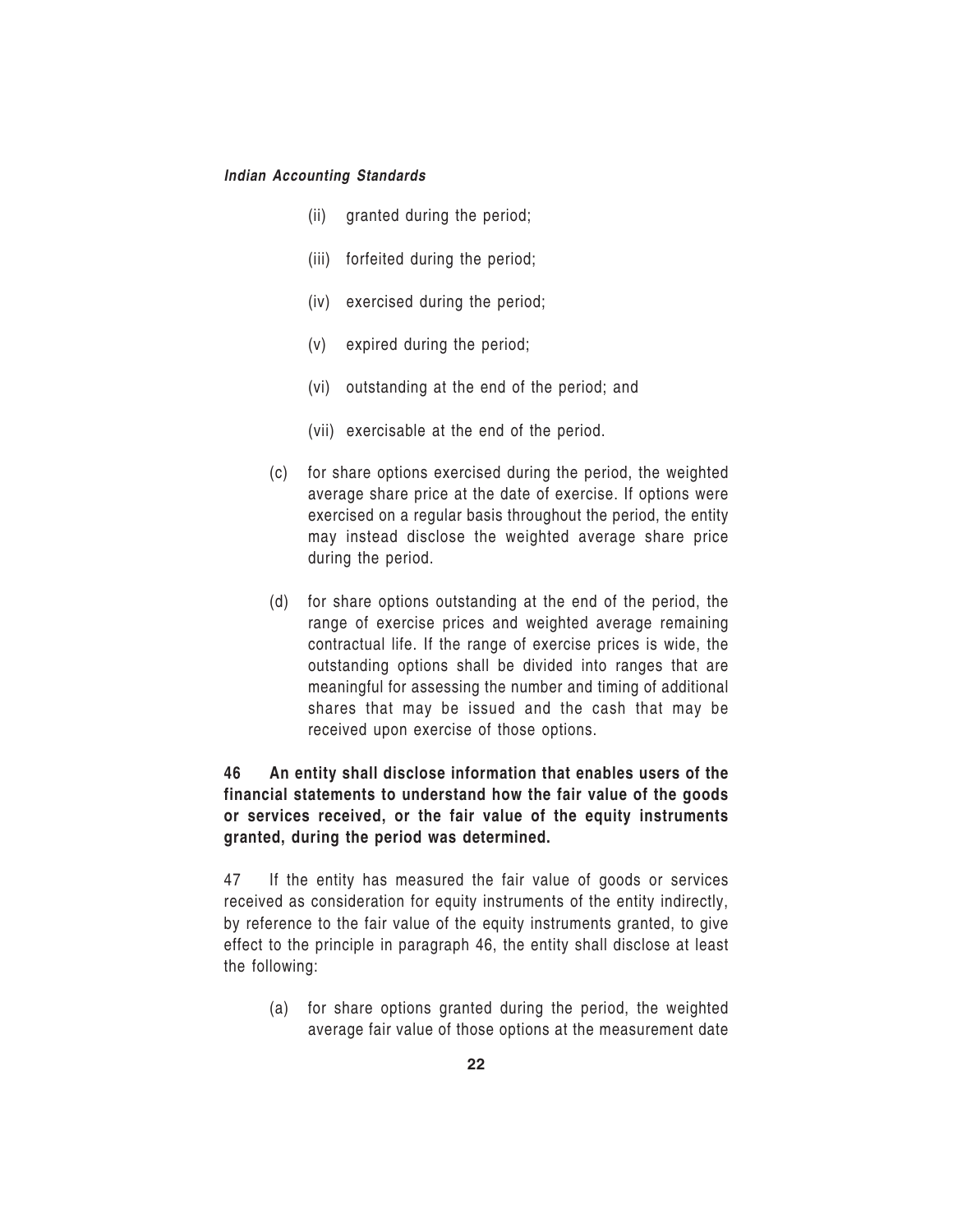(ii) granted during the period;

(iii) forfeited during the period;

(iv) exercised during the period;

(v) expired during the period;

(vi) outstanding at the end of the period; and

(vii) exercisable at the end of the period.

(c) for share options exercised during the period, the weighted average share price at the date of exercise. If options were exercised on a regular basis throughout the period, the entity may instead disclose the weighted average share price during the period.

(d) for share options outstanding at the end of the period, the range of exercise prices and weighted average remaining contractual life. If the range of exercise prices is wide, the outstanding options shall be divided into ranges that are meaningful for assessing the number and timing of additional shares that may be issued and the cash that may be received upon exercise of those options.

**46 An entity shall disclose information that enables users of the financial statements to understand how the fair value of the goods or services received, or the fair value of the equity instruments granted, during the period was determined.**

47 If the entity has measured the fair value of goods or services received as consideration for equity instruments of the entity indirectly, by reference to the fair value of the equity instruments granted, to give effect to the principle in paragraph 46, the entity shall disclose at least the following:

(a) for share options granted during the period, the weighted average fair value of those options at the measurement date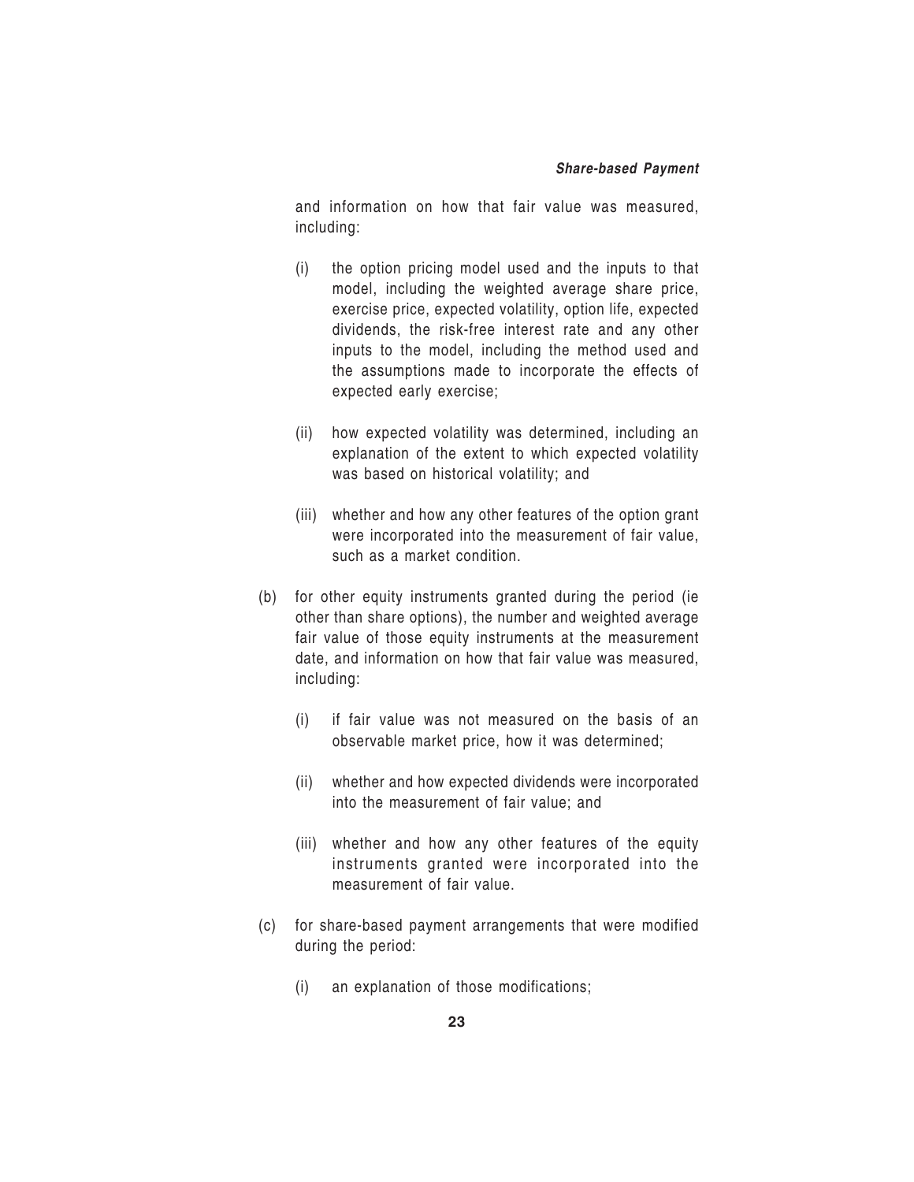and information on how that fair value was measured, including:

(i) the option pricing model used and the inputs to that model, including the weighted average share price, exercise price, expected volatility, option life, expected dividends, the risk-free interest rate and any other inputs to the model, including the method used and the assumptions made to incorporate the effects of expected early exercise;

(ii) how expected volatility was determined, including an explanation of the extent to which expected volatility was based on historical volatility; and

(iii) whether and how any other features of the option grant were incorporated into the measurement of fair value, such as a market condition.

(b) for other equity instruments granted during the period (ie other than share options), the number and weighted average fair value of those equity instruments at the measurement date, and information on how that fair value was measured, including:

(i) if fair value was not measured on the basis of an observable market price, how it was determined;

(ii) whether and how expected dividends were incorporated into the measurement of fair value; and

(iii) whether and how any other features of the equity instruments granted were incorporated into the measurement of fair value.

(c) for share-based payment arrangements that were modified during the period:

(i) an explanation of those modifications;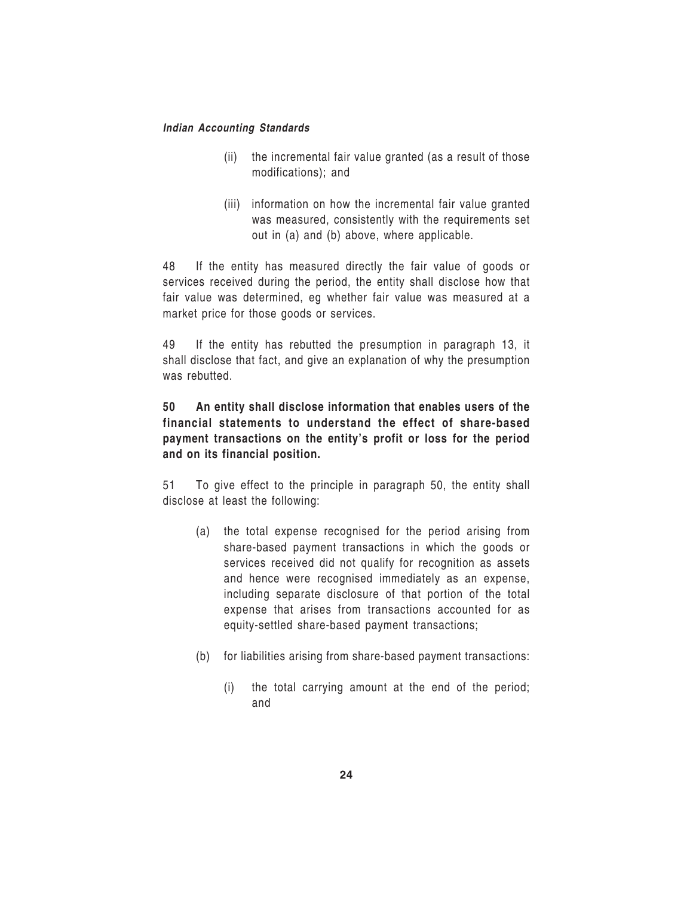(ii) the incremental fair value granted (as a result of those modifications); and

(iii) information on how the incremental fair value granted was measured, consistently with the requirements set out in (a) and (b) above, where applicable.

48 If the entity has measured directly the fair value of goods or services received during the period, the entity shall disclose how that fair value was determined, eg whether fair value was measured at a market price for those goods or services.

49 If the entity has rebutted the presumption in paragraph 13, it shall disclose that fact, and give an explanation of why the presumption was rebutted.

**50 An entity shall disclose information that enables users of the financial statements to understand the effect of share-based payment transactions on the entity's profit or loss for the period and on its financial position.**

51 To give effect to the principle in paragraph 50, the entity shall disclose at least the following:

(a) the total expense recognised for the period arising from share-based payment transactions in which the goods or services received did not qualify for recognition as assets and hence were recognised immediately as an expense, including separate disclosure of that portion of the total expense that arises from transactions accounted for as equity-settled share-based payment transactions;

(b) for liabilities arising from share-based payment transactions:

   (i) the total carrying amount at the end of the period; and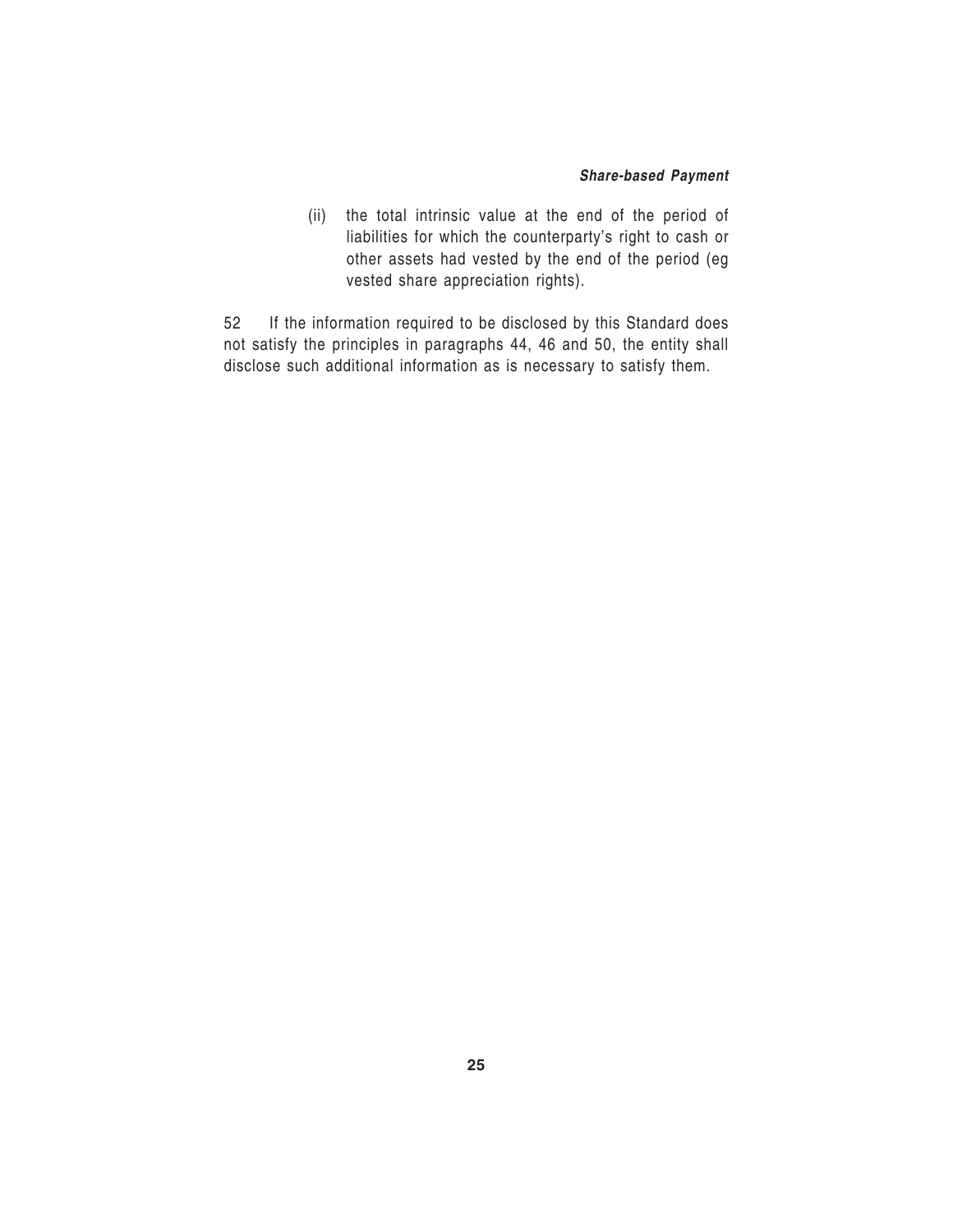(ii) the total intrinsic value at the end of the period of liabilities for which the counterparty's right to cash or other assets had vested by the end of the period (eg vested share appreciation rights).

52 If the information required to be disclosed by this Standard does not satisfy the principles in paragraphs 44, 46 and 50, the entity shall disclose such additional information as is necessary to satisfy them.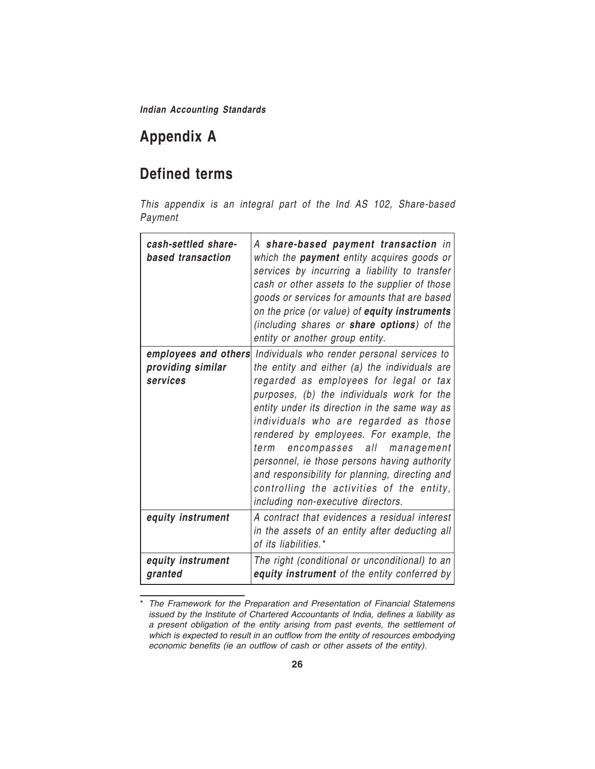## Appendix A

## Defined terms

*This appendix is an integral part of the Ind AS 102, Share-based Payment*

| | |
|---|---|
| ***cash-settled share-based transaction*** | *A **share-based payment transaction** in which the **payment** entity acquires goods or services by incurring a liability to transfer cash or other assets to the supplier of those goods or services for amounts that are based on the price (or value) of **equity instruments** (including shares or **share options**) of the entity or another group entity.* |
| ***employees and others providing similar services*** | *Individuals who render personal services to the entity and either (a) the individuals are regarded as employees for legal or tax purposes, (b) the individuals work for the entity under its direction in the same way as individuals who are regarded as those rendered by employees. For example, the term encompasses all management personnel, ie those persons having authority and responsibility for planning, directing and controlling the activities of the entity, including non-executive directors.* |
| ***equity instrument*** | *A contract that evidences a residual interest in the assets of an entity after deducting all of its liabilities.** |
| ***equity instrument granted*** | *The right (conditional or unconditional) to an **equity instrument** of the entity conferred by* |

\* *The Framework for the Preparation and Presentation of Financial Statemens issued by the Institute of Chartered Accountants of India, defines a liability as a present obligation of the entity arising from past events, the settlement of which is expected to result in an outflow from the entity of resources embodying economic benefits (ie an outflow of cash or other assets of the entity).*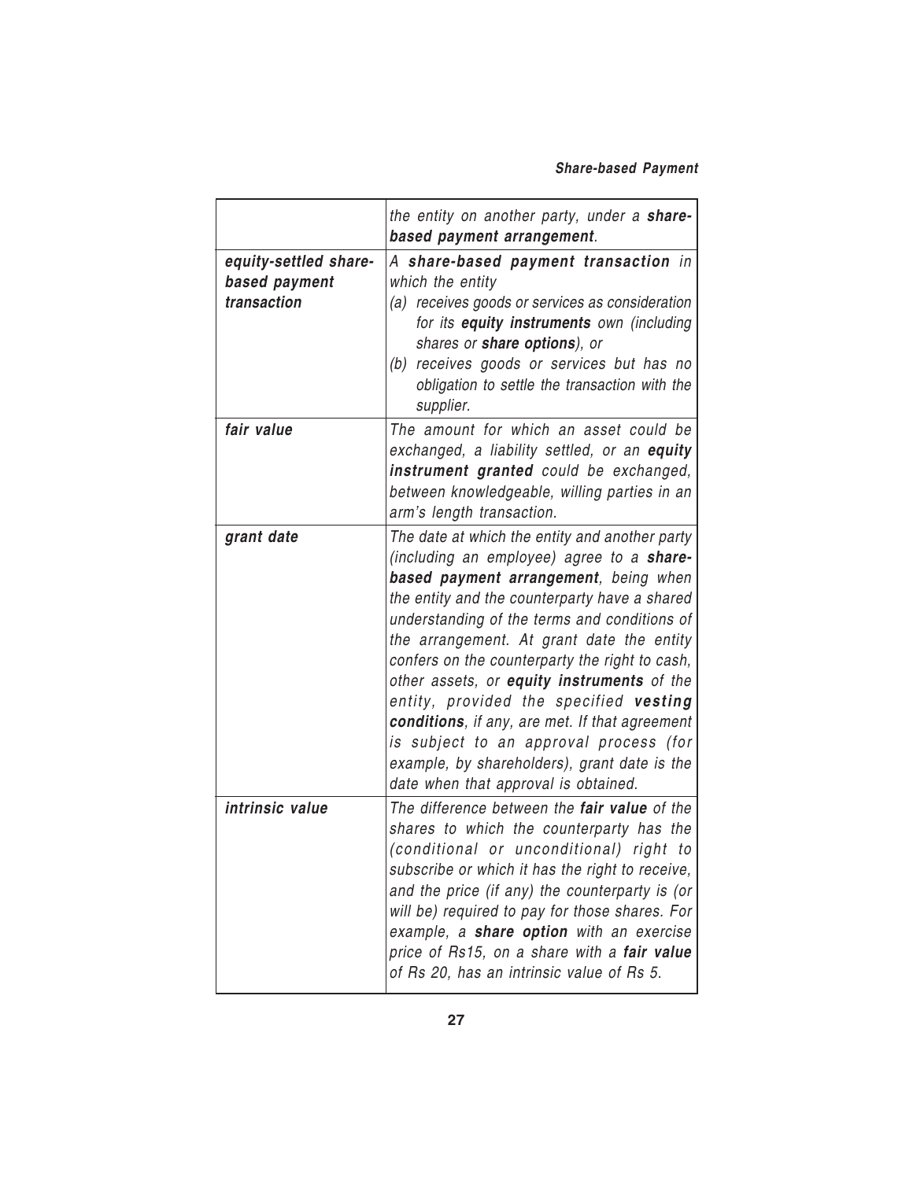|  |  |
|---|---|
| | *the entity on another party, under a **share-based payment arrangement**.* |
| ***equity-settled share-based payment transaction*** | *A **share-based payment transaction** in which the entity*<br>*(a) receives goods or services as consideration for its **equity instruments** own (including shares or **share options**), or*<br>*(b) receives goods or services but has no obligation to settle the transaction with the supplier.* |
| ***fair value*** | *The amount for which an asset could be exchanged, a liability settled, or an **equity instrument granted** could be exchanged, between knowledgeable, willing parties in an arm's length transaction.* |
| ***grant date*** | *The date at which the entity and another party (including an employee) agree to a **share-based payment arrangement**, being when the entity and the counterparty have a shared understanding of the terms and conditions of the arrangement. At grant date the entity confers on the counterparty the right to cash, other assets, or **equity instruments** of the entity, provided the specified **vesting conditions**, if any, are met. If that agreement is subject to an approval process (for example, by shareholders), grant date is the date when that approval is obtained.* |
| ***intrinsic value*** | *The difference between the **fair value** of the shares to which the counterparty has the (conditional or unconditional) right to subscribe or which it has the right to receive, and the price (if any) the counterparty is (or will be) required to pay for those shares. For example, a **share option** with an exercise price of Rs15, on a share with a **fair value** of Rs 20, has an intrinsic value of Rs 5.* |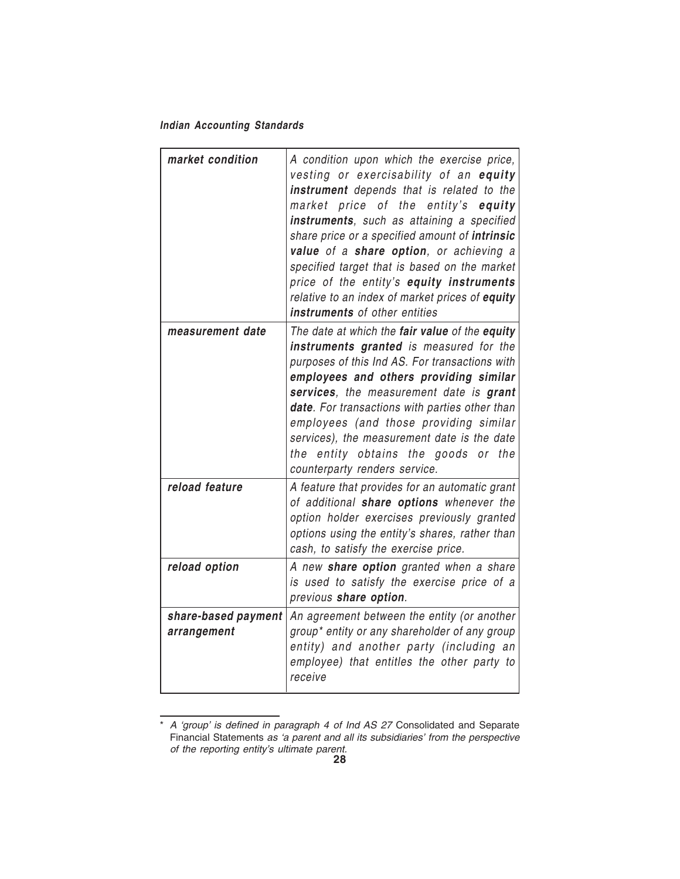| | |
|---|---|
| ***market condition*** | *A condition upon which the exercise price, vesting or exercisability of an **equity instrument** depends that is related to the market price of the entity's **equity instruments**, such as attaining a specified share price or a specified amount of **intrinsic value** of a **share option**, or achieving a specified target that is based on the market price of the entity's **equity instruments** relative to an index of market prices of **equity instruments** of other entities* |
| ***measurement date*** | *The date at which the **fair value** of the **equity instruments granted** is measured for the purposes of this Ind AS. For transactions with **employees and others providing similar services**, the measurement date is **grant date**. For transactions with parties other than employees (and those providing similar services), the measurement date is the date the entity obtains the goods or the counterparty renders service.* |
| ***reload feature*** | *A feature that provides for an automatic grant of additional **share options** whenever the option holder exercises previously granted options using the entity's shares, rather than cash, to satisfy the exercise price.* |
| ***reload option*** | *A new **share option** granted when a share is used to satisfy the exercise price of a previous **share option**.* |
| ***share-based payment arrangement*** | *An agreement between the entity (or another group\* entity or any shareholder of any group entity) and another party (including an employee) that entitles the other party to receive* |

\* *A 'group' is defined in paragraph 4 of Ind AS 27* Consolidated and Separate Financial Statements *as 'a parent and all its subsidiaries' from the perspective of the reporting entity's ultimate parent.*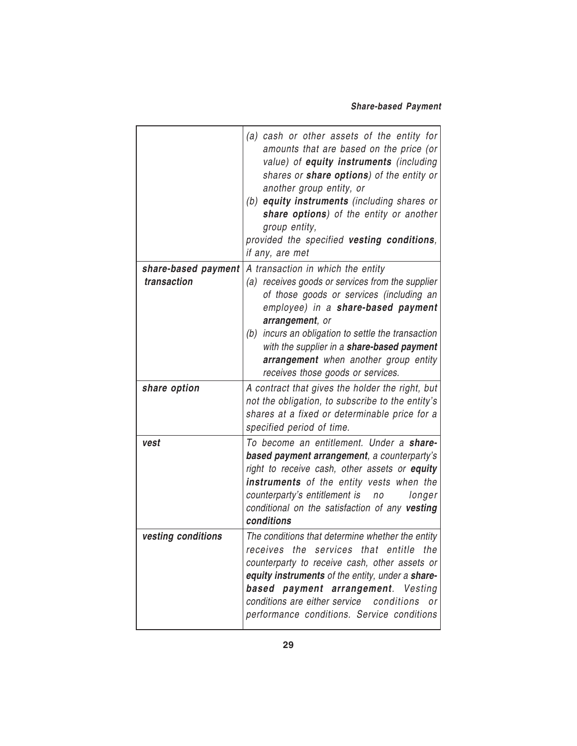| | |
|---|---|
| | *(a) cash or other assets of the entity for amounts that are based on the price (or value) of* ***equity instruments*** *(including shares or* ***share options****) of the entity or another group entity, or*<br>*(b)* ***equity instruments*** *(including shares or* ***share options****) of the entity or another group entity,*<br>*provided the specified* ***vesting conditions****, if any, are met* |
| ***share-based payment transaction*** | *A transaction in which the entity*<br>*(a) receives goods or services from the supplier of those goods or services (including an employee) in a* ***share-based payment arrangement****, or*<br>*(b) incurs an obligation to settle the transaction with the supplier in a* ***share-based payment arrangement*** *when another group entity receives those goods or services.* |
| ***share option*** | *A contract that gives the holder the right, but not the obligation, to subscribe to the entity's shares at a fixed or determinable price for a specified period of time.* |
| ***vest*** | *To become an entitlement. Under a* ***share-based payment arrangement****, a counterparty's right to receive cash, other assets or* ***equity instruments*** *of the entity vests when the counterparty's entitlement is no longer conditional on the satisfaction of any* ***vesting conditions*** |
| ***vesting conditions*** | *The conditions that determine whether the entity receives the services that entitle the counterparty to receive cash, other assets or* ***equity instruments*** *of the entity, under a* ***share-based payment arrangement****. Vesting conditions are either service conditions or performance conditions. Service conditions* |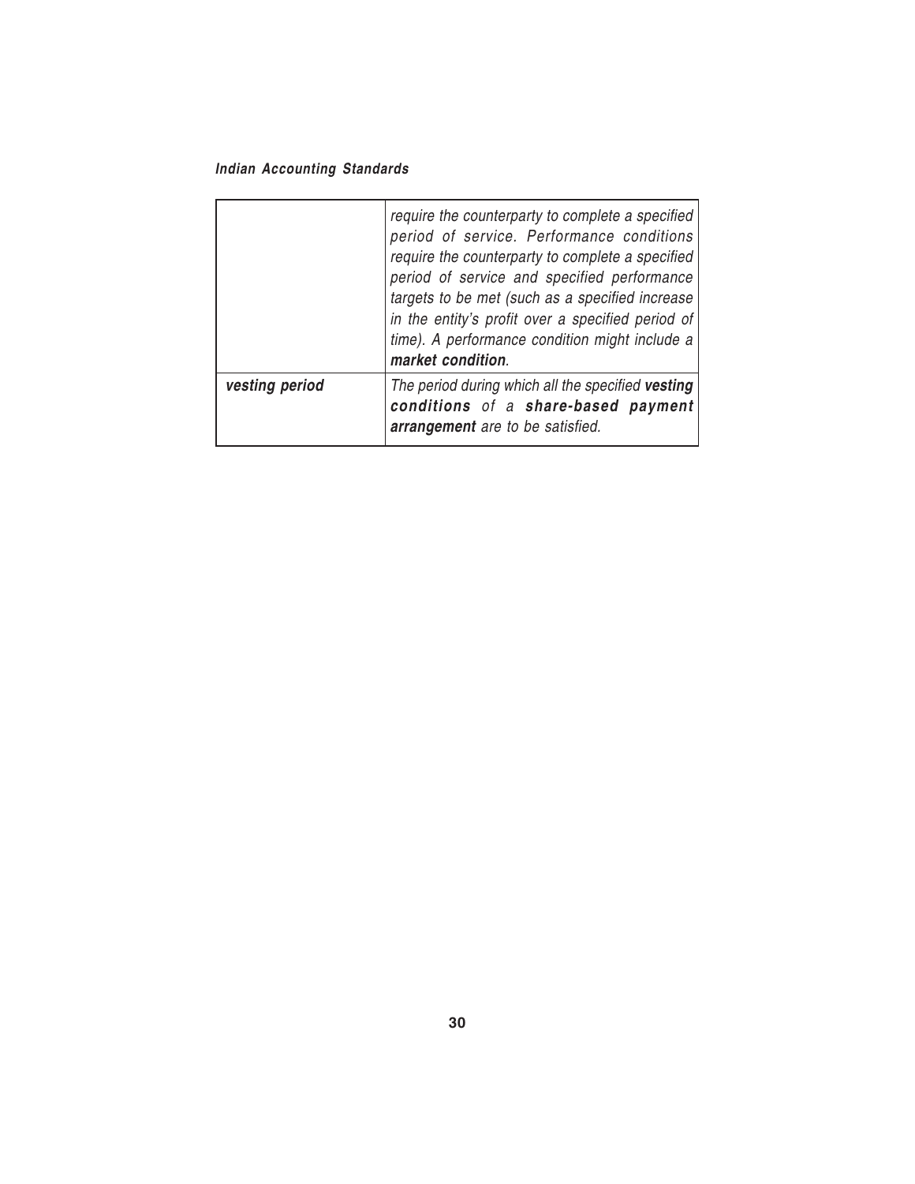| | |
|---|---|
| | *require the counterparty to complete a specified period of service. Performance conditions require the counterparty to complete a specified period of service and specified performance targets to be met (such as a specified increase in the entity's profit over a specified period of time). A performance condition might include a* ***market condition****.* |
| ***vesting period*** | *The period during which all the specified* ***vesting conditions*** *of a* ***share-based payment arrangement*** *are to be satisfied.* |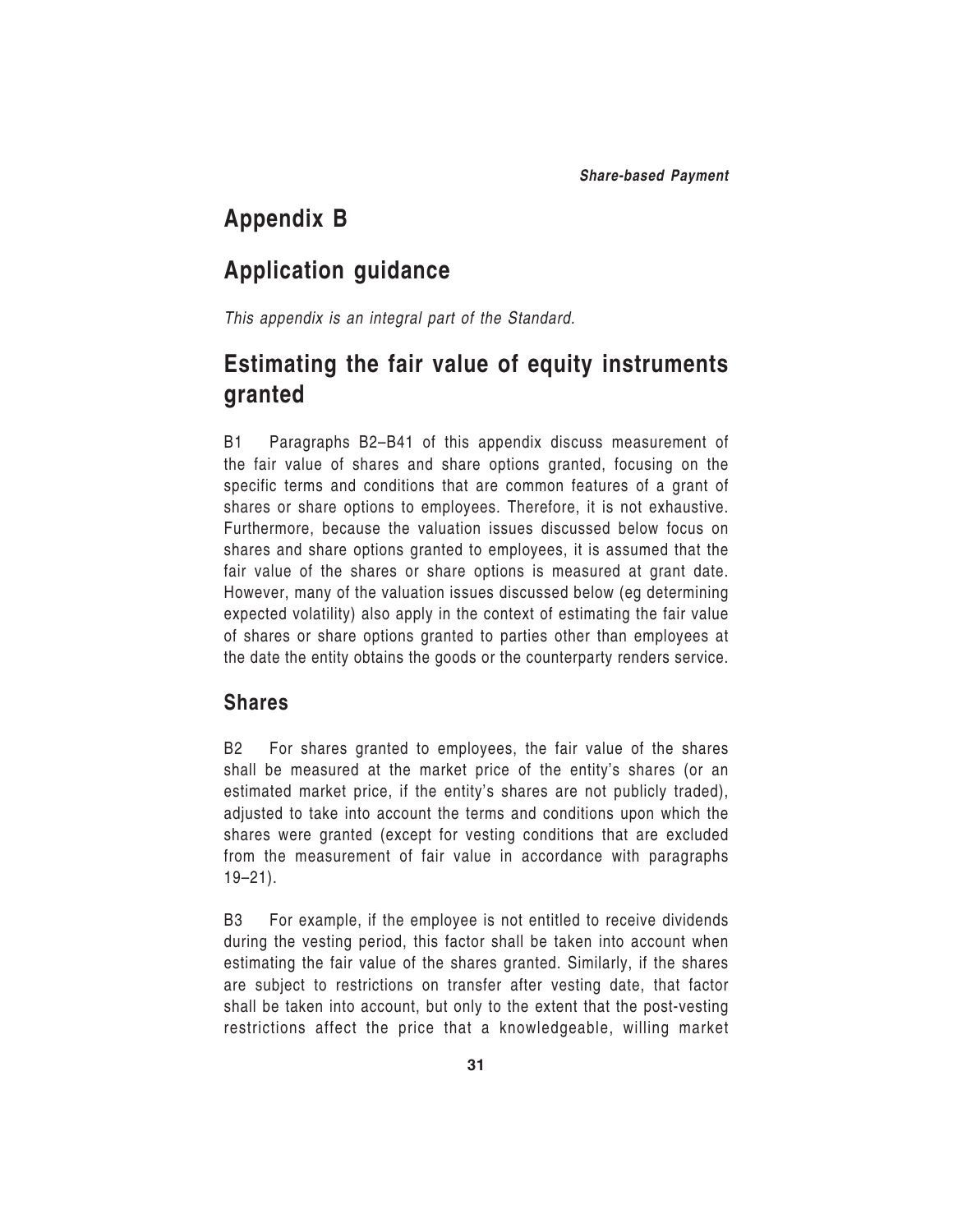# Appendix B

## Application guidance

*This appendix is an integral part of the Standard.*

## Estimating the fair value of equity instruments granted

B1 Paragraphs B2–B41 of this appendix discuss measurement of the fair value of shares and share options granted, focusing on the specific terms and conditions that are common features of a grant of shares or share options to employees. Therefore, it is not exhaustive. Furthermore, because the valuation issues discussed below focus on shares and share options granted to employees, it is assumed that the fair value of the shares or share options is measured at grant date. However, many of the valuation issues discussed below (eg determining expected volatility) also apply in the context of estimating the fair value of shares or share options granted to parties other than employees at the date the entity obtains the goods or the counterparty renders service.

### Shares

B2 For shares granted to employees, the fair value of the shares shall be measured at the market price of the entity's shares (or an estimated market price, if the entity's shares are not publicly traded), adjusted to take into account the terms and conditions upon which the shares were granted (except for vesting conditions that are excluded from the measurement of fair value in accordance with paragraphs 19–21).

B3 For example, if the employee is not entitled to receive dividends during the vesting period, this factor shall be taken into account when estimating the fair value of the shares granted. Similarly, if the shares are subject to restrictions on transfer after vesting date, that factor shall be taken into account, but only to the extent that the post-vesting restrictions affect the price that a knowledgeable, willing market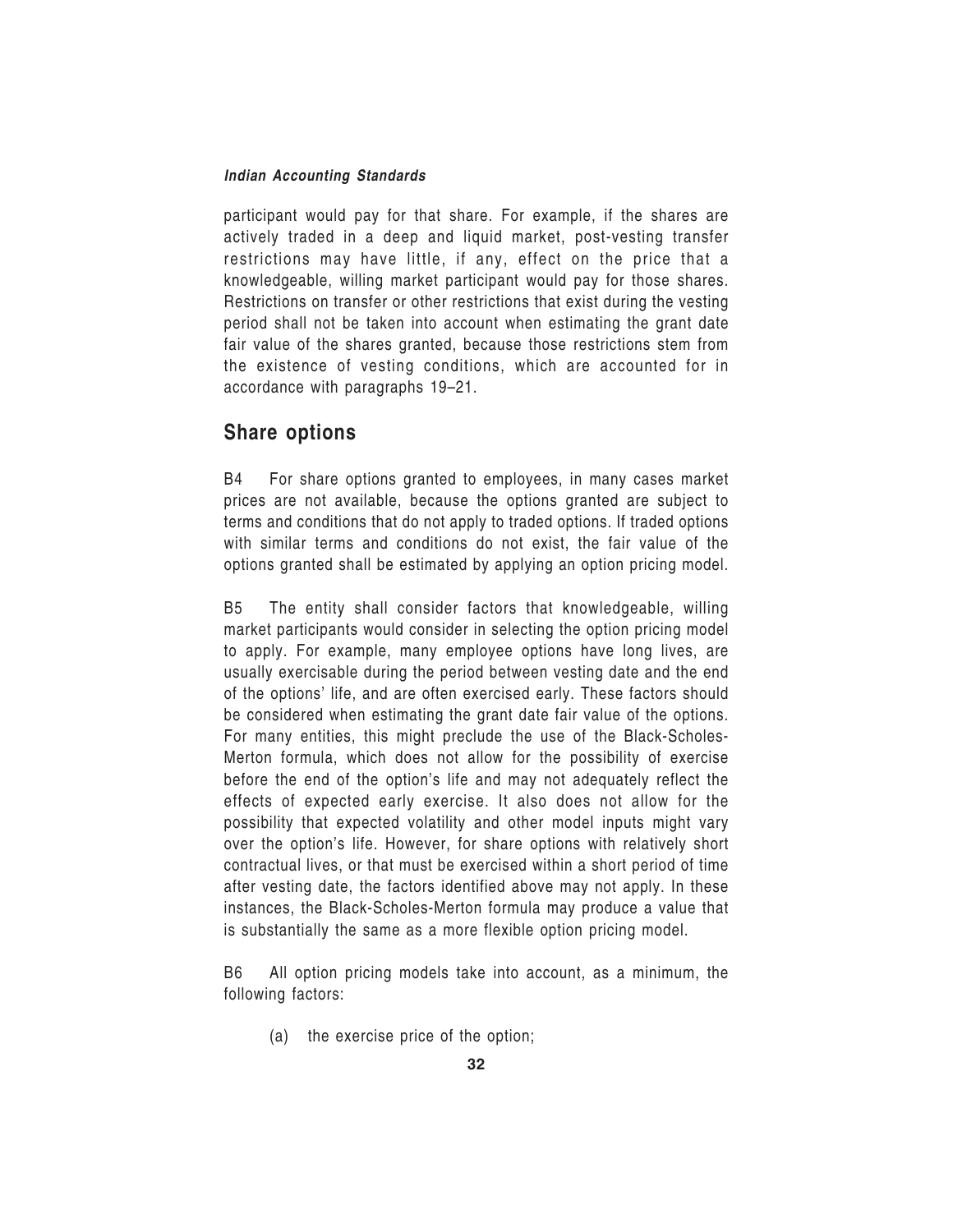participant would pay for that share. For example, if the shares are actively traded in a deep and liquid market, post-vesting transfer restrictions may have little, if any, effect on the price that a knowledgeable, willing market participant would pay for those shares. Restrictions on transfer or other restrictions that exist during the vesting period shall not be taken into account when estimating the grant date fair value of the shares granted, because those restrictions stem from the existence of vesting conditions, which are accounted for in accordance with paragraphs 19–21.

## Share options

B4 For share options granted to employees, in many cases market prices are not available, because the options granted are subject to terms and conditions that do not apply to traded options. If traded options with similar terms and conditions do not exist, the fair value of the options granted shall be estimated by applying an option pricing model.

B5 The entity shall consider factors that knowledgeable, willing market participants would consider in selecting the option pricing model to apply. For example, many employee options have long lives, are usually exercisable during the period between vesting date and the end of the options' life, and are often exercised early. These factors should be considered when estimating the grant date fair value of the options. For many entities, this might preclude the use of the Black-Scholes-Merton formula, which does not allow for the possibility of exercise before the end of the option's life and may not adequately reflect the effects of expected early exercise. It also does not allow for the possibility that expected volatility and other model inputs might vary over the option's life. However, for share options with relatively short contractual lives, or that must be exercised within a short period of time after vesting date, the factors identified above may not apply. In these instances, the Black-Scholes-Merton formula may produce a value that is substantially the same as a more flexible option pricing model.

B6 All option pricing models take into account, as a minimum, the following factors:

(a) the exercise price of the option;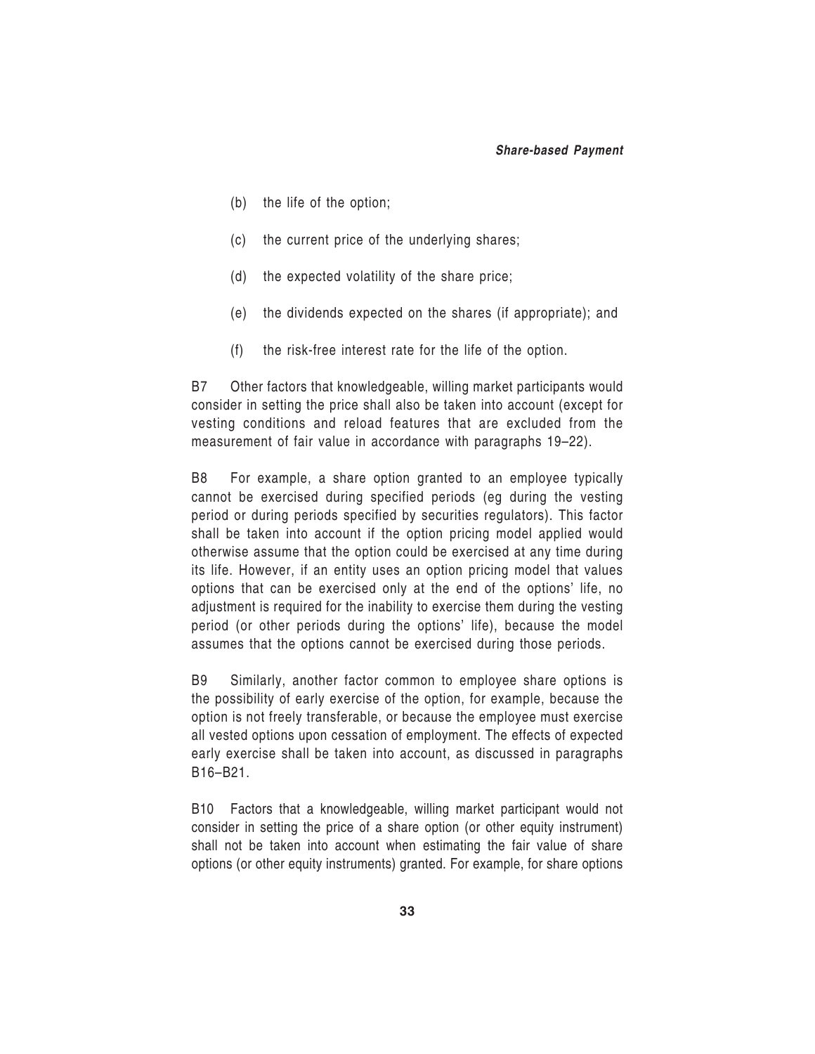(b) the life of the option;

(c) the current price of the underlying shares;

(d) the expected volatility of the share price;

(e) the dividends expected on the shares (if appropriate); and

(f) the risk-free interest rate for the life of the option.

B7 Other factors that knowledgeable, willing market participants would consider in setting the price shall also be taken into account (except for vesting conditions and reload features that are excluded from the measurement of fair value in accordance with paragraphs 19–22).

B8 For example, a share option granted to an employee typically cannot be exercised during specified periods (eg during the vesting period or during periods specified by securities regulators). This factor shall be taken into account if the option pricing model applied would otherwise assume that the option could be exercised at any time during its life. However, if an entity uses an option pricing model that values options that can be exercised only at the end of the options' life, no adjustment is required for the inability to exercise them during the vesting period (or other periods during the options' life), because the model assumes that the options cannot be exercised during those periods.

B9 Similarly, another factor common to employee share options is the possibility of early exercise of the option, for example, because the option is not freely transferable, or because the employee must exercise all vested options upon cessation of employment. The effects of expected early exercise shall be taken into account, as discussed in paragraphs B16–B21.

B10 Factors that a knowledgeable, willing market participant would not consider in setting the price of a share option (or other equity instrument) shall not be taken into account when estimating the fair value of share options (or other equity instruments) granted. For example, for share options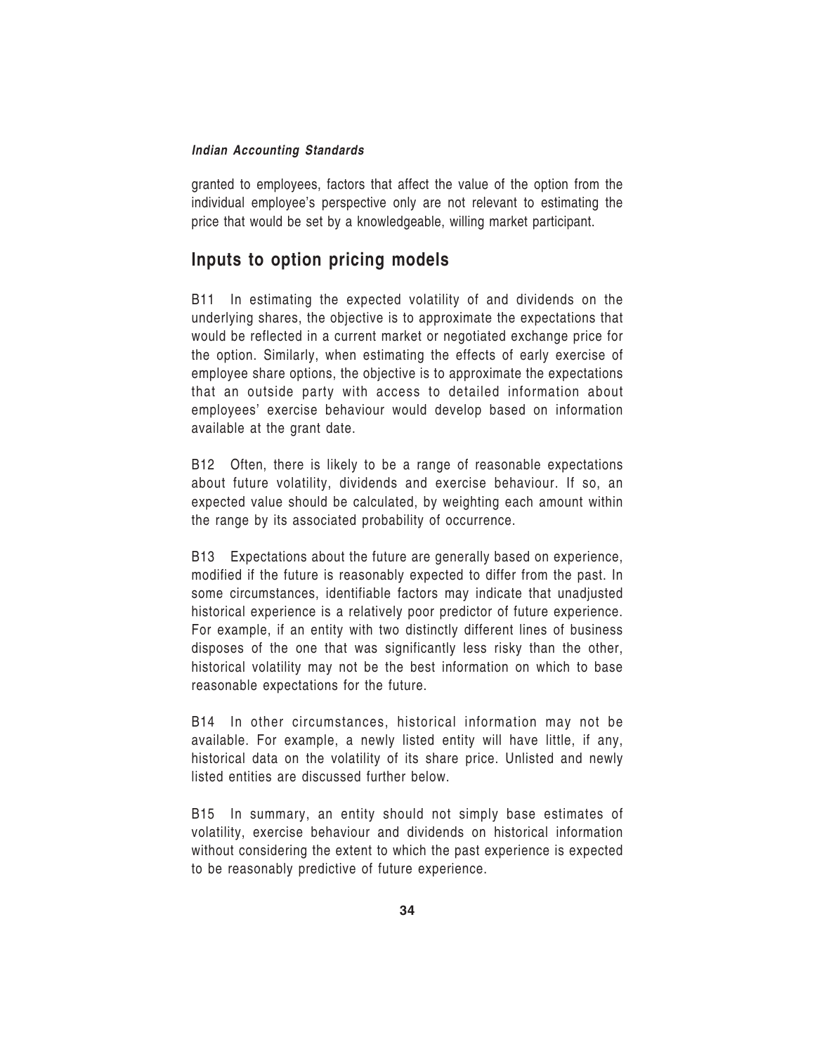granted to employees, factors that affect the value of the option from the individual employee's perspective only are not relevant to estimating the price that would be set by a knowledgeable, willing market participant.

## Inputs to option pricing models

B11 In estimating the expected volatility of and dividends on the underlying shares, the objective is to approximate the expectations that would be reflected in a current market or negotiated exchange price for the option. Similarly, when estimating the effects of early exercise of employee share options, the objective is to approximate the expectations that an outside party with access to detailed information about employees' exercise behaviour would develop based on information available at the grant date.

B12 Often, there is likely to be a range of reasonable expectations about future volatility, dividends and exercise behaviour. If so, an expected value should be calculated, by weighting each amount within the range by its associated probability of occurrence.

B13 Expectations about the future are generally based on experience, modified if the future is reasonably expected to differ from the past. In some circumstances, identifiable factors may indicate that unadjusted historical experience is a relatively poor predictor of future experience. For example, if an entity with two distinctly different lines of business disposes of the one that was significantly less risky than the other, historical volatility may not be the best information on which to base reasonable expectations for the future.

B14 In other circumstances, historical information may not be available. For example, a newly listed entity will have little, if any, historical data on the volatility of its share price. Unlisted and newly listed entities are discussed further below.

B15 In summary, an entity should not simply base estimates of volatility, exercise behaviour and dividends on historical information without considering the extent to which the past experience is expected to be reasonably predictive of future experience.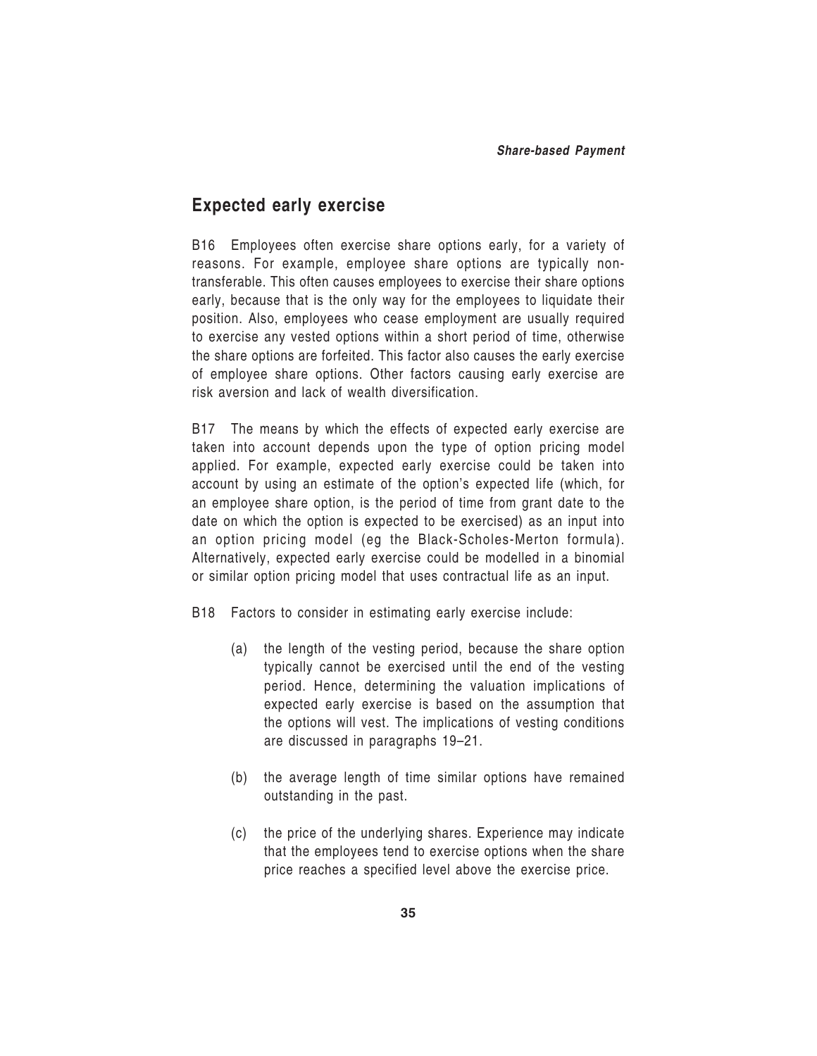## Expected early exercise

B16 Employees often exercise share options early, for a variety of reasons. For example, employee share options are typically non-transferable. This often causes employees to exercise their share options early, because that is the only way for the employees to liquidate their position. Also, employees who cease employment are usually required to exercise any vested options within a short period of time, otherwise the share options are forfeited. This factor also causes the early exercise of employee share options. Other factors causing early exercise are risk aversion and lack of wealth diversification.

B17 The means by which the effects of expected early exercise are taken into account depends upon the type of option pricing model applied. For example, expected early exercise could be taken into account by using an estimate of the option's expected life (which, for an employee share option, is the period of time from grant date to the date on which the option is expected to be exercised) as an input into an option pricing model (eg the Black-Scholes-Merton formula). Alternatively, expected early exercise could be modelled in a binomial or similar option pricing model that uses contractual life as an input.

B18 Factors to consider in estimating early exercise include:

(a) the length of the vesting period, because the share option typically cannot be exercised until the end of the vesting period. Hence, determining the valuation implications of expected early exercise is based on the assumption that the options will vest. The implications of vesting conditions are discussed in paragraphs 19–21.

(b) the average length of time similar options have remained outstanding in the past.

(c) the price of the underlying shares. Experience may indicate that the employees tend to exercise options when the share price reaches a specified level above the exercise price.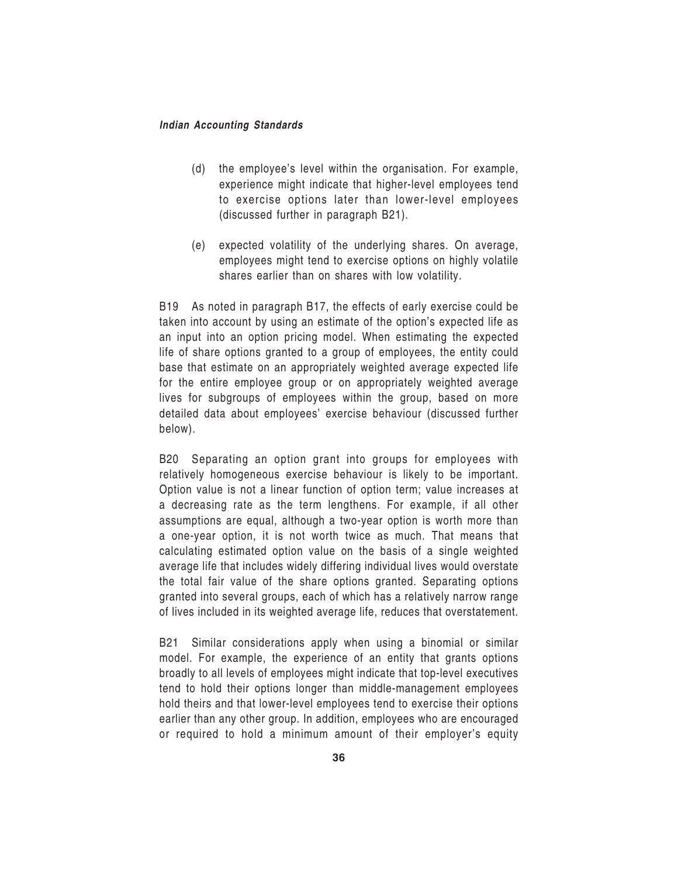(d) the employee's level within the organisation. For example, experience might indicate that higher-level employees tend to exercise options later than lower-level employees (discussed further in paragraph B21).

(e) expected volatility of the underlying shares. On average, employees might tend to exercise options on highly volatile shares earlier than on shares with low volatility.

B19 As noted in paragraph B17, the effects of early exercise could be taken into account by using an estimate of the option's expected life as an input into an option pricing model. When estimating the expected life of share options granted to a group of employees, the entity could base that estimate on an appropriately weighted average expected life for the entire employee group or on appropriately weighted average lives for subgroups of employees within the group, based on more detailed data about employees' exercise behaviour (discussed further below).

B20 Separating an option grant into groups for employees with relatively homogeneous exercise behaviour is likely to be important. Option value is not a linear function of option term; value increases at a decreasing rate as the term lengthens. For example, if all other assumptions are equal, although a two-year option is worth more than a one-year option, it is not worth twice as much. That means that calculating estimated option value on the basis of a single weighted average life that includes widely differing individual lives would overstate the total fair value of the share options granted. Separating options granted into several groups, each of which has a relatively narrow range of lives included in its weighted average life, reduces that overstatement.

B21 Similar considerations apply when using a binomial or similar model. For example, the experience of an entity that grants options broadly to all levels of employees might indicate that top-level executives tend to hold their options longer than middle-management employees hold theirs and that lower-level employees tend to exercise their options earlier than any other group. In addition, employees who are encouraged or required to hold a minimum amount of their employer's equity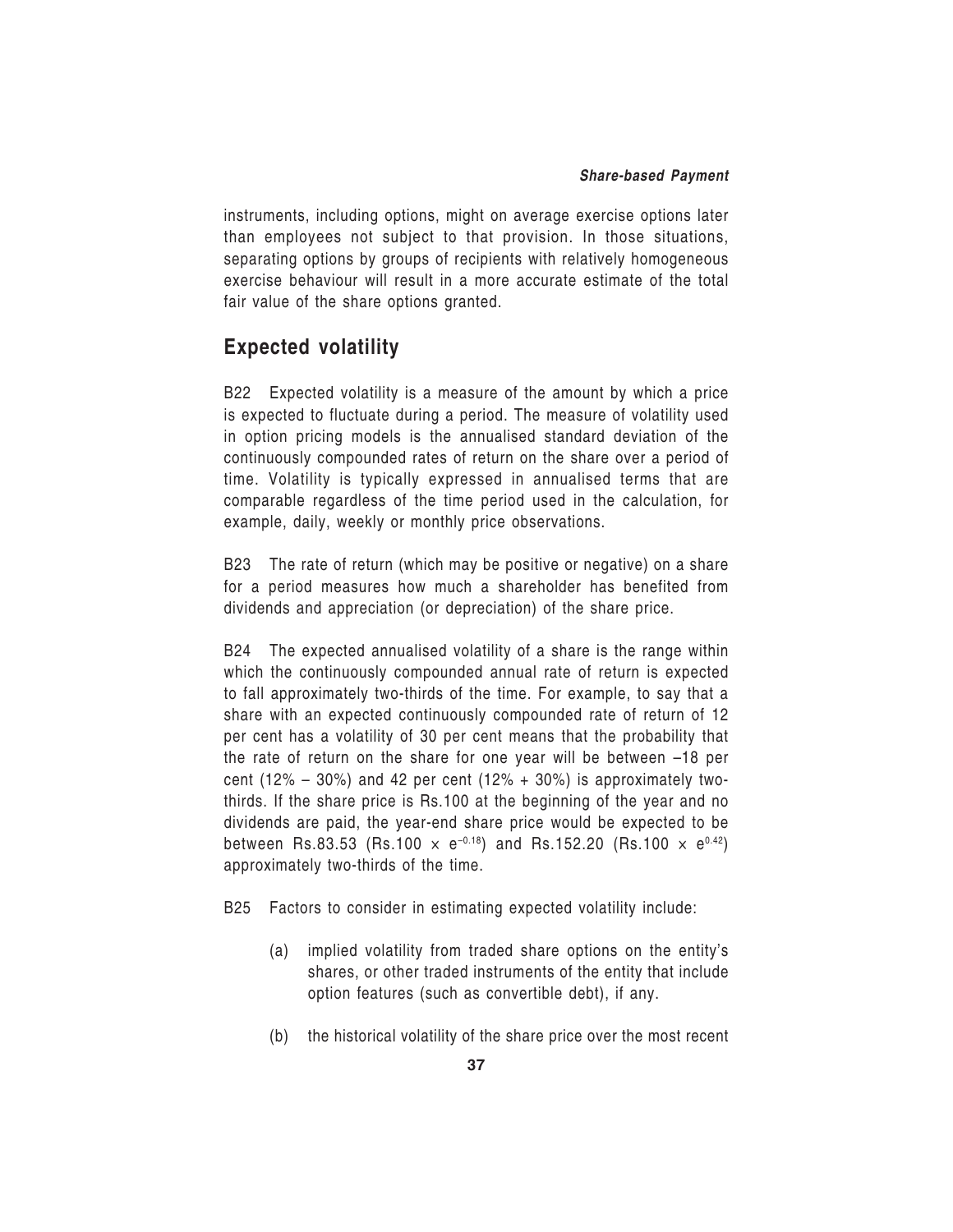instruments, including options, might on average exercise options later than employees not subject to that provision. In those situations, separating options by groups of recipients with relatively homogeneous exercise behaviour will result in a more accurate estimate of the total fair value of the share options granted.

## Expected volatility

B22 Expected volatility is a measure of the amount by which a price is expected to fluctuate during a period. The measure of volatility used in option pricing models is the annualised standard deviation of the continuously compounded rates of return on the share over a period of time. Volatility is typically expressed in annualised terms that are comparable regardless of the time period used in the calculation, for example, daily, weekly or monthly price observations.

B23 The rate of return (which may be positive or negative) on a share for a period measures how much a shareholder has benefited from dividends and appreciation (or depreciation) of the share price.

B24 The expected annualised volatility of a share is the range within which the continuously compounded annual rate of return is expected to fall approximately two-thirds of the time. For example, to say that a share with an expected continuously compounded rate of return of 12 per cent has a volatility of 30 per cent means that the probability that the rate of return on the share for one year will be between –18 per cent (12% – 30%) and 42 per cent (12% + 30%) is approximately two-thirds. If the share price is Rs.100 at the beginning of the year and no dividends are paid, the year-end share price would be expected to be between Rs.83.53 (Rs.100 $\times$ $e^{-0.18}$) and Rs.152.20 (Rs.100 $\times$ $e^{0.42}$) approximately two-thirds of the time.

B25 Factors to consider in estimating expected volatility include:

(a) implied volatility from traded share options on the entity's shares, or other traded instruments of the entity that include option features (such as convertible debt), if any.

(b) the historical volatility of the share price over the most recent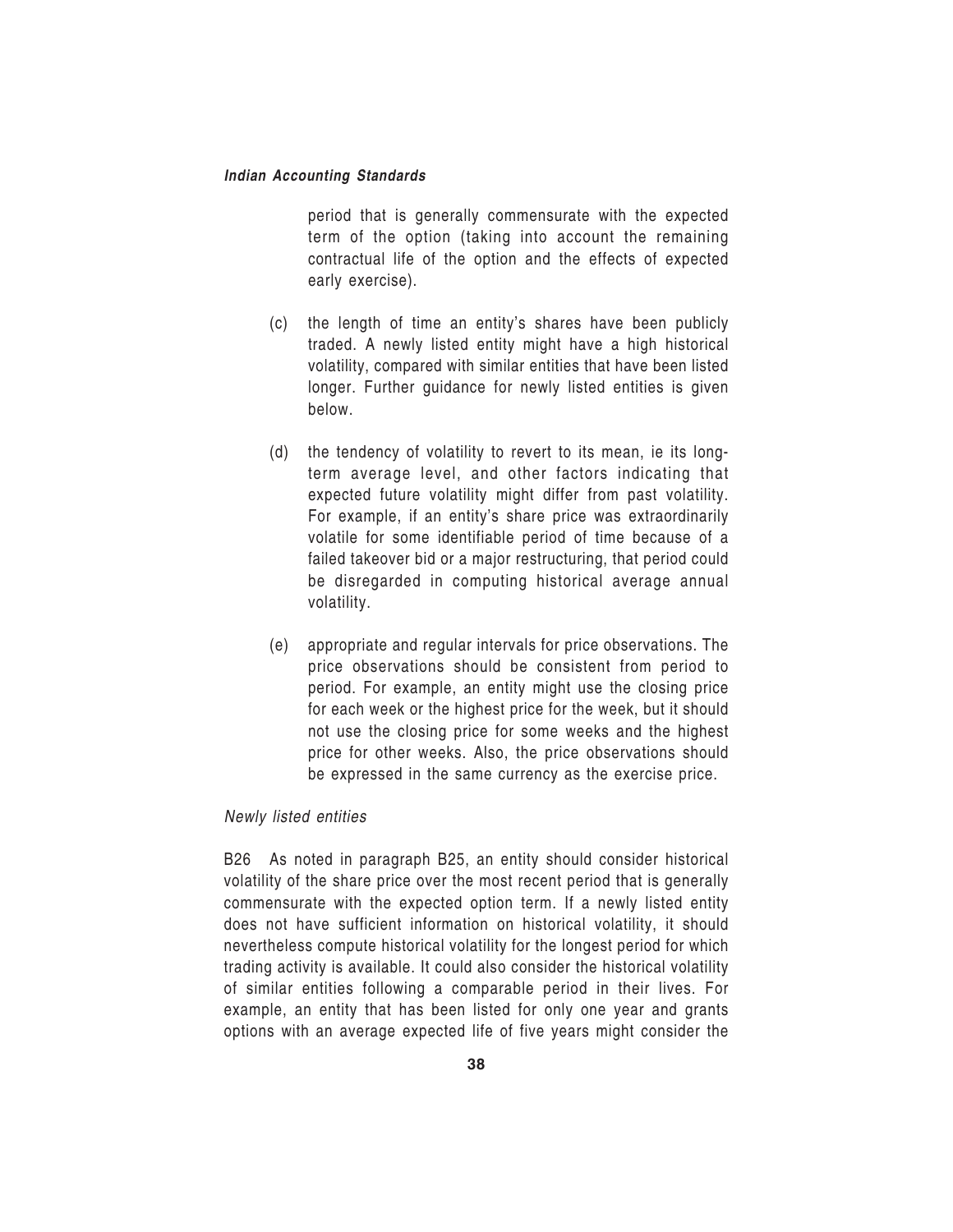period that is generally commensurate with the expected term of the option (taking into account the remaining contractual life of the option and the effects of expected early exercise).

(c) the length of time an entity's shares have been publicly traded. A newly listed entity might have a high historical volatility, compared with similar entities that have been listed longer. Further guidance for newly listed entities is given below.

(d) the tendency of volatility to revert to its mean, ie its long-term average level, and other factors indicating that expected future volatility might differ from past volatility. For example, if an entity's share price was extraordinarily volatile for some identifiable period of time because of a failed takeover bid or a major restructuring, that period could be disregarded in computing historical average annual volatility.

(e) appropriate and regular intervals for price observations. The price observations should be consistent from period to period. For example, an entity might use the closing price for each week or the highest price for the week, but it should not use the closing price for some weeks and the highest price for other weeks. Also, the price observations should be expressed in the same currency as the exercise price.

*Newly listed entities*

B26 As noted in paragraph B25, an entity should consider historical volatility of the share price over the most recent period that is generally commensurate with the expected option term. If a newly listed entity does not have sufficient information on historical volatility, it should nevertheless compute historical volatility for the longest period for which trading activity is available. It could also consider the historical volatility of similar entities following a comparable period in their lives. For example, an entity that has been listed for only one year and grants options with an average expected life of five years might consider the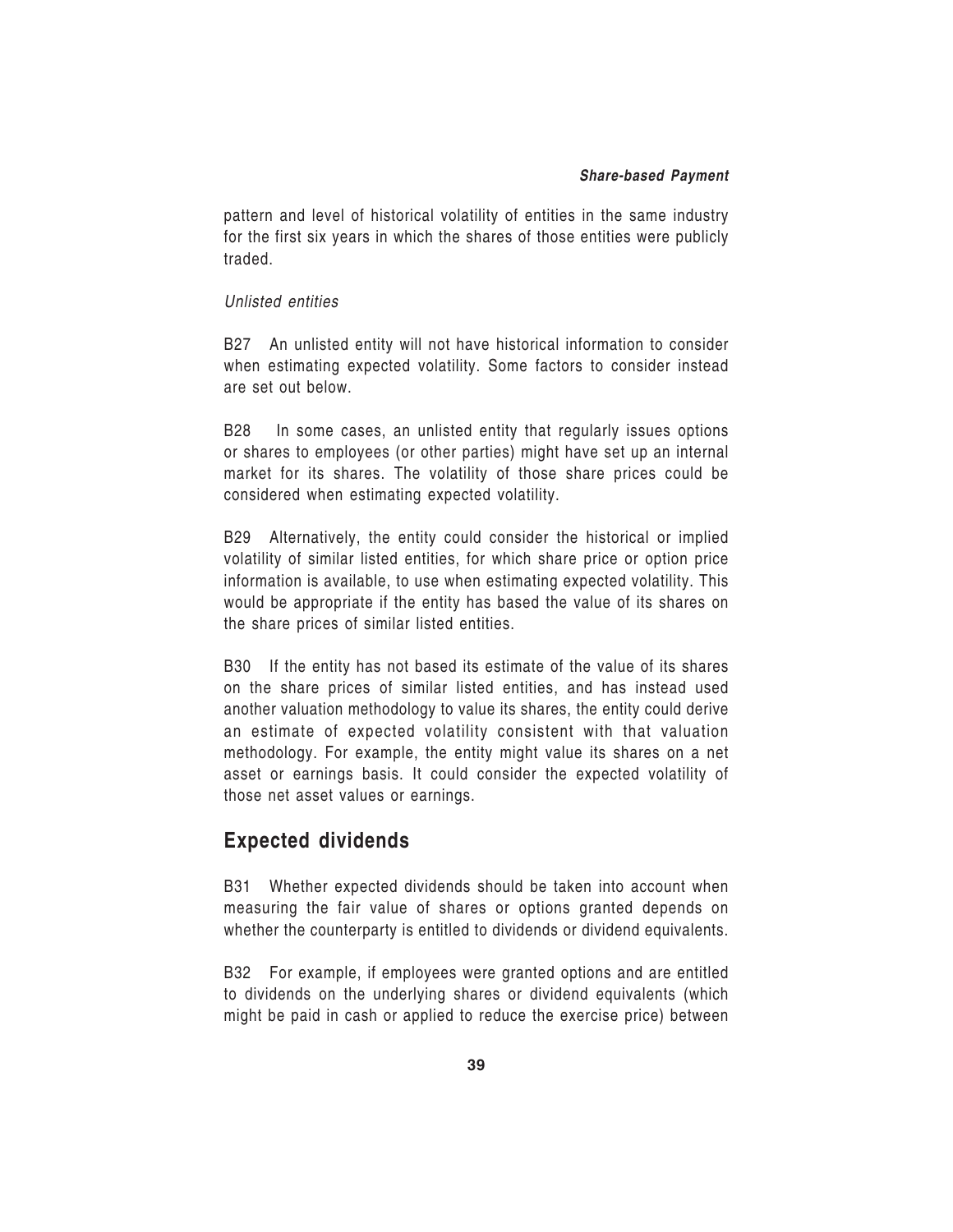pattern and level of historical volatility of entities in the same industry for the first six years in which the shares of those entities were publicly traded.

*Unlisted entities*

B27 An unlisted entity will not have historical information to consider when estimating expected volatility. Some factors to consider instead are set out below.

B28 In some cases, an unlisted entity that regularly issues options or shares to employees (or other parties) might have set up an internal market for its shares. The volatility of those share prices could be considered when estimating expected volatility.

B29 Alternatively, the entity could consider the historical or implied volatility of similar listed entities, for which share price or option price information is available, to use when estimating expected volatility. This would be appropriate if the entity has based the value of its shares on the share prices of similar listed entities.

B30 If the entity has not based its estimate of the value of its shares on the share prices of similar listed entities, and has instead used another valuation methodology to value its shares, the entity could derive an estimate of expected volatility consistent with that valuation methodology. For example, the entity might value its shares on a net asset or earnings basis. It could consider the expected volatility of those net asset values or earnings.

## Expected dividends

B31 Whether expected dividends should be taken into account when measuring the fair value of shares or options granted depends on whether the counterparty is entitled to dividends or dividend equivalents.

B32 For example, if employees were granted options and are entitled to dividends on the underlying shares or dividend equivalents (which might be paid in cash or applied to reduce the exercise price) between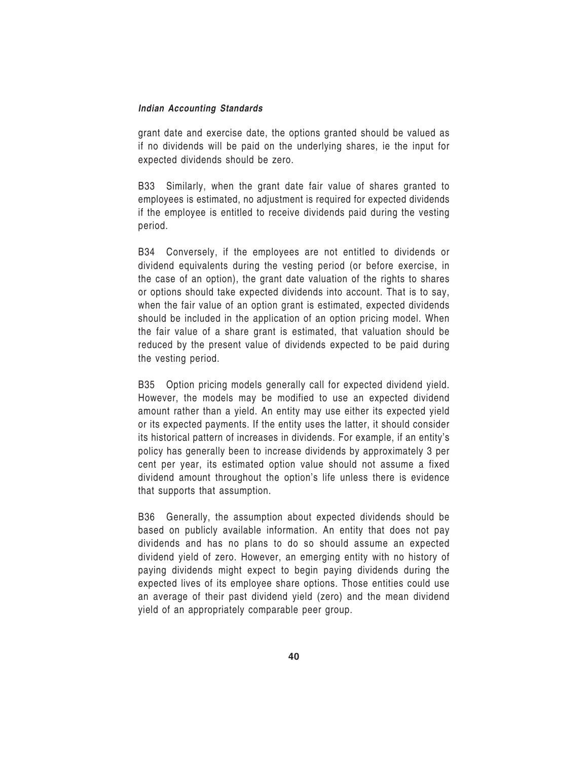grant date and exercise date, the options granted should be valued as if no dividends will be paid on the underlying shares, ie the input for expected dividends should be zero.

B33 Similarly, when the grant date fair value of shares granted to employees is estimated, no adjustment is required for expected dividends if the employee is entitled to receive dividends paid during the vesting period.

B34 Conversely, if the employees are not entitled to dividends or dividend equivalents during the vesting period (or before exercise, in the case of an option), the grant date valuation of the rights to shares or options should take expected dividends into account. That is to say, when the fair value of an option grant is estimated, expected dividends should be included in the application of an option pricing model. When the fair value of a share grant is estimated, that valuation should be reduced by the present value of dividends expected to be paid during the vesting period.

B35 Option pricing models generally call for expected dividend yield. However, the models may be modified to use an expected dividend amount rather than a yield. An entity may use either its expected yield or its expected payments. If the entity uses the latter, it should consider its historical pattern of increases in dividends. For example, if an entity's policy has generally been to increase dividends by approximately 3 per cent per year, its estimated option value should not assume a fixed dividend amount throughout the option's life unless there is evidence that supports that assumption.

B36 Generally, the assumption about expected dividends should be based on publicly available information. An entity that does not pay dividends and has no plans to do so should assume an expected dividend yield of zero. However, an emerging entity with no history of paying dividends might expect to begin paying dividends during the expected lives of its employee share options. Those entities could use an average of their past dividend yield (zero) and the mean dividend yield of an appropriately comparable peer group.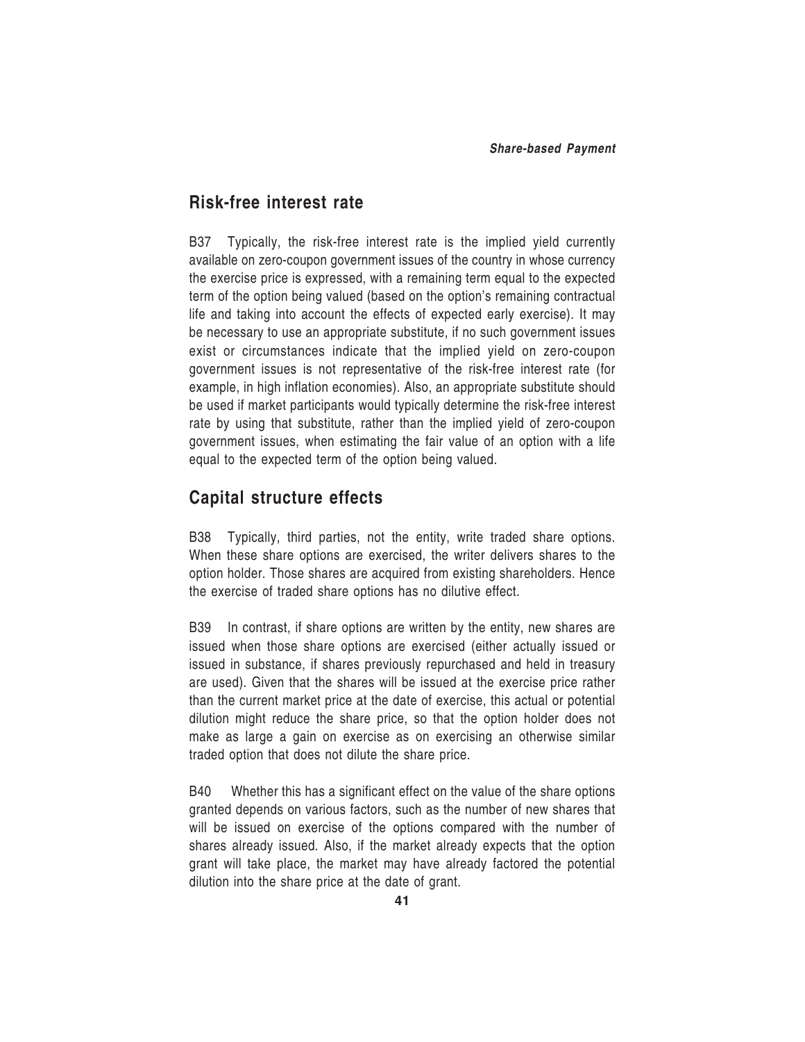## Risk-free interest rate

B37 Typically, the risk-free interest rate is the implied yield currently available on zero-coupon government issues of the country in whose currency the exercise price is expressed, with a remaining term equal to the expected term of the option being valued (based on the option's remaining contractual life and taking into account the effects of expected early exercise). It may be necessary to use an appropriate substitute, if no such government issues exist or circumstances indicate that the implied yield on zero-coupon government issues is not representative of the risk-free interest rate (for example, in high inflation economies). Also, an appropriate substitute should be used if market participants would typically determine the risk-free interest rate by using that substitute, rather than the implied yield of zero-coupon government issues, when estimating the fair value of an option with a life equal to the expected term of the option being valued.

## Capital structure effects

B38 Typically, third parties, not the entity, write traded share options. When these share options are exercised, the writer delivers shares to the option holder. Those shares are acquired from existing shareholders. Hence the exercise of traded share options has no dilutive effect.

B39 In contrast, if share options are written by the entity, new shares are issued when those share options are exercised (either actually issued or issued in substance, if shares previously repurchased and held in treasury are used). Given that the shares will be issued at the exercise price rather than the current market price at the date of exercise, this actual or potential dilution might reduce the share price, so that the option holder does not make as large a gain on exercise as on exercising an otherwise similar traded option that does not dilute the share price.

B40 Whether this has a significant effect on the value of the share options granted depends on various factors, such as the number of new shares that will be issued on exercise of the options compared with the number of shares already issued. Also, if the market already expects that the option grant will take place, the market may have already factored the potential dilution into the share price at the date of grant.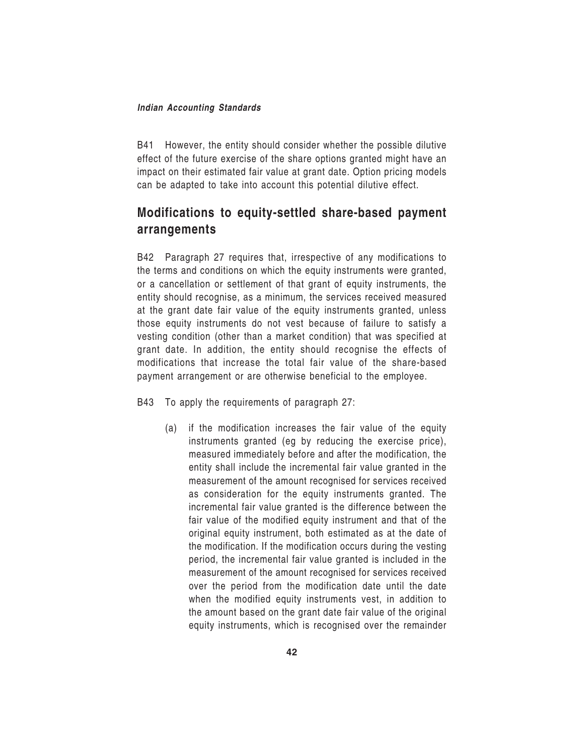B41 However, the entity should consider whether the possible dilutive effect of the future exercise of the share options granted might have an impact on their estimated fair value at grant date. Option pricing models can be adapted to take into account this potential dilutive effect.

## Modifications to equity-settled share-based payment arrangements

B42 Paragraph 27 requires that, irrespective of any modifications to the terms and conditions on which the equity instruments were granted, or a cancellation or settlement of that grant of equity instruments, the entity should recognise, as a minimum, the services received measured at the grant date fair value of the equity instruments granted, unless those equity instruments do not vest because of failure to satisfy a vesting condition (other than a market condition) that was specified at grant date. In addition, the entity should recognise the effects of modifications that increase the total fair value of the share-based payment arrangement or are otherwise beneficial to the employee.

B43 To apply the requirements of paragraph 27:

(a) if the modification increases the fair value of the equity instruments granted (eg by reducing the exercise price), measured immediately before and after the modification, the entity shall include the incremental fair value granted in the measurement of the amount recognised for services received as consideration for the equity instruments granted. The incremental fair value granted is the difference between the fair value of the modified equity instrument and that of the original equity instrument, both estimated as at the date of the modification. If the modification occurs during the vesting period, the incremental fair value granted is included in the measurement of the amount recognised for services received over the period from the modification date until the date when the modified equity instruments vest, in addition to the amount based on the grant date fair value of the original equity instruments, which is recognised over the remainder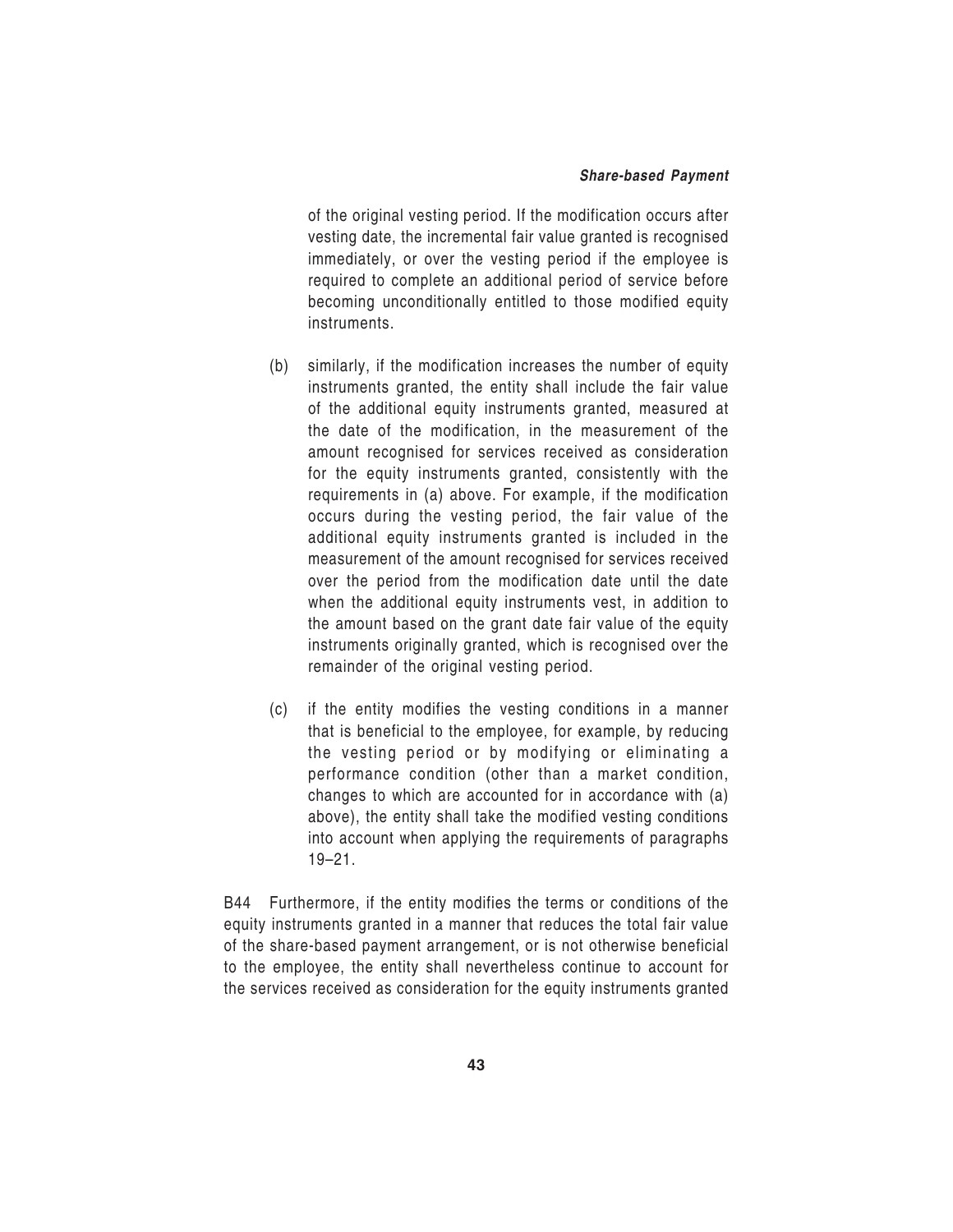of the original vesting period. If the modification occurs after vesting date, the incremental fair value granted is recognised immediately, or over the vesting period if the employee is required to complete an additional period of service before becoming unconditionally entitled to those modified equity instruments.

(b) similarly, if the modification increases the number of equity instruments granted, the entity shall include the fair value of the additional equity instruments granted, measured at the date of the modification, in the measurement of the amount recognised for services received as consideration for the equity instruments granted, consistently with the requirements in (a) above. For example, if the modification occurs during the vesting period, the fair value of the additional equity instruments granted is included in the measurement of the amount recognised for services received over the period from the modification date until the date when the additional equity instruments vest, in addition to the amount based on the grant date fair value of the equity instruments originally granted, which is recognised over the remainder of the original vesting period.

(c) if the entity modifies the vesting conditions in a manner that is beneficial to the employee, for example, by reducing the vesting period or by modifying or eliminating a performance condition (other than a market condition, changes to which are accounted for in accordance with (a) above), the entity shall take the modified vesting conditions into account when applying the requirements of paragraphs 19–21.

B44 Furthermore, if the entity modifies the terms or conditions of the equity instruments granted in a manner that reduces the total fair value of the share-based payment arrangement, or is not otherwise beneficial to the employee, the entity shall nevertheless continue to account for the services received as consideration for the equity instruments granted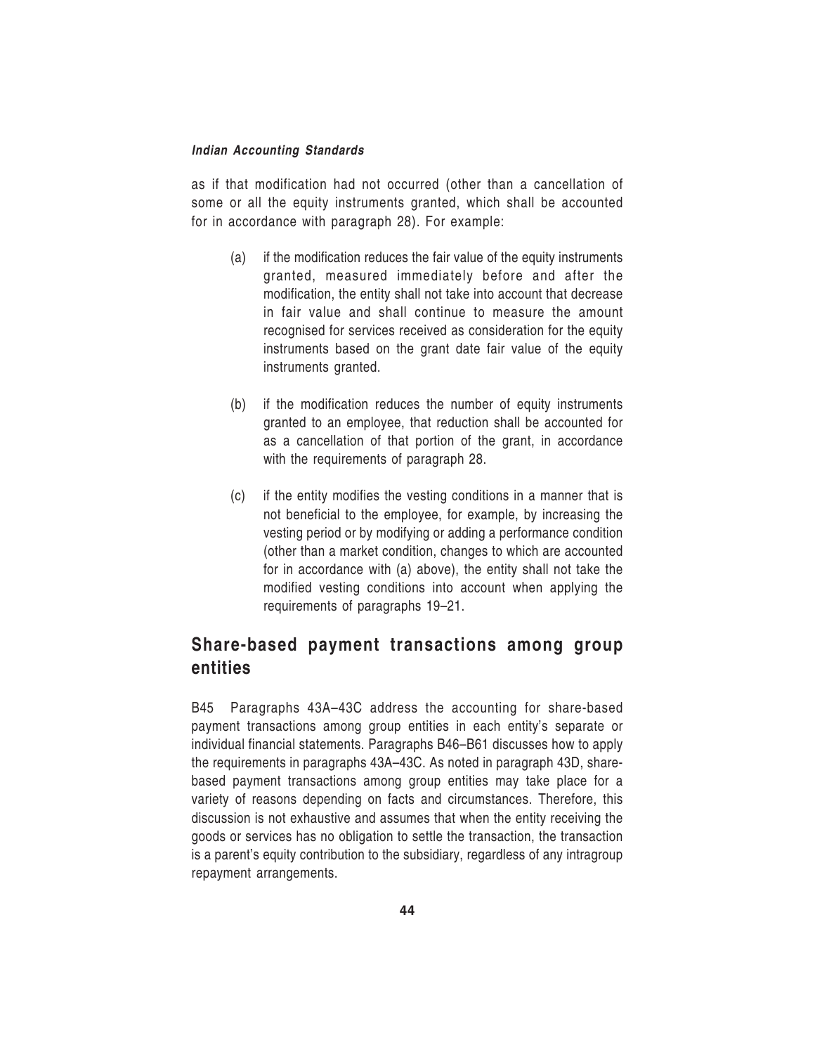as if that modification had not occurred (other than a cancellation of some or all the equity instruments granted, which shall be accounted for in accordance with paragraph 28). For example:

(a) if the modification reduces the fair value of the equity instruments granted, measured immediately before and after the modification, the entity shall not take into account that decrease in fair value and shall continue to measure the amount recognised for services received as consideration for the equity instruments based on the grant date fair value of the equity instruments granted.

(b) if the modification reduces the number of equity instruments granted to an employee, that reduction shall be accounted for as a cancellation of that portion of the grant, in accordance with the requirements of paragraph 28.

(c) if the entity modifies the vesting conditions in a manner that is not beneficial to the employee, for example, by increasing the vesting period or by modifying or adding a performance condition (other than a market condition, changes to which are accounted for in accordance with (a) above), the entity shall not take the modified vesting conditions into account when applying the requirements of paragraphs 19–21.

## Share-based payment transactions among group entities

B45 Paragraphs 43A–43C address the accounting for share-based payment transactions among group entities in each entity's separate or individual financial statements. Paragraphs B46–B61 discusses how to apply the requirements in paragraphs 43A–43C. As noted in paragraph 43D, share-based payment transactions among group entities may take place for a variety of reasons depending on facts and circumstances. Therefore, this discussion is not exhaustive and assumes that when the entity receiving the goods or services has no obligation to settle the transaction, the transaction is a parent's equity contribution to the subsidiary, regardless of any intragroup repayment arrangements.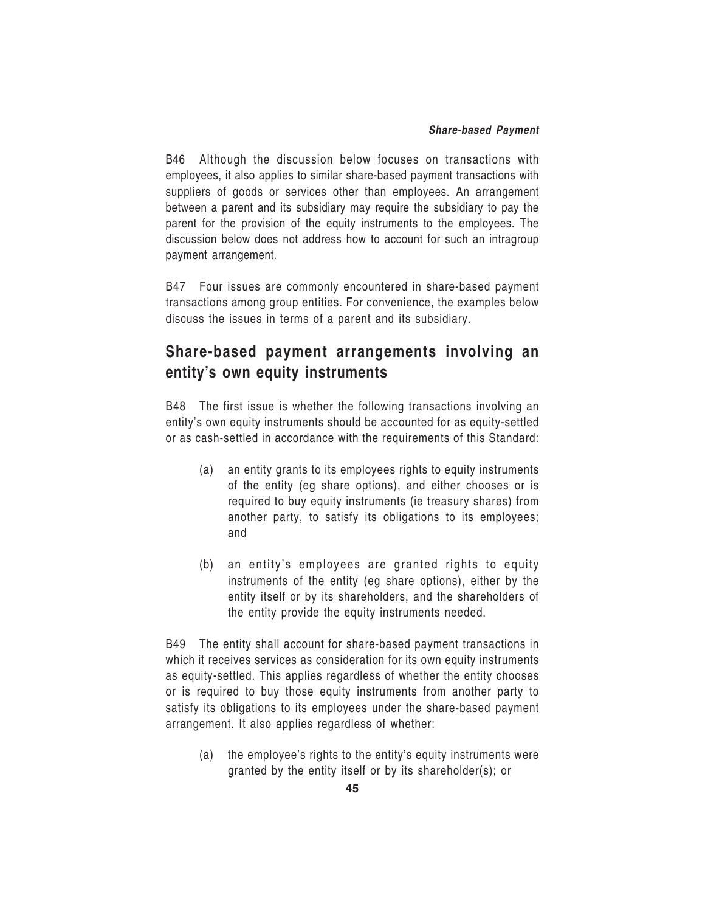B46 Although the discussion below focuses on transactions with employees, it also applies to similar share-based payment transactions with suppliers of goods or services other than employees. An arrangement between a parent and its subsidiary may require the subsidiary to pay the parent for the provision of the equity instruments to the employees. The discussion below does not address how to account for such an intragroup payment arrangement.

B47 Four issues are commonly encountered in share-based payment transactions among group entities. For convenience, the examples below discuss the issues in terms of a parent and its subsidiary.

## Share-based payment arrangements involving an entity's own equity instruments

B48 The first issue is whether the following transactions involving an entity's own equity instruments should be accounted for as equity-settled or as cash-settled in accordance with the requirements of this Standard:

(a) an entity grants to its employees rights to equity instruments of the entity (eg share options), and either chooses or is required to buy equity instruments (ie treasury shares) from another party, to satisfy its obligations to its employees; and

(b) an entity's employees are granted rights to equity instruments of the entity (eg share options), either by the entity itself or by its shareholders, and the shareholders of the entity provide the equity instruments needed.

B49 The entity shall account for share-based payment transactions in which it receives services as consideration for its own equity instruments as equity-settled. This applies regardless of whether the entity chooses or is required to buy those equity instruments from another party to satisfy its obligations to its employees under the share-based payment arrangement. It also applies regardless of whether:

(a) the employee's rights to the entity's equity instruments were granted by the entity itself or by its shareholder(s); or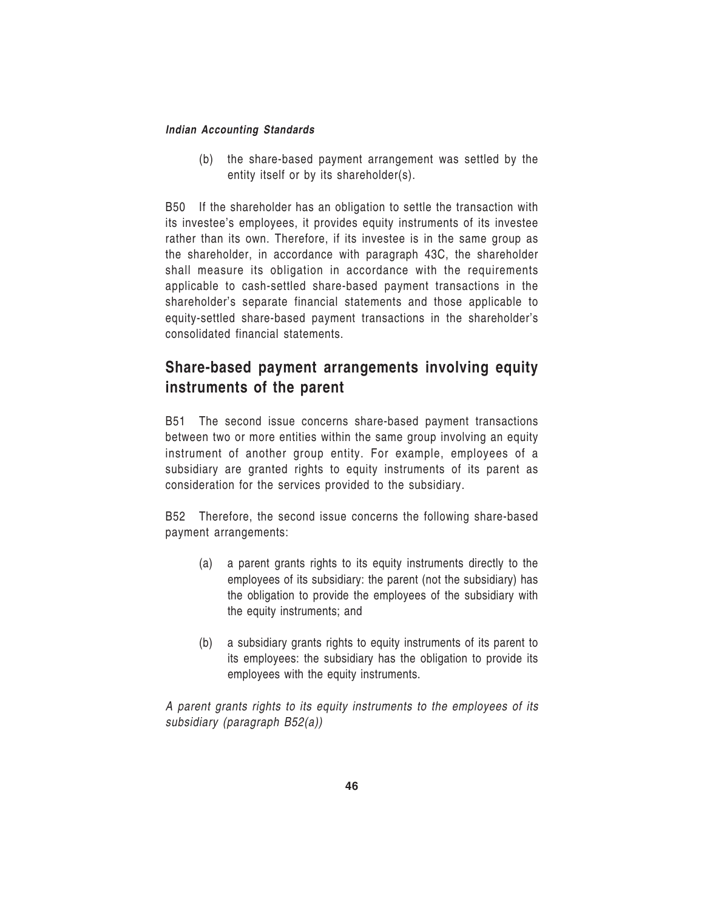(b) the share-based payment arrangement was settled by the entity itself or by its shareholder(s).

B50 If the shareholder has an obligation to settle the transaction with its investee's employees, it provides equity instruments of its investee rather than its own. Therefore, if its investee is in the same group as the shareholder, in accordance with paragraph 43C, the shareholder shall measure its obligation in accordance with the requirements applicable to cash-settled share-based payment transactions in the shareholder's separate financial statements and those applicable to equity-settled share-based payment transactions in the shareholder's consolidated financial statements.

## Share-based payment arrangements involving equity instruments of the parent

B51 The second issue concerns share-based payment transactions between two or more entities within the same group involving an equity instrument of another group entity. For example, employees of a subsidiary are granted rights to equity instruments of its parent as consideration for the services provided to the subsidiary.

B52 Therefore, the second issue concerns the following share-based payment arrangements:

(a) a parent grants rights to its equity instruments directly to the employees of its subsidiary: the parent (not the subsidiary) has the obligation to provide the employees of the subsidiary with the equity instruments; and

(b) a subsidiary grants rights to equity instruments of its parent to its employees: the subsidiary has the obligation to provide its employees with the equity instruments.

*A parent grants rights to its equity instruments to the employees of its subsidiary (paragraph B52(a))*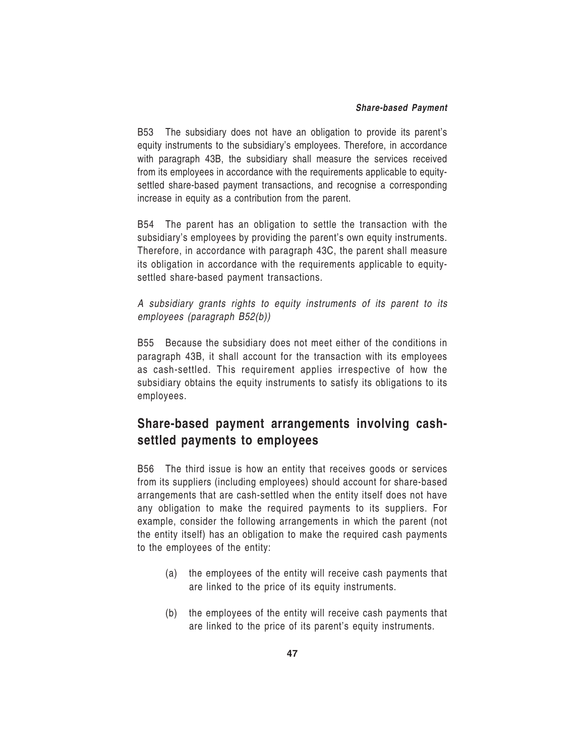B53 The subsidiary does not have an obligation to provide its parent's equity instruments to the subsidiary's employees. Therefore, in accordance with paragraph 43B, the subsidiary shall measure the services received from its employees in accordance with the requirements applicable to equity-settled share-based payment transactions, and recognise a corresponding increase in equity as a contribution from the parent.

B54 The parent has an obligation to settle the transaction with the subsidiary's employees by providing the parent's own equity instruments. Therefore, in accordance with paragraph 43C, the parent shall measure its obligation in accordance with the requirements applicable to equity-settled share-based payment transactions.

*A subsidiary grants rights to equity instruments of its parent to its employees (paragraph B52(b))*

B55 Because the subsidiary does not meet either of the conditions in paragraph 43B, it shall account for the transaction with its employees as cash-settled. This requirement applies irrespective of how the subsidiary obtains the equity instruments to satisfy its obligations to its employees.

## Share-based payment arrangements involving cash-settled payments to employees

B56 The third issue is how an entity that receives goods or services from its suppliers (including employees) should account for share-based arrangements that are cash-settled when the entity itself does not have any obligation to make the required payments to its suppliers. For example, consider the following arrangements in which the parent (not the entity itself) has an obligation to make the required cash payments to the employees of the entity:

(a) the employees of the entity will receive cash payments that are linked to the price of its equity instruments.

(b) the employees of the entity will receive cash payments that are linked to the price of its parent's equity instruments.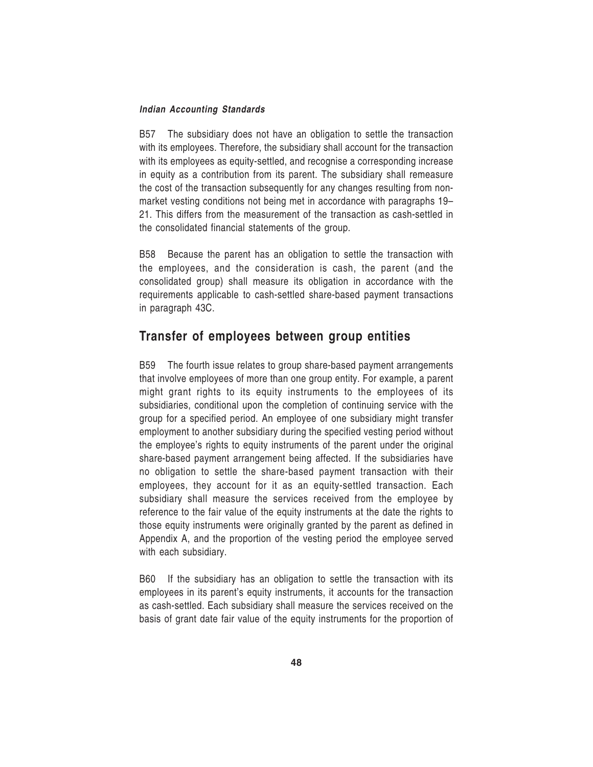B57 The subsidiary does not have an obligation to settle the transaction with its employees. Therefore, the subsidiary shall account for the transaction with its employees as equity-settled, and recognise a corresponding increase in equity as a contribution from its parent. The subsidiary shall remeasure the cost of the transaction subsequently for any changes resulting from non-market vesting conditions not being met in accordance with paragraphs 19–21. This differs from the measurement of the transaction as cash-settled in the consolidated financial statements of the group.

B58 Because the parent has an obligation to settle the transaction with the employees, and the consideration is cash, the parent (and the consolidated group) shall measure its obligation in accordance with the requirements applicable to cash-settled share-based payment transactions in paragraph 43C.

## Transfer of employees between group entities

B59 The fourth issue relates to group share-based payment arrangements that involve employees of more than one group entity. For example, a parent might grant rights to its equity instruments to the employees of its subsidiaries, conditional upon the completion of continuing service with the group for a specified period. An employee of one subsidiary might transfer employment to another subsidiary during the specified vesting period without the employee's rights to equity instruments of the parent under the original share-based payment arrangement being affected. If the subsidiaries have no obligation to settle the share-based payment transaction with their employees, they account for it as an equity-settled transaction. Each subsidiary shall measure the services received from the employee by reference to the fair value of the equity instruments at the date the rights to those equity instruments were originally granted by the parent as defined in Appendix A, and the proportion of the vesting period the employee served with each subsidiary.

B60 If the subsidiary has an obligation to settle the transaction with its employees in its parent's equity instruments, it accounts for the transaction as cash-settled. Each subsidiary shall measure the services received on the basis of grant date fair value of the equity instruments for the proportion of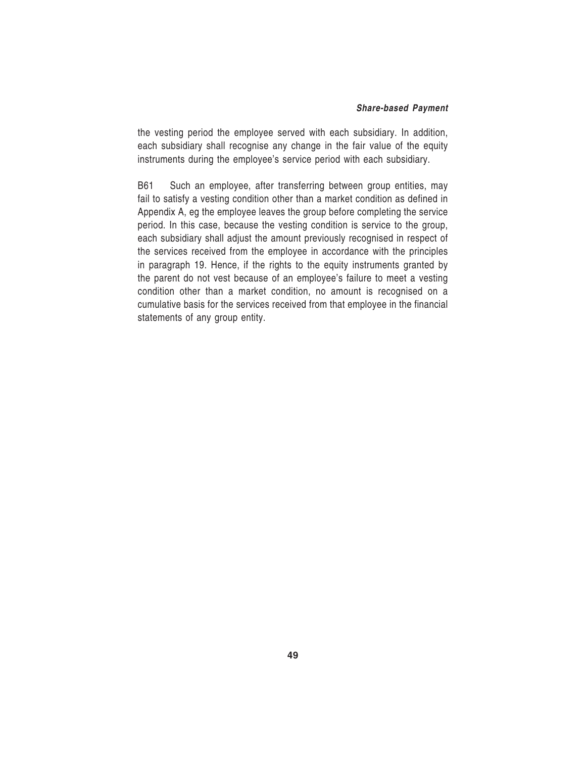the vesting period the employee served with each subsidiary. In addition, each subsidiary shall recognise any change in the fair value of the equity instruments during the employee's service period with each subsidiary.

B61 Such an employee, after transferring between group entities, may fail to satisfy a vesting condition other than a market condition as defined in Appendix A, eg the employee leaves the group before completing the service period. In this case, because the vesting condition is service to the group, each subsidiary shall adjust the amount previously recognised in respect of the services received from the employee in accordance with the principles in paragraph 19. Hence, if the rights to the equity instruments granted by the parent do not vest because of an employee's failure to meet a vesting condition other than a market condition, no amount is recognised on a cumulative basis for the services received from that employee in the financial statements of any group entity.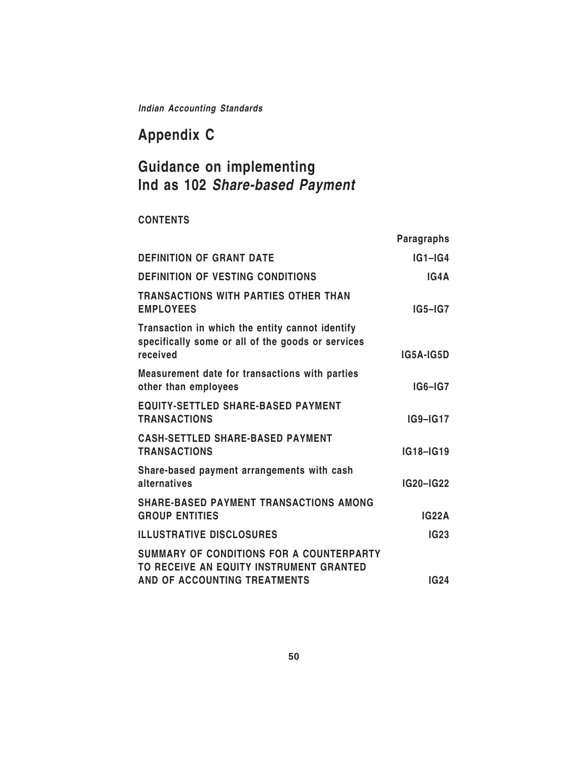# Appendix C

## Guidance on implementing Ind as 102 *Share-based Payment*

**CONTENTS**

| | Paragraphs |
|---|---|
| **DEFINITION OF GRANT DATE** | **IG1–IG4** |
| **DEFINITION OF VESTING CONDITIONS** | **IG4A** |
| **TRANSACTIONS WITH PARTIES OTHER THAN EMPLOYEES** | **IG5–IG7** |
| **Transaction in which the entity cannot identify specifically some or all of the goods or services received** | **IG5A-IG5D** |
| **Measurement date for transactions with parties other than employees** | **IG6–IG7** |
| **EQUITY-SETTLED SHARE-BASED PAYMENT TRANSACTIONS** | **IG9–IG17** |
| **CASH-SETTLED SHARE-BASED PAYMENT TRANSACTIONS** | **IG18–IG19** |
| **Share-based payment arrangements with cash alternatives** | **IG20–IG22** |
| **SHARE-BASED PAYMENT TRANSACTIONS AMONG GROUP ENTITIES** | **IG22A** |
| **ILLUSTRATIVE DISCLOSURES** | **IG23** |
| **SUMMARY OF CONDITIONS FOR A COUNTERPARTY TO RECEIVE AN EQUITY INSTRUMENT GRANTED AND OF ACCOUNTING TREATMENTS** | **IG24** |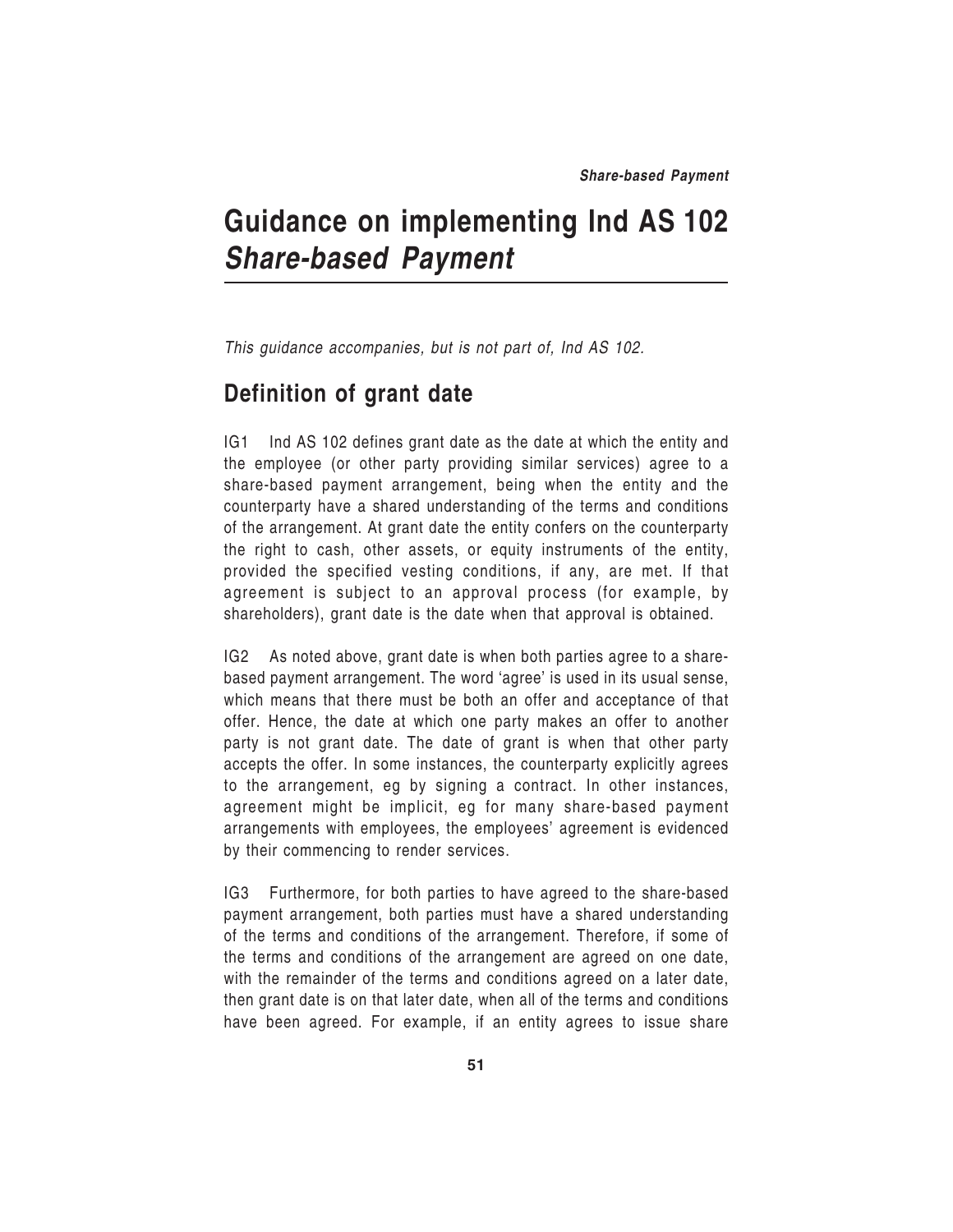# Guidance on implementing Ind AS 102 *Share-based Payment*

*This guidance accompanies, but is not part of, Ind AS 102.*

## Definition of grant date

IG1 Ind AS 102 defines grant date as the date at which the entity and the employee (or other party providing similar services) agree to a share-based payment arrangement, being when the entity and the counterparty have a shared understanding of the terms and conditions of the arrangement. At grant date the entity confers on the counterparty the right to cash, other assets, or equity instruments of the entity, provided the specified vesting conditions, if any, are met. If that agreement is subject to an approval process (for example, by shareholders), grant date is the date when that approval is obtained.

IG2 As noted above, grant date is when both parties agree to a share-based payment arrangement. The word 'agree' is used in its usual sense, which means that there must be both an offer and acceptance of that offer. Hence, the date at which one party makes an offer to another party is not grant date. The date of grant is when that other party accepts the offer. In some instances, the counterparty explicitly agrees to the arrangement, eg by signing a contract. In other instances, agreement might be implicit, eg for many share-based payment arrangements with employees, the employees' agreement is evidenced by their commencing to render services.

IG3 Furthermore, for both parties to have agreed to the share-based payment arrangement, both parties must have a shared understanding of the terms and conditions of the arrangement. Therefore, if some of the terms and conditions of the arrangement are agreed on one date, with the remainder of the terms and conditions agreed on a later date, then grant date is on that later date, when all of the terms and conditions have been agreed. For example, if an entity agrees to issue share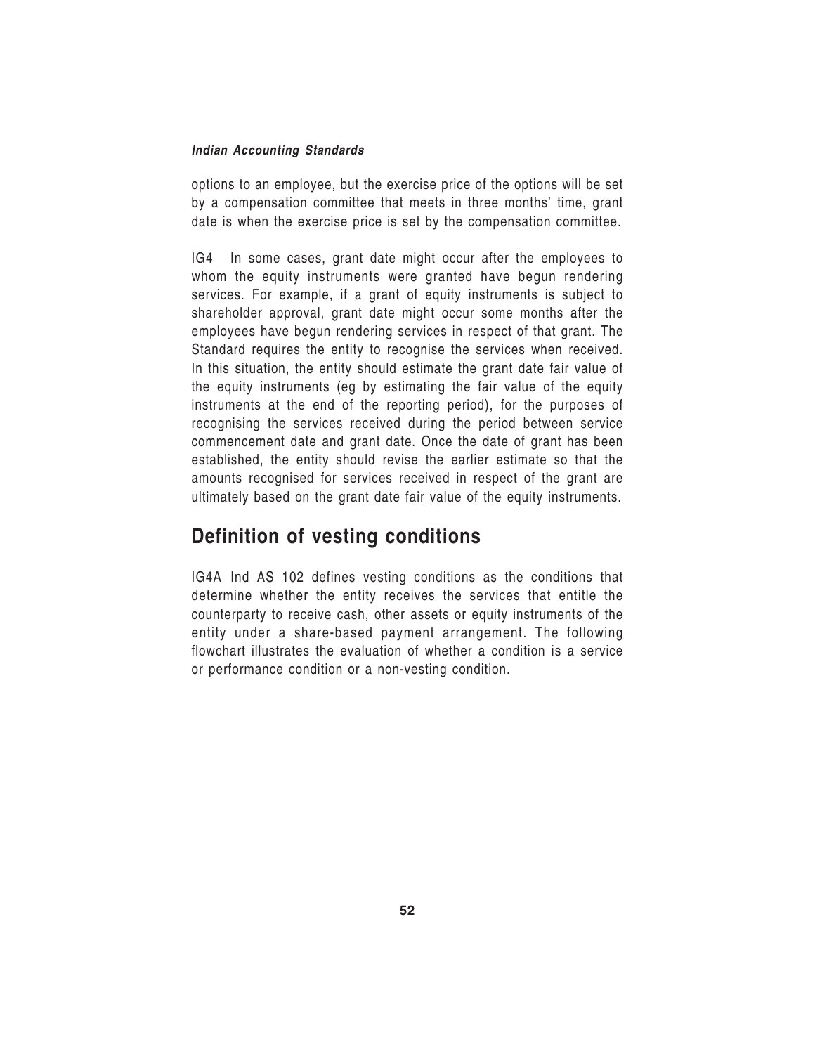options to an employee, but the exercise price of the options will be set by a compensation committee that meets in three months' time, grant date is when the exercise price is set by the compensation committee.

IG4 In some cases, grant date might occur after the employees to whom the equity instruments were granted have begun rendering services. For example, if a grant of equity instruments is subject to shareholder approval, grant date might occur some months after the employees have begun rendering services in respect of that grant. The Standard requires the entity to recognise the services when received. In this situation, the entity should estimate the grant date fair value of the equity instruments (eg by estimating the fair value of the equity instruments at the end of the reporting period), for the purposes of recognising the services received during the period between service commencement date and grant date. Once the date of grant has been established, the entity should revise the earlier estimate so that the amounts recognised for services received in respect of the grant are ultimately based on the grant date fair value of the equity instruments.

## Definition of vesting conditions

IG4A Ind AS 102 defines vesting conditions as the conditions that determine whether the entity receives the services that entitle the counterparty to receive cash, other assets or equity instruments of the entity under a share-based payment arrangement. The following flowchart illustrates the evaluation of whether a condition is a service or performance condition or a non-vesting condition.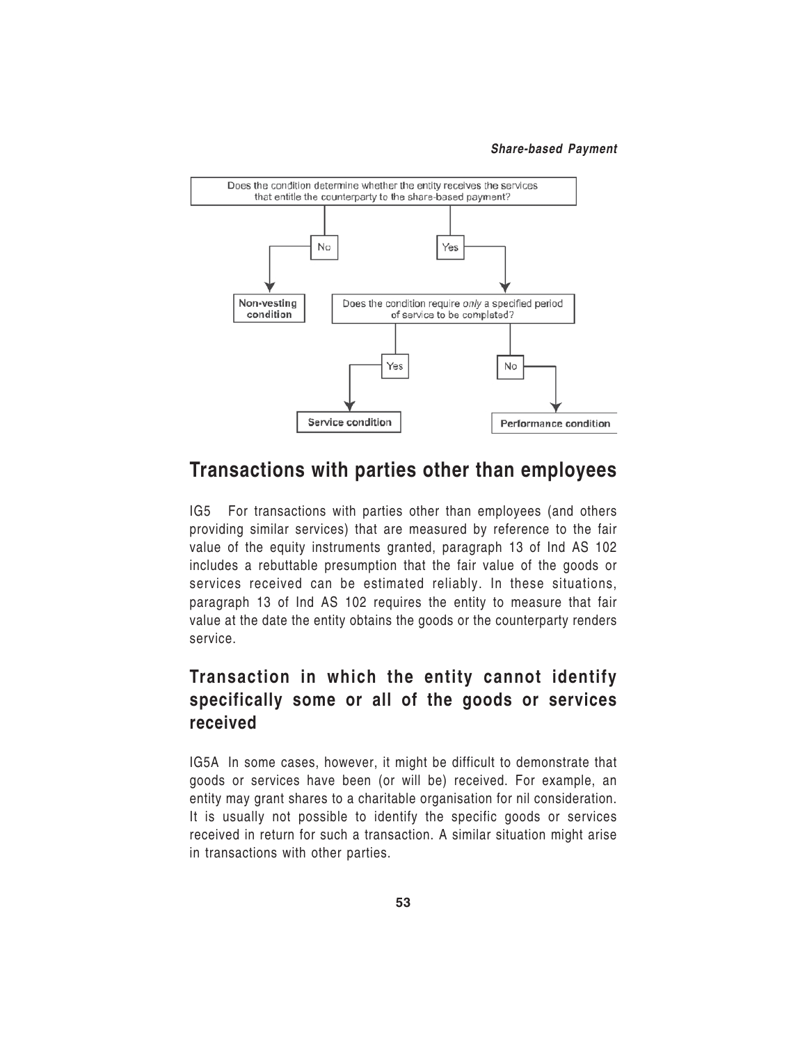Does the condition determine whether the entity receives the services that entitle the counterparty to the share-based payment?

- No → **Non-vesting condition**
- Yes → Does the condition require *only* a specified period of service to be completed?
  - Yes → **Service condition**
  - No → **Performance condition**

## Transactions with parties other than employees

IG5 For transactions with parties other than employees (and others providing similar services) that are measured by reference to the fair value of the equity instruments granted, paragraph 13 of Ind AS 102 includes a rebuttable presumption that the fair value of the goods or services received can be estimated reliably. In these situations, paragraph 13 of Ind AS 102 requires the entity to measure that fair value at the date the entity obtains the goods or the counterparty renders service.

### Transaction in which the entity cannot identify specifically some or all of the goods or services received

IG5A In some cases, however, it might be difficult to demonstrate that goods or services have been (or will be) received. For example, an entity may grant shares to a charitable organisation for nil consideration. It is usually not possible to identify the specific goods or services received in return for such a transaction. A similar situation might arise in transactions with other parties.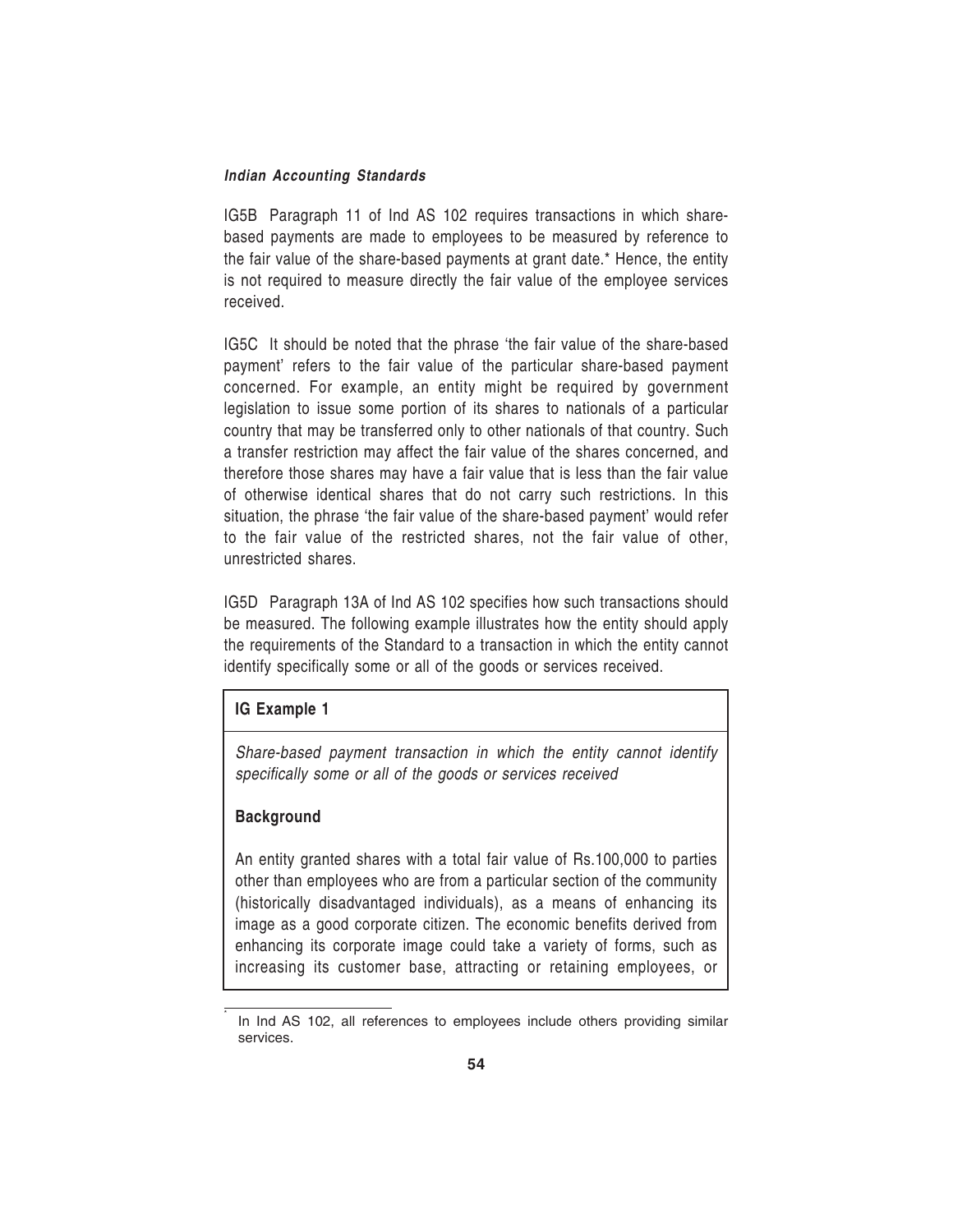IG5B Paragraph 11 of Ind AS 102 requires transactions in which share-based payments are made to employees to be measured by reference to the fair value of the share-based payments at grant date.* Hence, the entity is not required to measure directly the fair value of the employee services received.

IG5C It should be noted that the phrase 'the fair value of the share-based payment' refers to the fair value of the particular share-based payment concerned. For example, an entity might be required by government legislation to issue some portion of its shares to nationals of a particular country that may be transferred only to other nationals of that country. Such a transfer restriction may affect the fair value of the shares concerned, and therefore those shares may have a fair value that is less than the fair value of otherwise identical shares that do not carry such restrictions. In this situation, the phrase 'the fair value of the share-based payment' would refer to the fair value of the restricted shares, not the fair value of other, unrestricted shares.

IG5D Paragraph 13A of Ind AS 102 specifies how such transactions should be measured. The following example illustrates how the entity should apply the requirements of the Standard to a transaction in which the entity cannot identify specifically some or all of the goods or services received.

**IG Example 1**

*Share-based payment transaction in which the entity cannot identify specifically some or all of the goods or services received*

**Background**

An entity granted shares with a total fair value of Rs.100,000 to parties other than employees who are from a particular section of the community (historically disadvantaged individuals), as a means of enhancing its image as a good corporate citizen. The economic benefits derived from enhancing its corporate image could take a variety of forms, such as increasing its customer base, attracting or retaining employees, or

---

* In Ind AS 102, all references to employees include others providing similar services.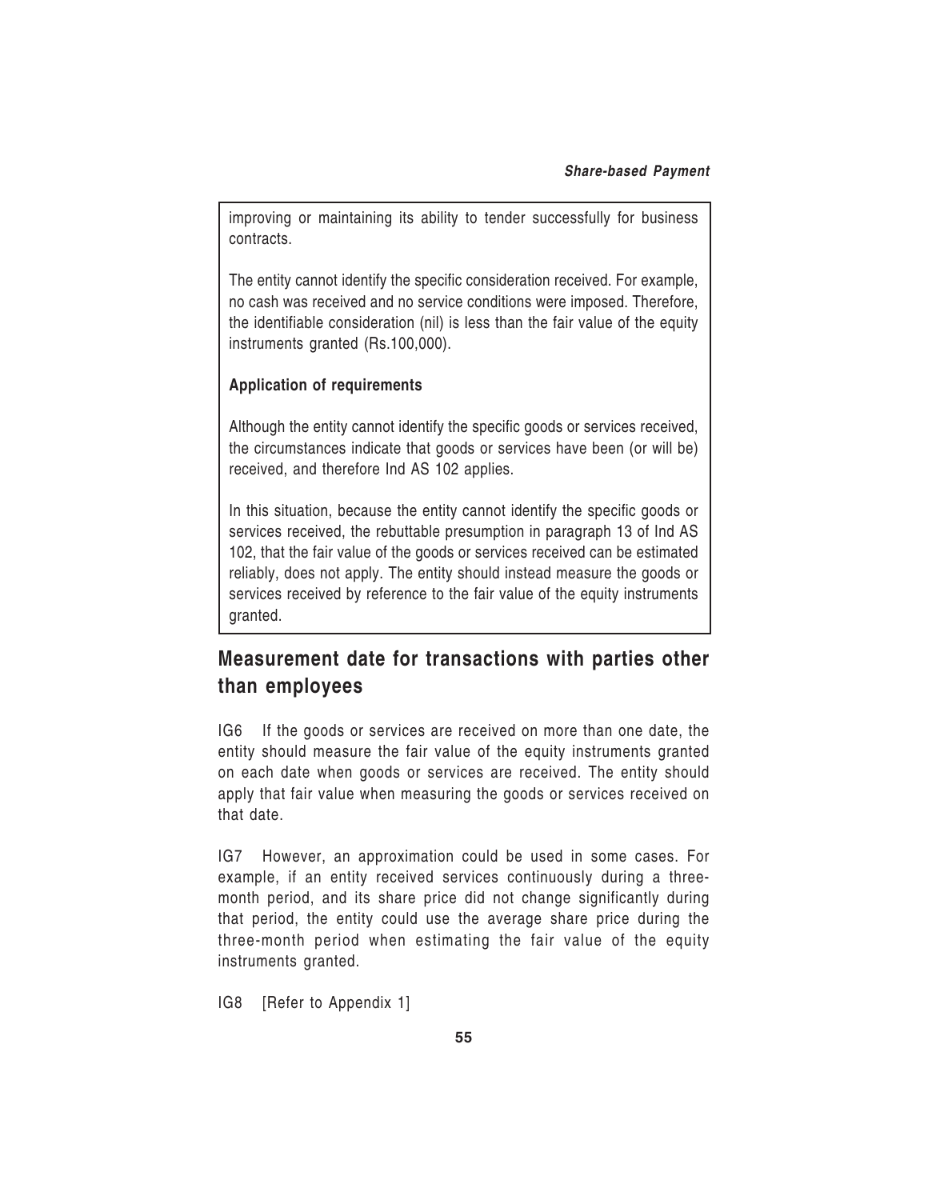improving or maintaining its ability to tender successfully for business contracts.

The entity cannot identify the specific consideration received. For example, no cash was received and no service conditions were imposed. Therefore, the identifiable consideration (nil) is less than the fair value of the equity instruments granted (Rs.100,000).

**Application of requirements**

Although the entity cannot identify the specific goods or services received, the circumstances indicate that goods or services have been (or will be) received, and therefore Ind AS 102 applies.

In this situation, because the entity cannot identify the specific goods or services received, the rebuttable presumption in paragraph 13 of Ind AS 102, that the fair value of the goods or services received can be estimated reliably, does not apply. The entity should instead measure the goods or services received by reference to the fair value of the equity instruments granted.

## Measurement date for transactions with parties other than employees

IG6 If the goods or services are received on more than one date, the entity should measure the fair value of the equity instruments granted on each date when goods or services are received. The entity should apply that fair value when measuring the goods or services received on that date.

IG7 However, an approximation could be used in some cases. For example, if an entity received services continuously during a three-month period, and its share price did not change significantly during that period, the entity could use the average share price during the three-month period when estimating the fair value of the equity instruments granted.

IG8 [Refer to Appendix 1]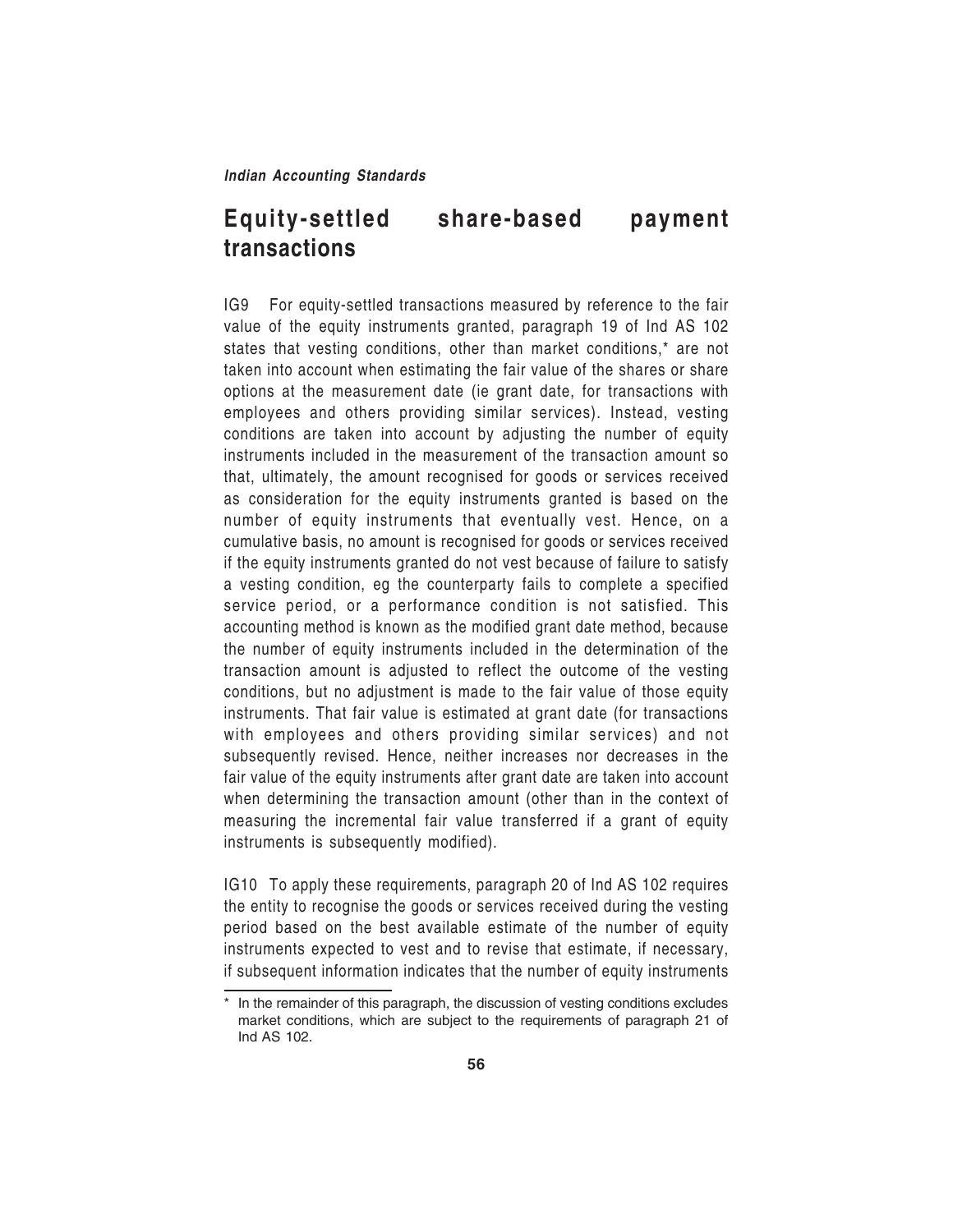## Equity-settled share-based payment transactions

IG9 For equity-settled transactions measured by reference to the fair value of the equity instruments granted, paragraph 19 of Ind AS 102 states that vesting conditions, other than market conditions,* are not taken into account when estimating the fair value of the shares or share options at the measurement date (ie grant date, for transactions with employees and others providing similar services). Instead, vesting conditions are taken into account by adjusting the number of equity instruments included in the measurement of the transaction amount so that, ultimately, the amount recognised for goods or services received as consideration for the equity instruments granted is based on the number of equity instruments that eventually vest. Hence, on a cumulative basis, no amount is recognised for goods or services received if the equity instruments granted do not vest because of failure to satisfy a vesting condition, eg the counterparty fails to complete a specified service period, or a performance condition is not satisfied. This accounting method is known as the modified grant date method, because the number of equity instruments included in the determination of the transaction amount is adjusted to reflect the outcome of the vesting conditions, but no adjustment is made to the fair value of those equity instruments. That fair value is estimated at grant date (for transactions with employees and others providing similar services) and not subsequently revised. Hence, neither increases nor decreases in the fair value of the equity instruments after grant date are taken into account when determining the transaction amount (other than in the context of measuring the incremental fair value transferred if a grant of equity instruments is subsequently modified).

IG10 To apply these requirements, paragraph 20 of Ind AS 102 requires the entity to recognise the goods or services received during the vesting period based on the best available estimate of the number of equity instruments expected to vest and to revise that estimate, if necessary, if subsequent information indicates that the number of equity instruments

* In the remainder of this paragraph, the discussion of vesting conditions excludes market conditions, which are subject to the requirements of paragraph 21 of Ind AS 102.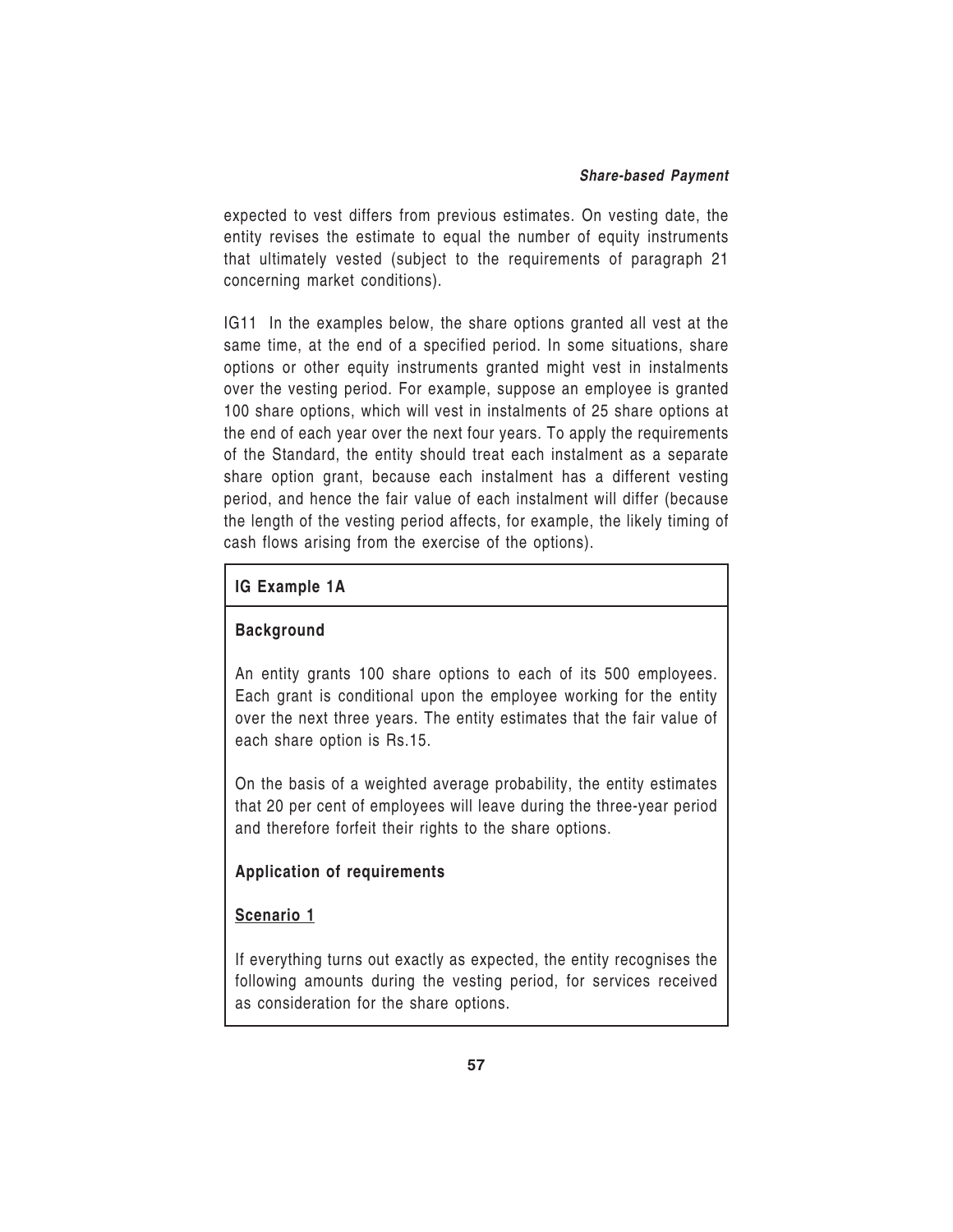expected to vest differs from previous estimates. On vesting date, the entity revises the estimate to equal the number of equity instruments that ultimately vested (subject to the requirements of paragraph 21 concerning market conditions).

IG11 In the examples below, the share options granted all vest at the same time, at the end of a specified period. In some situations, share options or other equity instruments granted might vest in instalments over the vesting period. For example, suppose an employee is granted 100 share options, which will vest in instalments of 25 share options at the end of each year over the next four years. To apply the requirements of the Standard, the entity should treat each instalment as a separate share option grant, because each instalment has a different vesting period, and hence the fair value of each instalment will differ (because the length of the vesting period affects, for example, the likely timing of cash flows arising from the exercise of the options).

### IG Example 1A

**Background**

An entity grants 100 share options to each of its 500 employees. Each grant is conditional upon the employee working for the entity over the next three years. The entity estimates that the fair value of each share option is Rs.15.

On the basis of a weighted average probability, the entity estimates that 20 per cent of employees will leave during the three-year period and therefore forfeit their rights to the share options.

**Application of requirements**

**Scenario 1**

If everything turns out exactly as expected, the entity recognises the following amounts during the vesting period, for services received as consideration for the share options.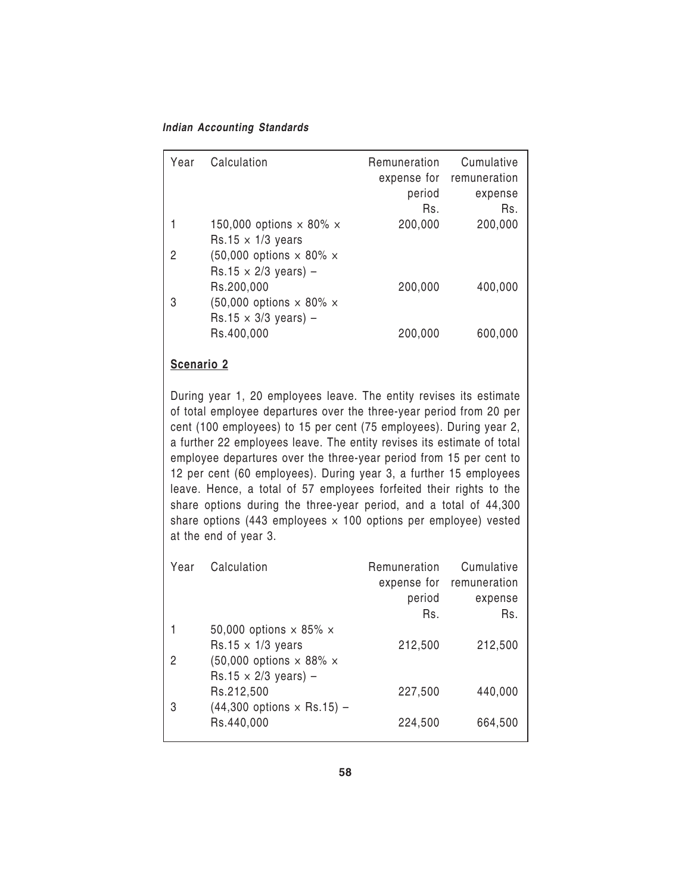| Year | Calculation | Remuneration expense for period Rs. | Cumulative remuneration expense Rs. |
|---|---|---|---|
| 1 | 150,000 options × 80% × Rs.15 × 1/3 years | 200,000 | 200,000 |
| 2 | (50,000 options × 80% × Rs.15 × 2/3 years) – Rs.200,000 | 200,000 | 400,000 |
| 3 | (50,000 options × 80% × Rs.15 × 3/3 years) – Rs.400,000 | 200,000 | 600,000 |

**Scenario 2**

During year 1, 20 employees leave. The entity revises its estimate of total employee departures over the three-year period from 20 per cent (100 employees) to 15 per cent (75 employees). During year 2, a further 22 employees leave. The entity revises its estimate of total employee departures over the three-year period from 15 per cent to 12 per cent (60 employees). During year 3, a further 15 employees leave. Hence, a total of 57 employees forfeited their rights to the share options during the three-year period, and a total of 44,300 share options (443 employees × 100 options per employee) vested at the end of year 3.

| Year | Calculation | Remuneration expense for period Rs. | Cumulative remuneration expense Rs. |
|---|---|---|---|
| 1 | 50,000 options × 85% × Rs.15 × 1/3 years | 212,500 | 212,500 |
| 2 | (50,000 options × 88% × Rs.15 × 2/3 years) – Rs.212,500 | 227,500 | 440,000 |
| 3 | (44,300 options × Rs.15) – Rs.440,000 | 224,500 | 664,500 |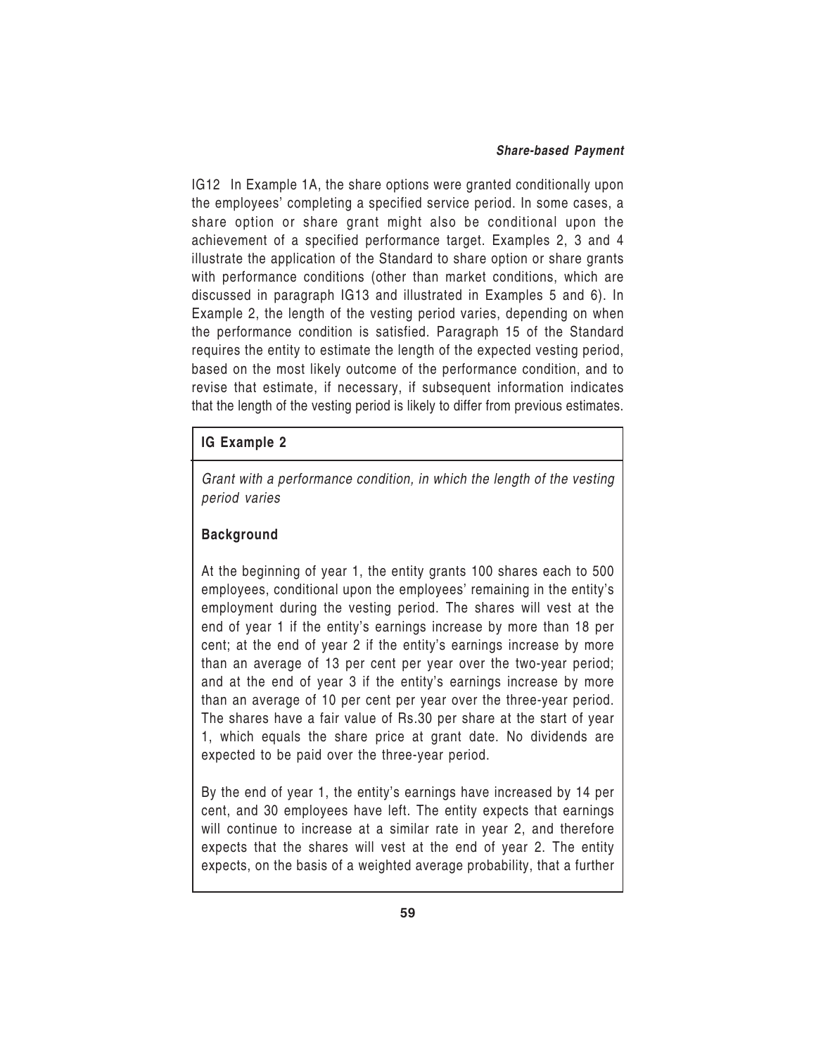IG12 In Example 1A, the share options were granted conditionally upon the employees' completing a specified service period. In some cases, a share option or share grant might also be conditional upon the achievement of a specified performance target. Examples 2, 3 and 4 illustrate the application of the Standard to share option or share grants with performance conditions (other than market conditions, which are discussed in paragraph IG13 and illustrated in Examples 5 and 6). In Example 2, the length of the vesting period varies, depending on when the performance condition is satisfied. Paragraph 15 of the Standard requires the entity to estimate the length of the expected vesting period, based on the most likely outcome of the performance condition, and to revise that estimate, if necessary, if subsequent information indicates that the length of the vesting period is likely to differ from previous estimates.

## IG Example 2

*Grant with a performance condition, in which the length of the vesting period varies*

### Background

At the beginning of year 1, the entity grants 100 shares each to 500 employees, conditional upon the employees' remaining in the entity's employment during the vesting period. The shares will vest at the end of year 1 if the entity's earnings increase by more than 18 per cent; at the end of year 2 if the entity's earnings increase by more than an average of 13 per cent per year over the two-year period; and at the end of year 3 if the entity's earnings increase by more than an average of 10 per cent per year over the three-year period. The shares have a fair value of Rs.30 per share at the start of year 1, which equals the share price at grant date. No dividends are expected to be paid over the three-year period.

By the end of year 1, the entity's earnings have increased by 14 per cent, and 30 employees have left. The entity expects that earnings will continue to increase at a similar rate in year 2, and therefore expects that the shares will vest at the end of year 2. The entity expects, on the basis of a weighted average probability, that a further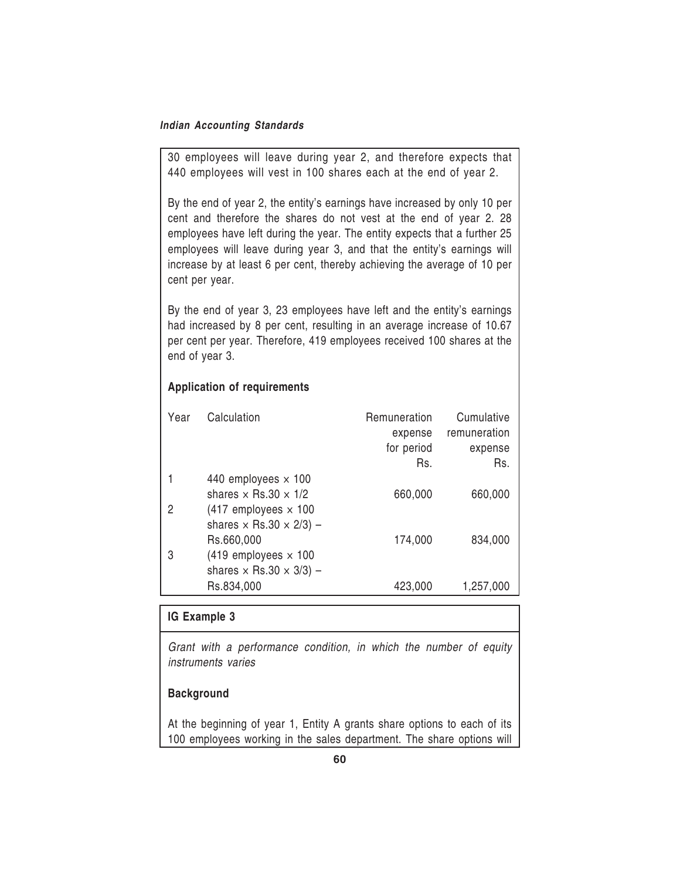30 employees will leave during year 2, and therefore expects that 440 employees will vest in 100 shares each at the end of year 2.

By the end of year 2, the entity's earnings have increased by only 10 per cent and therefore the shares do not vest at the end of year 2. 28 employees have left during the year. The entity expects that a further 25 employees will leave during year 3, and that the entity's earnings will increase by at least 6 per cent, thereby achieving the average of 10 per cent per year.

By the end of year 3, 23 employees have left and the entity's earnings had increased by 8 per cent, resulting in an average increase of 10.67 per cent per year. Therefore, 419 employees received 100 shares at the end of year 3.

**Application of requirements**

| Year | Calculation | Remuneration expense for period Rs. | Cumulative remuneration expense Rs. |
|---|---|---|---|
| 1 | 440 employees × 100 shares × Rs.30 × 1/2 | 660,000 | 660,000 |
| 2 | (417 employees × 100 shares × Rs.30 × 2/3) – Rs.660,000 | 174,000 | 834,000 |
| 3 | (419 employees × 100 shares × Rs.30 × 3/3) – Rs.834,000 | 423,000 | 1,257,000 |

**IG Example 3**

*Grant with a performance condition, in which the number of equity instruments varies*

**Background**

At the beginning of year 1, Entity A grants share options to each of its 100 employees working in the sales department. The share options will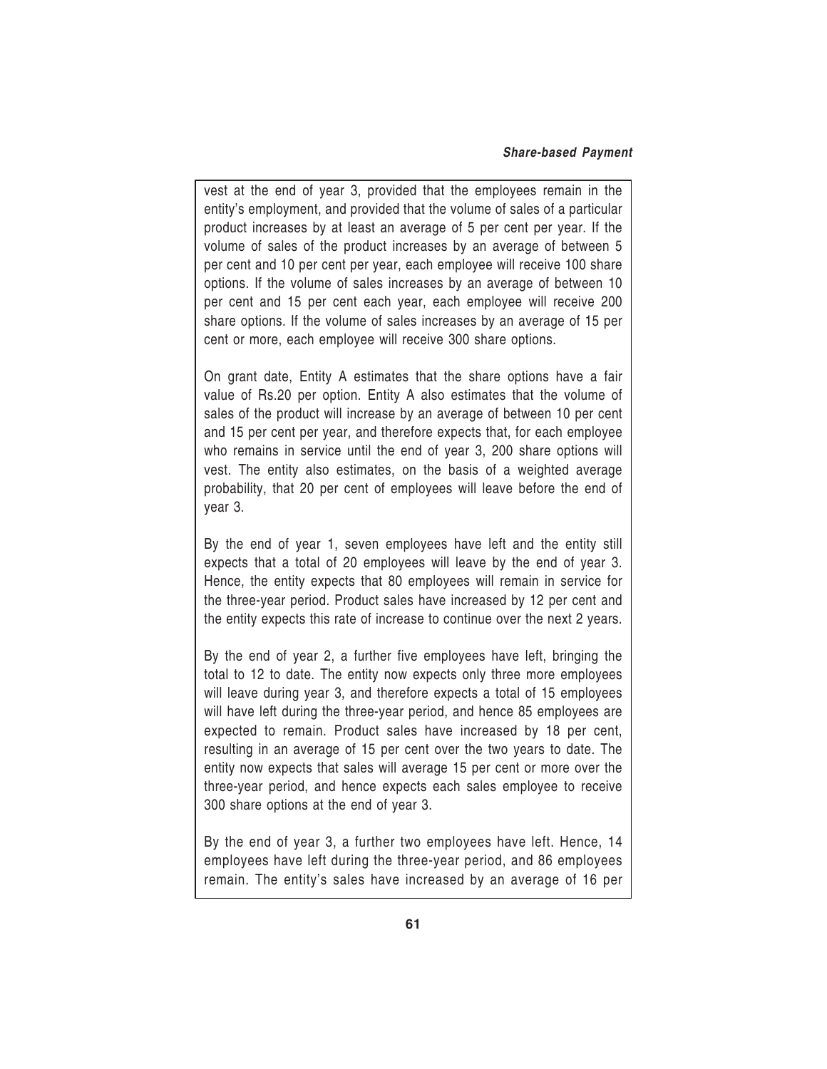vest at the end of year 3, provided that the employees remain in the entity's employment, and provided that the volume of sales of a particular product increases by at least an average of 5 per cent per year. If the volume of sales of the product increases by an average of between 5 per cent and 10 per cent per year, each employee will receive 100 share options. If the volume of sales increases by an average of between 10 per cent and 15 per cent each year, each employee will receive 200 share options. If the volume of sales increases by an average of 15 per cent or more, each employee will receive 300 share options.

On grant date, Entity A estimates that the share options have a fair value of Rs.20 per option. Entity A also estimates that the volume of sales of the product will increase by an average of between 10 per cent and 15 per cent per year, and therefore expects that, for each employee who remains in service until the end of year 3, 200 share options will vest. The entity also estimates, on the basis of a weighted average probability, that 20 per cent of employees will leave before the end of year 3.

By the end of year 1, seven employees have left and the entity still expects that a total of 20 employees will leave by the end of year 3. Hence, the entity expects that 80 employees will remain in service for the three-year period. Product sales have increased by 12 per cent and the entity expects this rate of increase to continue over the next 2 years.

By the end of year 2, a further five employees have left, bringing the total to 12 to date. The entity now expects only three more employees will leave during year 3, and therefore expects a total of 15 employees will have left during the three-year period, and hence 85 employees are expected to remain. Product sales have increased by 18 per cent, resulting in an average of 15 per cent over the two years to date. The entity now expects that sales will average 15 per cent or more over the three-year period, and hence expects each sales employee to receive 300 share options at the end of year 3.

By the end of year 3, a further two employees have left. Hence, 14 employees have left during the three-year period, and 86 employees remain. The entity's sales have increased by an average of 16 per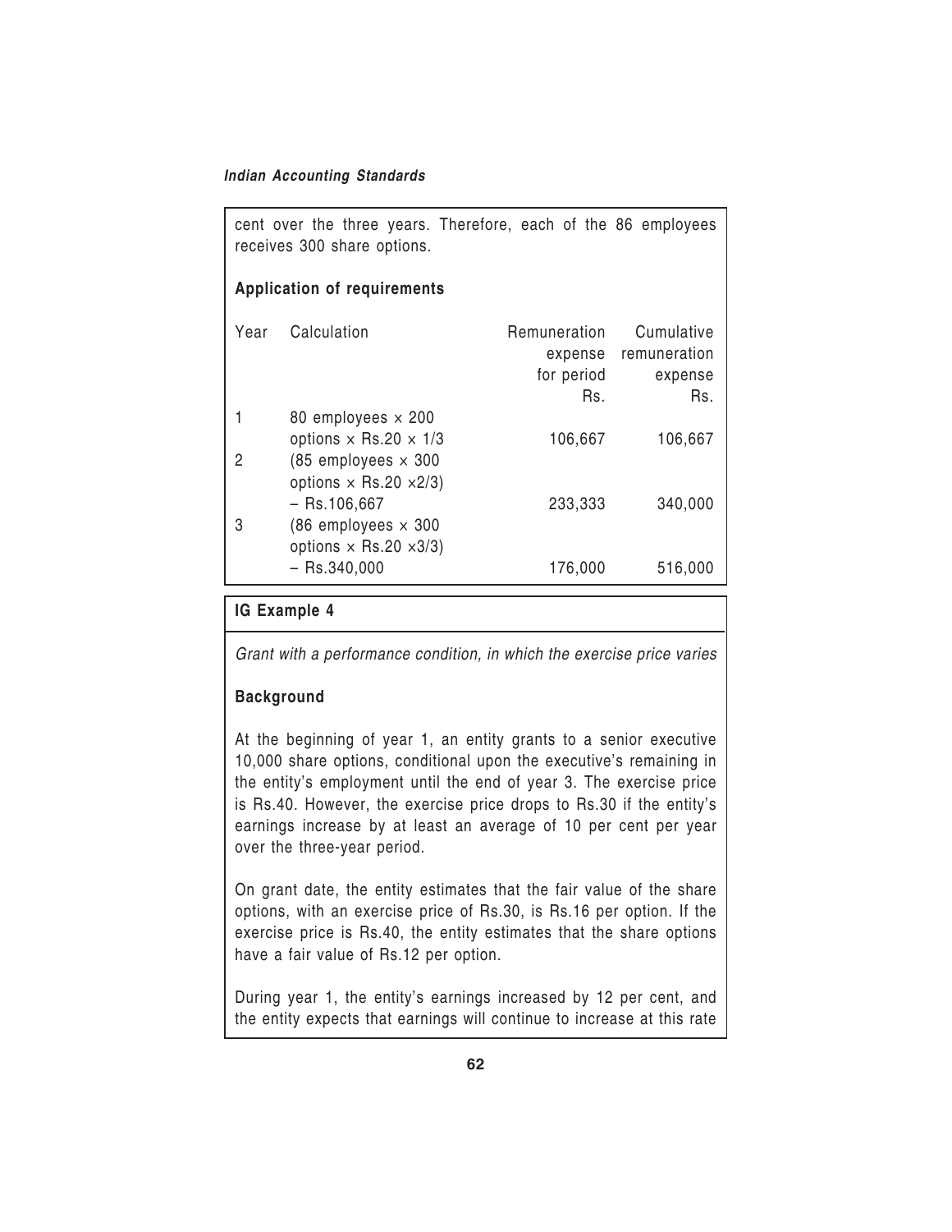cent over the three years. Therefore, each of the 86 employees receives 300 share options.

**Application of requirements**

| Year | Calculation | Remuneration expense for period Rs. | Cumulative remuneration expense Rs. |
|---|---|---|---|
| 1 | 80 employees × 200 options × Rs.20 × 1/3 | 106,667 | 106,667 |
| 2 | (85 employees × 300 options × Rs.20 ×2/3) – Rs.106,667 | 233,333 | 340,000 |
| 3 | (86 employees × 300 options × Rs.20 ×3/3) – Rs.340,000 | 176,000 | 516,000 |

**IG Example 4**

*Grant with a performance condition, in which the exercise price varies*

**Background**

At the beginning of year 1, an entity grants to a senior executive 10,000 share options, conditional upon the executive's remaining in the entity's employment until the end of year 3. The exercise price is Rs.40. However, the exercise price drops to Rs.30 if the entity's earnings increase by at least an average of 10 per cent per year over the three-year period.

On grant date, the entity estimates that the fair value of the share options, with an exercise price of Rs.30, is Rs.16 per option. If the exercise price is Rs.40, the entity estimates that the share options have a fair value of Rs.12 per option.

During year 1, the entity's earnings increased by 12 per cent, and the entity expects that earnings will continue to increase at this rate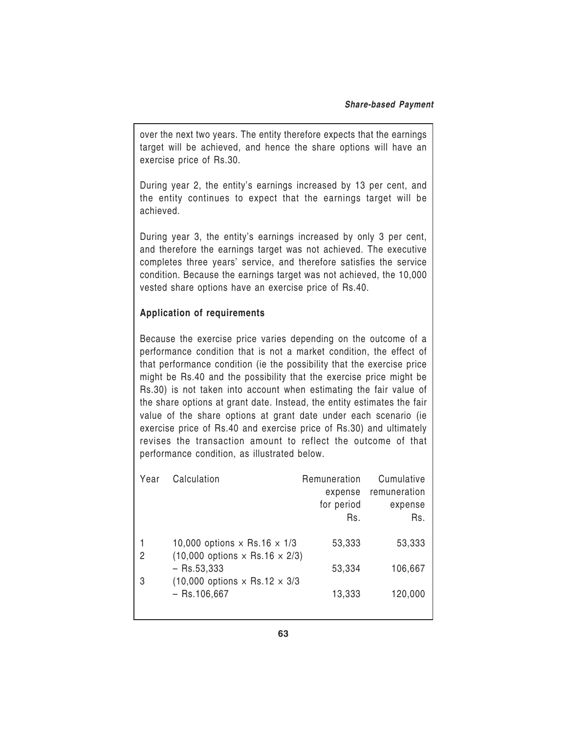over the next two years. The entity therefore expects that the earnings target will be achieved, and hence the share options will have an exercise price of Rs.30.

During year 2, the entity's earnings increased by 13 per cent, and the entity continues to expect that the earnings target will be achieved.

During year 3, the entity's earnings increased by only 3 per cent, and therefore the earnings target was not achieved. The executive completes three years' service, and therefore satisfies the service condition. Because the earnings target was not achieved, the 10,000 vested share options have an exercise price of Rs.40.

**Application of requirements**

Because the exercise price varies depending on the outcome of a performance condition that is not a market condition, the effect of that performance condition (ie the possibility that the exercise price might be Rs.40 and the possibility that the exercise price might be Rs.30) is not taken into account when estimating the fair value of the share options at grant date. Instead, the entity estimates the fair value of the share options at grant date under each scenario (ie exercise price of Rs.40 and exercise price of Rs.30) and ultimately revises the transaction amount to reflect the outcome of that performance condition, as illustrated below.

| Year | Calculation | Remuneration expense for period Rs. | Cumulative remuneration expense Rs. |
|---|---|---|---|
| 1 | 10,000 options × Rs.16 × 1/3 | 53,333 | 53,333 |
| 2 | (10,000 options × Rs.16 × 2/3) – Rs.53,333 | 53,334 | 106,667 |
| 3 | (10,000 options × Rs.12 × 3/3 – Rs.106,667 | 13,333 | 120,000 |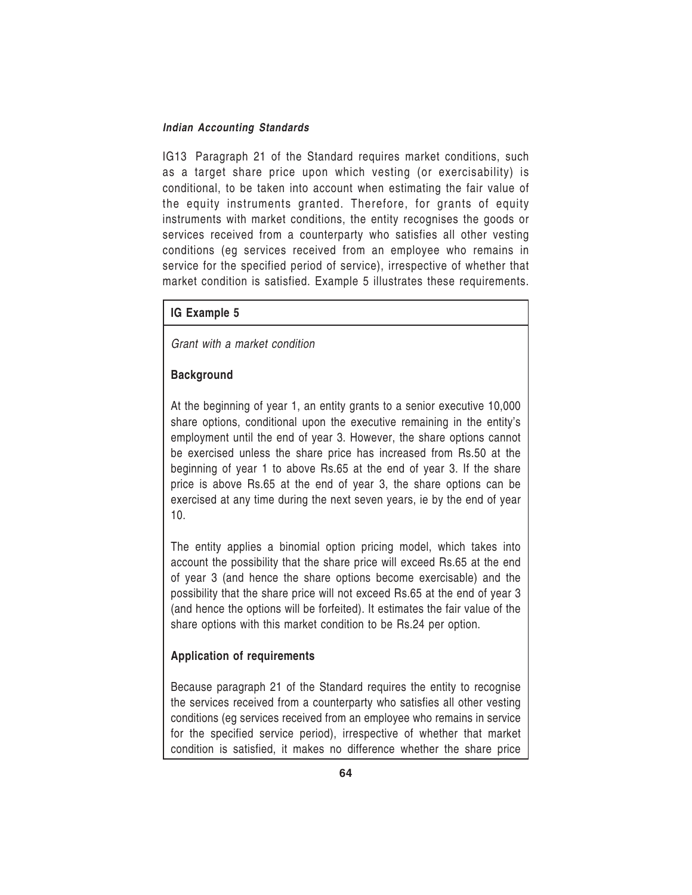IG13 Paragraph 21 of the Standard requires market conditions, such as a target share price upon which vesting (or exercisability) is conditional, to be taken into account when estimating the fair value of the equity instruments granted. Therefore, for grants of equity instruments with market conditions, the entity recognises the goods or services received from a counterparty who satisfies all other vesting conditions (eg services received from an employee who remains in service for the specified period of service), irrespective of whether that market condition is satisfied. Example 5 illustrates these requirements.

**IG Example 5**

*Grant with a market condition*

**Background**

At the beginning of year 1, an entity grants to a senior executive 10,000 share options, conditional upon the executive remaining in the entity's employment until the end of year 3. However, the share options cannot be exercised unless the share price has increased from Rs.50 at the beginning of year 1 to above Rs.65 at the end of year 3. If the share price is above Rs.65 at the end of year 3, the share options can be exercised at any time during the next seven years, ie by the end of year 10.

The entity applies a binomial option pricing model, which takes into account the possibility that the share price will exceed Rs.65 at the end of year 3 (and hence the share options become exercisable) and the possibility that the share price will not exceed Rs.65 at the end of year 3 (and hence the options will be forfeited). It estimates the fair value of the share options with this market condition to be Rs.24 per option.

**Application of requirements**

Because paragraph 21 of the Standard requires the entity to recognise the services received from a counterparty who satisfies all other vesting conditions (eg services received from an employee who remains in service for the specified service period), irrespective of whether that market condition is satisfied, it makes no difference whether the share price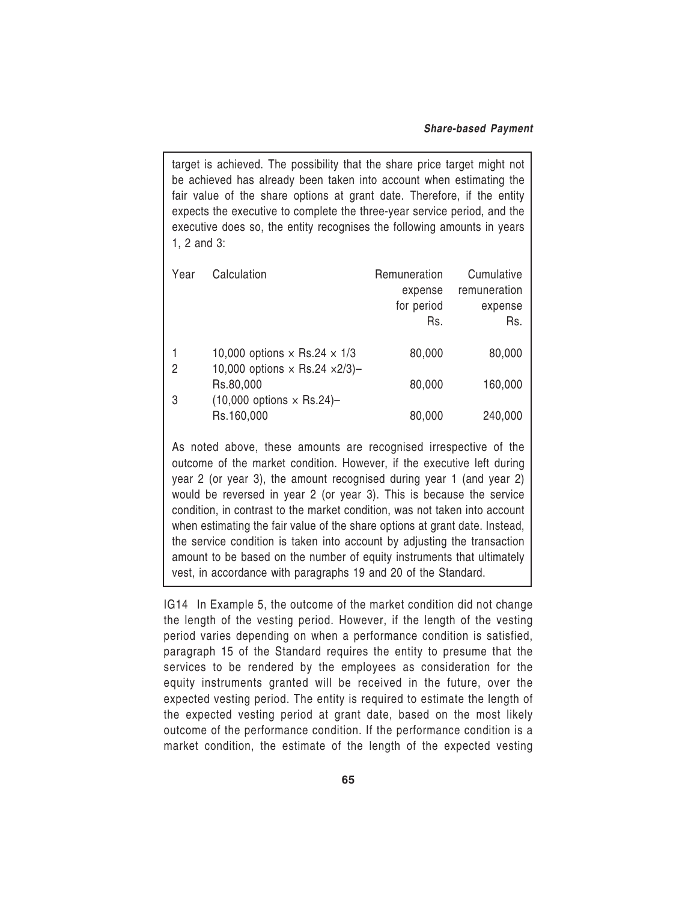target is achieved. The possibility that the share price target might not be achieved has already been taken into account when estimating the fair value of the share options at grant date. Therefore, if the entity expects the executive to complete the three-year service period, and the executive does so, the entity recognises the following amounts in years 1, 2 and 3:

| Year | Calculation | Remuneration expense for period Rs. | Cumulative remuneration expense Rs. |
|---|---|---|---|
| 1 | 10,000 options × Rs.24 × 1/3 | 80,000 | 80,000 |
| 2 | 10,000 options × Rs.24 ×2/3)– Rs.80,000 | 80,000 | 160,000 |
| 3 | (10,000 options × Rs.24)– Rs.160,000 | 80,000 | 240,000 |

As noted above, these amounts are recognised irrespective of the outcome of the market condition. However, if the executive left during year 2 (or year 3), the amount recognised during year 1 (and year 2) would be reversed in year 2 (or year 3). This is because the service condition, in contrast to the market condition, was not taken into account when estimating the fair value of the share options at grant date. Instead, the service condition is taken into account by adjusting the transaction amount to be based on the number of equity instruments that ultimately vest, in accordance with paragraphs 19 and 20 of the Standard.

IG14 In Example 5, the outcome of the market condition did not change the length of the vesting period. However, if the length of the vesting period varies depending on when a performance condition is satisfied, paragraph 15 of the Standard requires the entity to presume that the services to be rendered by the employees as consideration for the equity instruments granted will be received in the future, over the expected vesting period. The entity is required to estimate the length of the expected vesting period at grant date, based on the most likely outcome of the performance condition. If the performance condition is a market condition, the estimate of the length of the expected vesting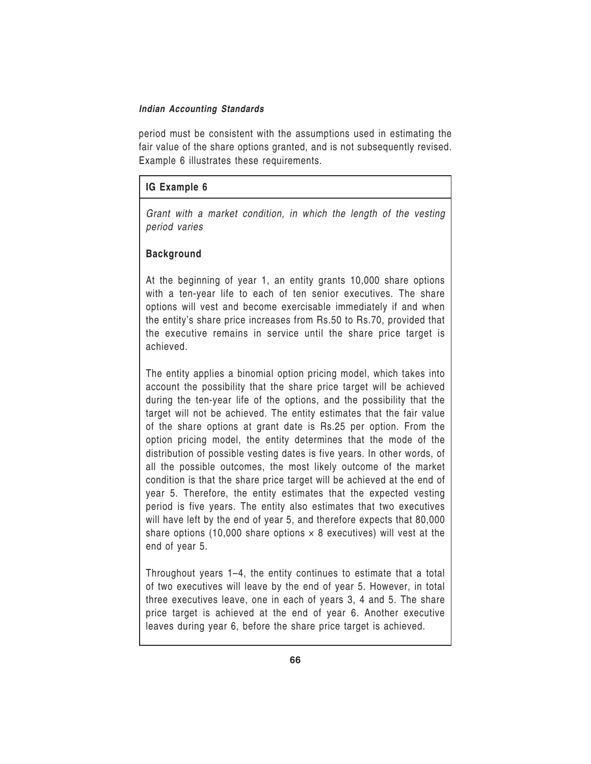period must be consistent with the assumptions used in estimating the fair value of the share options granted, and is not subsequently revised. Example 6 illustrates these requirements.

**IG Example 6**

*Grant with a market condition, in which the length of the vesting period varies*

**Background**

At the beginning of year 1, an entity grants 10,000 share options with a ten-year life to each of ten senior executives. The share options will vest and become exercisable immediately if and when the entity's share price increases from Rs.50 to Rs.70, provided that the executive remains in service until the share price target is achieved.

The entity applies a binomial option pricing model, which takes into account the possibility that the share price target will be achieved during the ten-year life of the options, and the possibility that the target will not be achieved. The entity estimates that the fair value of the share options at grant date is Rs.25 per option. From the option pricing model, the entity determines that the mode of the distribution of possible vesting dates is five years. In other words, of all the possible outcomes, the most likely outcome of the market condition is that the share price target will be achieved at the end of year 5. Therefore, the entity estimates that the expected vesting period is five years. The entity also estimates that two executives will have left by the end of year 5, and therefore expects that 80,000 share options (10,000 share options × 8 executives) will vest at the end of year 5.

Throughout years 1–4, the entity continues to estimate that a total of two executives will leave by the end of year 5. However, in total three executives leave, one in each of years 3, 4 and 5. The share price target is achieved at the end of year 6. Another executive leaves during year 6, before the share price target is achieved.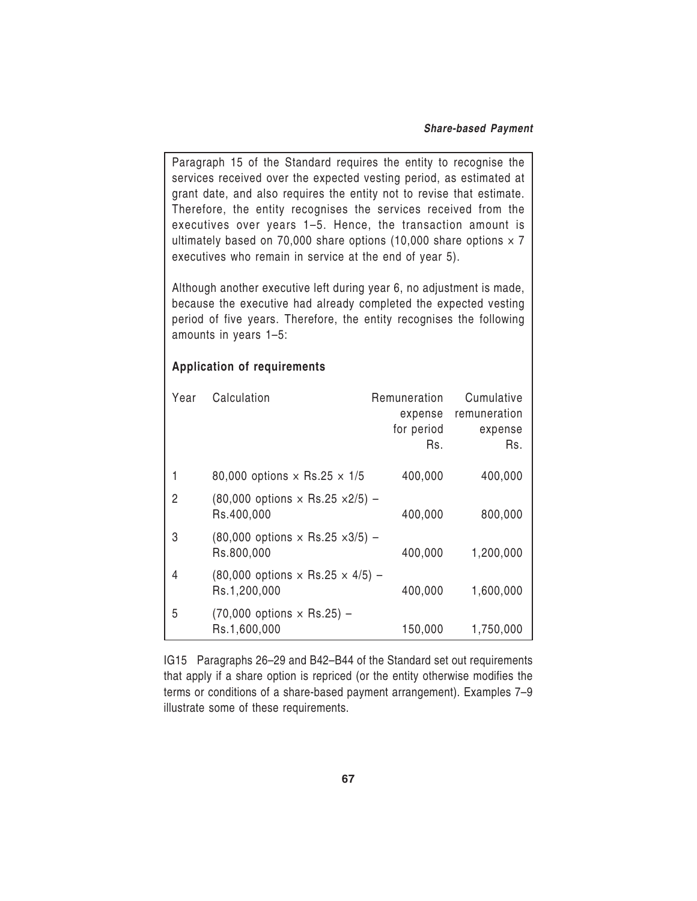Paragraph 15 of the Standard requires the entity to recognise the services received over the expected vesting period, as estimated at grant date, and also requires the entity not to revise that estimate. Therefore, the entity recognises the services received from the executives over years 1–5. Hence, the transaction amount is ultimately based on 70,000 share options (10,000 share options × 7 executives who remain in service at the end of year 5).

Although another executive left during year 6, no adjustment is made, because the executive had already completed the expected vesting period of five years. Therefore, the entity recognises the following amounts in years 1–5:

**Application of requirements**

| Year | Calculation | Remuneration expense for period Rs. | Cumulative remuneration expense Rs. |
|---|---|---|---|
| 1 | 80,000 options × Rs.25 × 1/5 | 400,000 | 400,000 |
| 2 | (80,000 options × Rs.25 ×2/5) – Rs.400,000 | 400,000 | 800,000 |
| 3 | (80,000 options × Rs.25 ×3/5) – Rs.800,000 | 400,000 | 1,200,000 |
| 4 | (80,000 options × Rs.25 × 4/5) – Rs.1,200,000 | 400,000 | 1,600,000 |
| 5 | (70,000 options × Rs.25) – Rs.1,600,000 | 150,000 | 1,750,000 |

IG15 Paragraphs 26–29 and B42–B44 of the Standard set out requirements that apply if a share option is repriced (or the entity otherwise modifies the terms or conditions of a share-based payment arrangement). Examples 7–9 illustrate some of these requirements.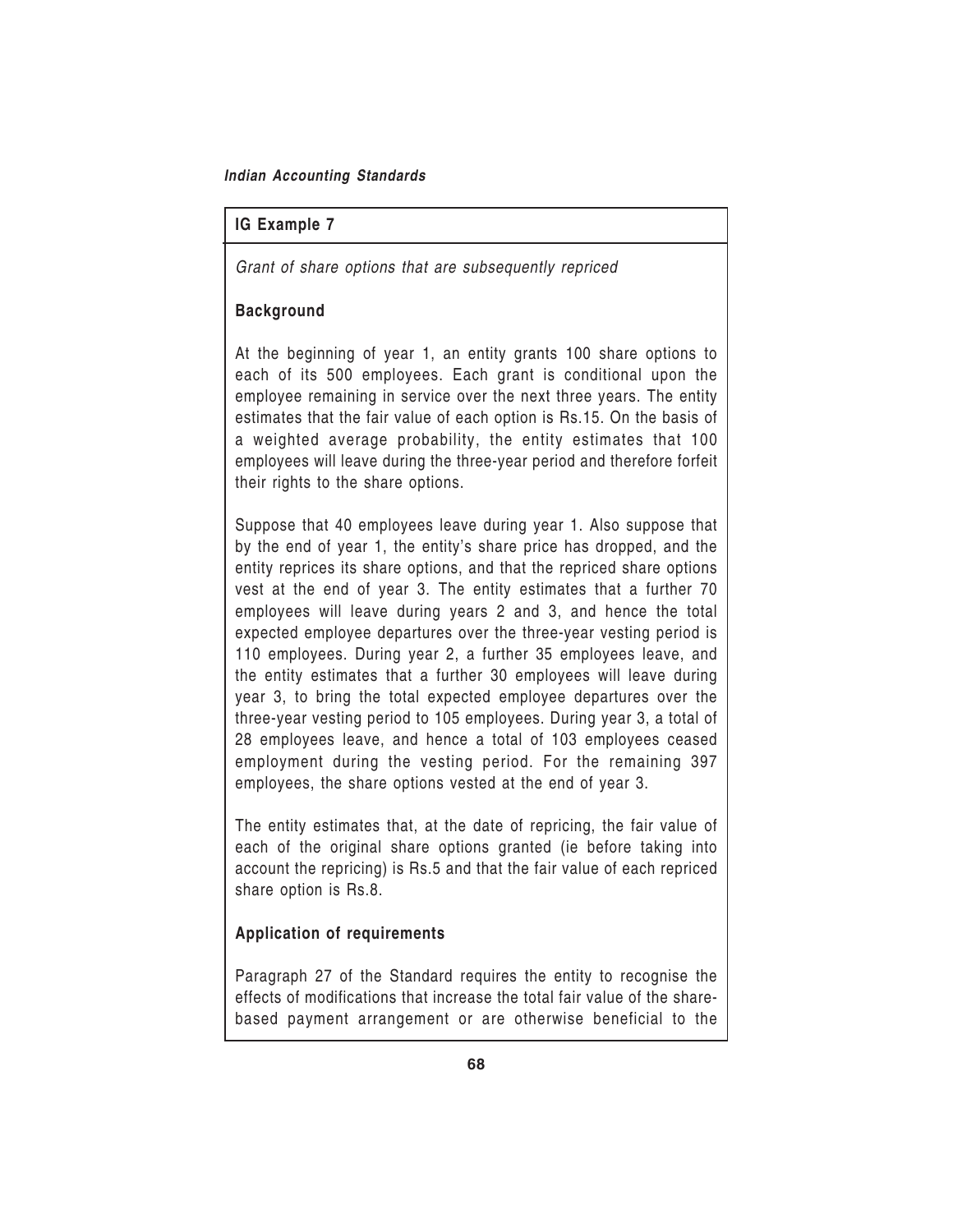### IG Example 7

*Grant of share options that are subsequently repriced*

**Background**

At the beginning of year 1, an entity grants 100 share options to each of its 500 employees. Each grant is conditional upon the employee remaining in service over the next three years. The entity estimates that the fair value of each option is Rs.15. On the basis of a weighted average probability, the entity estimates that 100 employees will leave during the three-year period and therefore forfeit their rights to the share options.

Suppose that 40 employees leave during year 1. Also suppose that by the end of year 1, the entity's share price has dropped, and the entity reprices its share options, and that the repriced share options vest at the end of year 3. The entity estimates that a further 70 employees will leave during years 2 and 3, and hence the total expected employee departures over the three-year vesting period is 110 employees. During year 2, a further 35 employees leave, and the entity estimates that a further 30 employees will leave during year 3, to bring the total expected employee departures over the three-year vesting period to 105 employees. During year 3, a total of 28 employees leave, and hence a total of 103 employees ceased employment during the vesting period. For the remaining 397 employees, the share options vested at the end of year 3.

The entity estimates that, at the date of repricing, the fair value of each of the original share options granted (ie before taking into account the repricing) is Rs.5 and that the fair value of each repriced share option is Rs.8.

**Application of requirements**

Paragraph 27 of the Standard requires the entity to recognise the effects of modifications that increase the total fair value of the share-based payment arrangement or are otherwise beneficial to the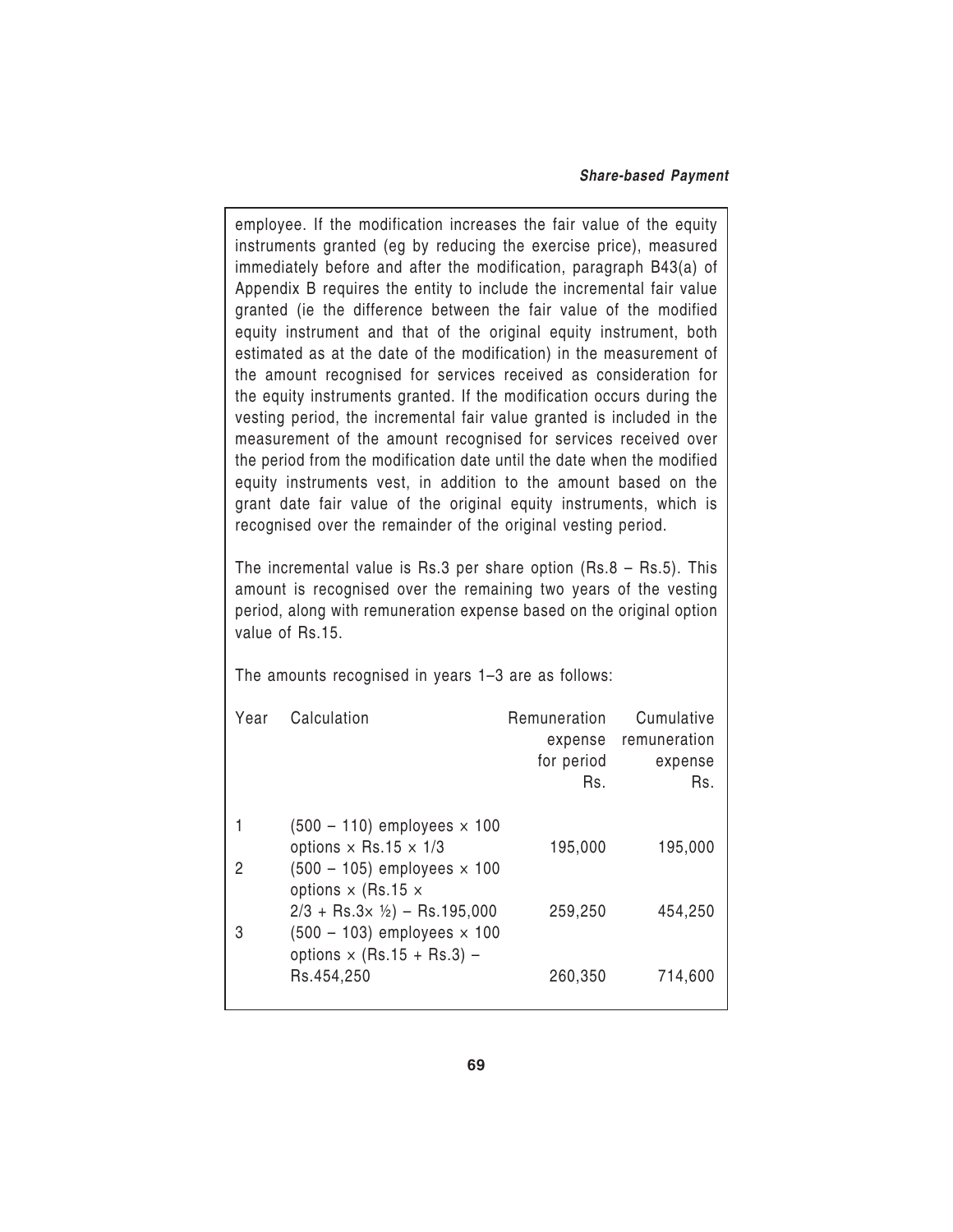employee. If the modification increases the fair value of the equity instruments granted (eg by reducing the exercise price), measured immediately before and after the modification, paragraph B43(a) of Appendix B requires the entity to include the incremental fair value granted (ie the difference between the fair value of the modified equity instrument and that of the original equity instrument, both estimated as at the date of the modification) in the measurement of the amount recognised for services received as consideration for the equity instruments granted. If the modification occurs during the vesting period, the incremental fair value granted is included in the measurement of the amount recognised for services received over the period from the modification date until the date when the modified equity instruments vest, in addition to the amount based on the grant date fair value of the original equity instruments, which is recognised over the remainder of the original vesting period.

The incremental value is Rs.3 per share option (Rs.8 – Rs.5). This amount is recognised over the remaining two years of the vesting period, along with remuneration expense based on the original option value of Rs.15.

The amounts recognised in years 1–3 are as follows:

| Year | Calculation | Remuneration expense for period Rs. | Cumulative remuneration expense Rs. |
|---|---|---|---|
| 1 | (500 – 110) employees × 100 options × Rs.15 × 1/3 | 195,000 | 195,000 |
| 2 | (500 – 105) employees × 100 options × (Rs.15 × 2/3 + Rs.3× ½) – Rs.195,000 | 259,250 | 454,250 |
| 3 | (500 – 103) employees × 100 options × (Rs.15 + Rs.3) – Rs.454,250 | 260,350 | 714,600 |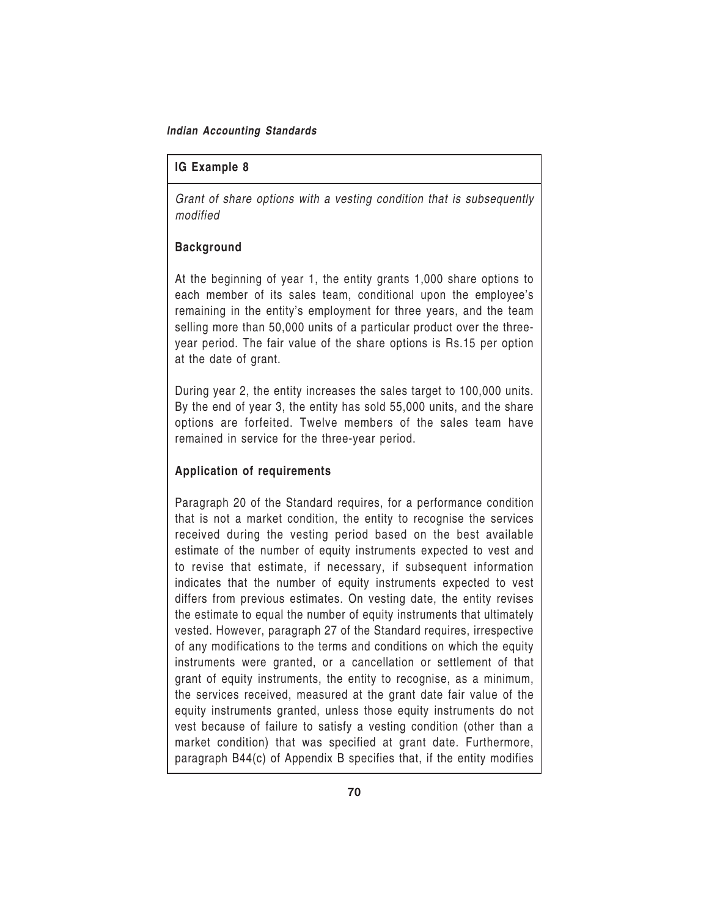## IG Example 8

*Grant of share options with a vesting condition that is subsequently modified*

### Background

At the beginning of year 1, the entity grants 1,000 share options to each member of its sales team, conditional upon the employee's remaining in the entity's employment for three years, and the team selling more than 50,000 units of a particular product over the three-year period. The fair value of the share options is Rs.15 per option at the date of grant.

During year 2, the entity increases the sales target to 100,000 units. By the end of year 3, the entity has sold 55,000 units, and the share options are forfeited. Twelve members of the sales team have remained in service for the three-year period.

### Application of requirements

Paragraph 20 of the Standard requires, for a performance condition that is not a market condition, the entity to recognise the services received during the vesting period based on the best available estimate of the number of equity instruments expected to vest and to revise that estimate, if necessary, if subsequent information indicates that the number of equity instruments expected to vest differs from previous estimates. On vesting date, the entity revises the estimate to equal the number of equity instruments that ultimately vested. However, paragraph 27 of the Standard requires, irrespective of any modifications to the terms and conditions on which the equity instruments were granted, or a cancellation or settlement of that grant of equity instruments, the entity to recognise, as a minimum, the services received, measured at the grant date fair value of the equity instruments granted, unless those equity instruments do not vest because of failure to satisfy a vesting condition (other than a market condition) that was specified at grant date. Furthermore, paragraph B44(c) of Appendix B specifies that, if the entity modifies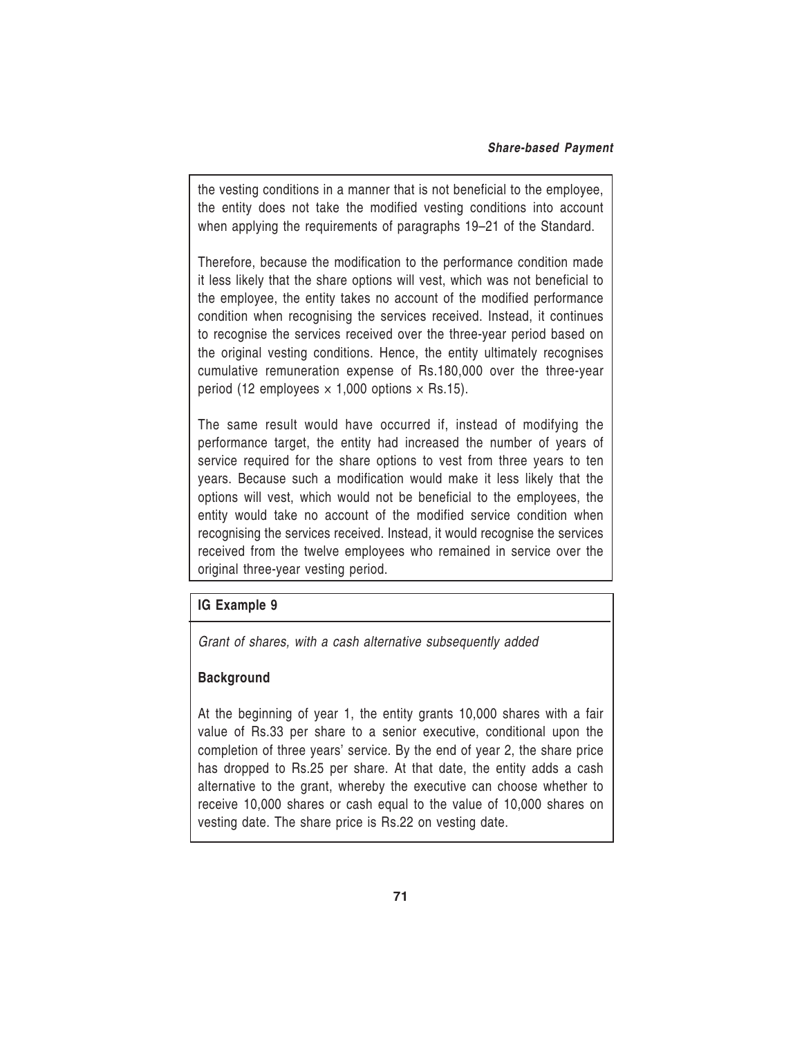the vesting conditions in a manner that is not beneficial to the employee, the entity does not take the modified vesting conditions into account when applying the requirements of paragraphs 19–21 of the Standard.

Therefore, because the modification to the performance condition made it less likely that the share options will vest, which was not beneficial to the employee, the entity takes no account of the modified performance condition when recognising the services received. Instead, it continues to recognise the services received over the three-year period based on the original vesting conditions. Hence, the entity ultimately recognises cumulative remuneration expense of Rs.180,000 over the three-year period (12 employees × 1,000 options × Rs.15).

The same result would have occurred if, instead of modifying the performance target, the entity had increased the number of years of service required for the share options to vest from three years to ten years. Because such a modification would make it less likely that the options will vest, which would not be beneficial to the employees, the entity would take no account of the modified service condition when recognising the services received. Instead, it would recognise the services received from the twelve employees who remained in service over the original three-year vesting period.

**IG Example 9**

*Grant of shares, with a cash alternative subsequently added*

**Background**

At the beginning of year 1, the entity grants 10,000 shares with a fair value of Rs.33 per share to a senior executive, conditional upon the completion of three years' service. By the end of year 2, the share price has dropped to Rs.25 per share. At that date, the entity adds a cash alternative to the grant, whereby the executive can choose whether to receive 10,000 shares or cash equal to the value of 10,000 shares on vesting date. The share price is Rs.22 on vesting date.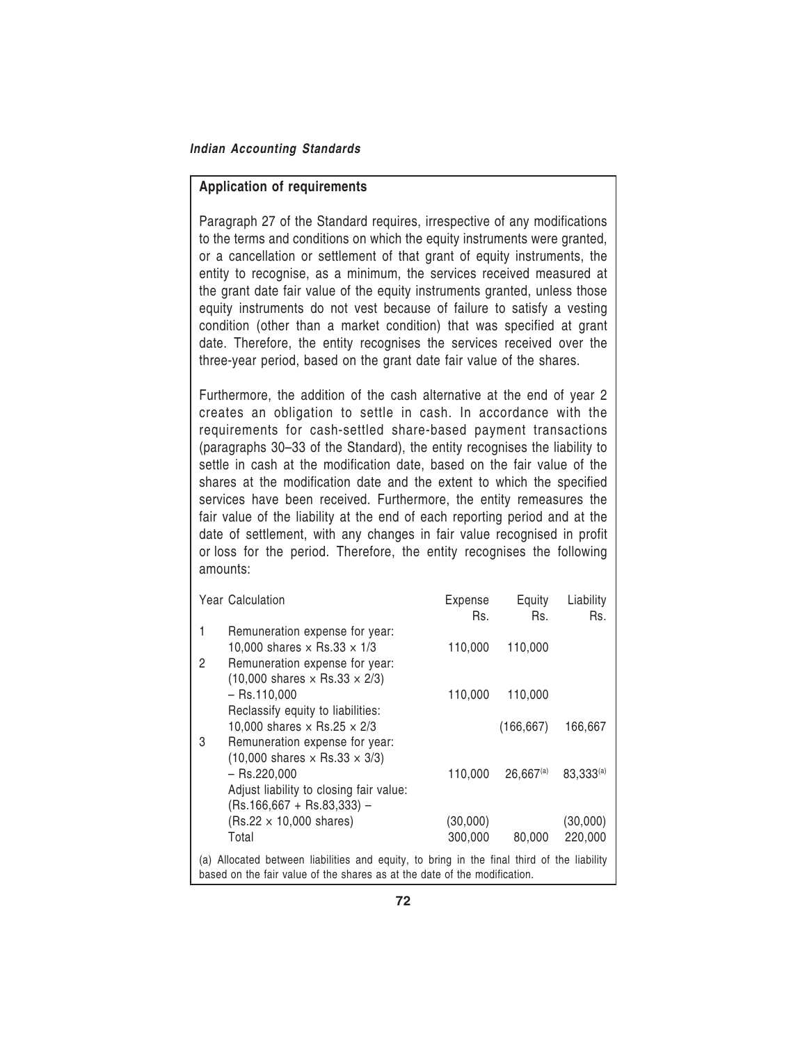**Application of requirements**

Paragraph 27 of the Standard requires, irrespective of any modifications to the terms and conditions on which the equity instruments were granted, or a cancellation or settlement of that grant of equity instruments, the entity to recognise, as a minimum, the services received measured at the grant date fair value of the equity instruments granted, unless those equity instruments do not vest because of failure to satisfy a vesting condition (other than a market condition) that was specified at grant date. Therefore, the entity recognises the services received over the three-year period, based on the grant date fair value of the shares.

Furthermore, the addition of the cash alternative at the end of year 2 creates an obligation to settle in cash. In accordance with the requirements for cash-settled share-based payment transactions (paragraphs 30–33 of the Standard), the entity recognises the liability to settle in cash at the modification date, based on the fair value of the shares at the modification date and the extent to which the specified services have been received. Furthermore, the entity remeasures the fair value of the liability at the end of each reporting period and at the date of settlement, with any changes in fair value recognised in profit or loss for the period. Therefore, the entity recognises the following amounts:

| Year | Calculation | Expense Rs. | Equity Rs. | Liability Rs. |
|---|---|---|---|---|
| 1 | Remuneration expense for year: 10,000 shares × Rs.33 × 1/3 | 110,000 | 110,000 | |
| 2 | Remuneration expense for year: (10,000 shares × Rs.33 × 2/3) – Rs.110,000 | 110,000 | 110,000 | |
| | Reclassify equity to liabilities: 10,000 shares × Rs.25 × 2/3 | | (166,667) | 166,667 |
| 3 | Remuneration expense for year: (10,000 shares × Rs.33 × 3/3) – Rs.220,000 | 110,000 | 26,667[(a)] | 83,333[(a)] |
| | Adjust liability to closing fair value: (Rs.166,667 + Rs.83,333) – (Rs.22 × 10,000 shares) | (30,000) | | (30,000) |
| | Total | 300,000 | 80,000 | 220,000 |

(a) Allocated between liabilities and equity, to bring in the final third of the liability based on the fair value of the shares as at the date of the modification.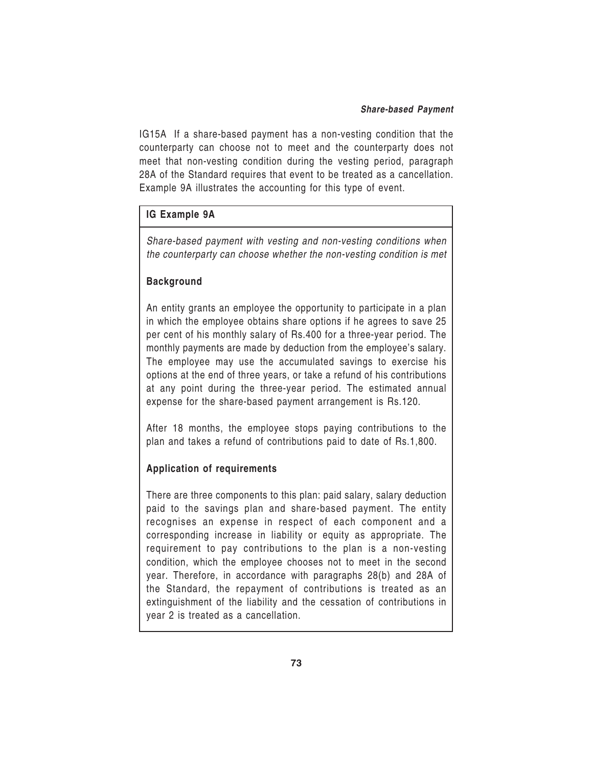IG15A If a share-based payment has a non-vesting condition that the counterparty can choose not to meet and the counterparty does not meet that non-vesting condition during the vesting period, paragraph 28A of the Standard requires that event to be treated as a cancellation. Example 9A illustrates the accounting for this type of event.

### IG Example 9A

*Share-based payment with vesting and non-vesting conditions when the counterparty can choose whether the non-vesting condition is met*

**Background**

An entity grants an employee the opportunity to participate in a plan in which the employee obtains share options if he agrees to save 25 per cent of his monthly salary of Rs.400 for a three-year period. The monthly payments are made by deduction from the employee's salary. The employee may use the accumulated savings to exercise his options at the end of three years, or take a refund of his contributions at any point during the three-year period. The estimated annual expense for the share-based payment arrangement is Rs.120.

After 18 months, the employee stops paying contributions to the plan and takes a refund of contributions paid to date of Rs.1,800.

**Application of requirements**

There are three components to this plan: paid salary, salary deduction paid to the savings plan and share-based payment. The entity recognises an expense in respect of each component and a corresponding increase in liability or equity as appropriate. The requirement to pay contributions to the plan is a non-vesting condition, which the employee chooses not to meet in the second year. Therefore, in accordance with paragraphs 28(b) and 28A of the Standard, the repayment of contributions is treated as an extinguishment of the liability and the cessation of contributions in year 2 is treated as a cancellation.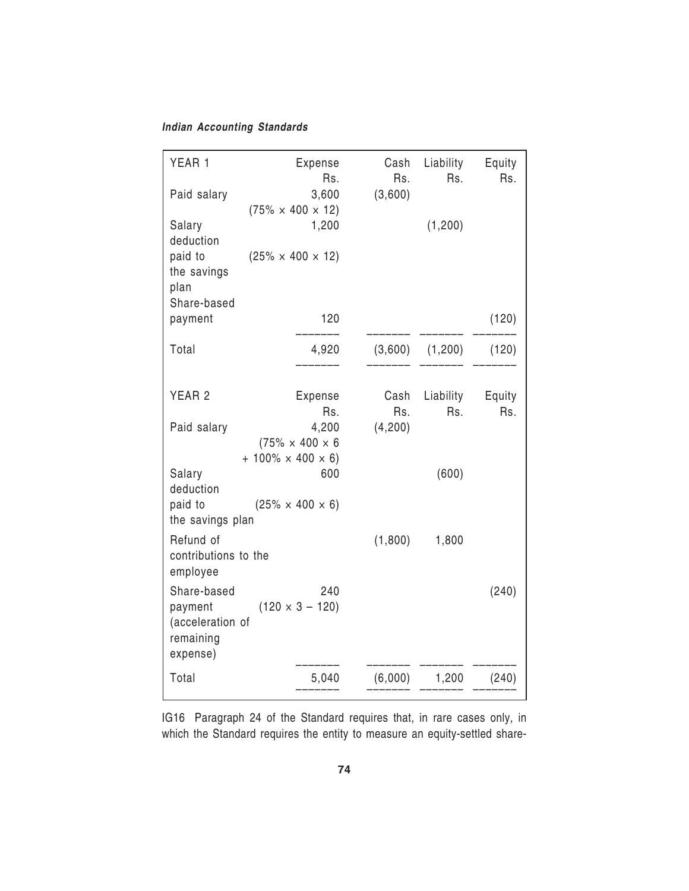| YEAR 1 | Expense Rs. | Cash Rs. | Liability Rs. | Equity Rs. |
|---|---|---|---|---|
| Paid salary | 3,600 (75% × 400 × 12) | (3,600) | | |
| Salary deduction paid to the savings plan | 1,200 (25% × 400 × 12) | | (1,200) | |
| Share-based payment | 120 | | | (120) |
| Total | 4,920 | (3,600) | (1,200) | (120) |

| YEAR 2 | Expense Rs. | Cash Rs. | Liability Rs. | Equity Rs. |
|---|---|---|---|---|
| Paid salary | 4,200 (75% × 400 × 6 + 100% × 400 × 6) | (4,200) | | |
| Salary deduction paid to the savings plan | 600 (25% × 400 × 6) | | (600) | |
| Refund of contributions to the employee | | (1,800) | 1,800 | |
| Share-based payment (acceleration of remaining expense) | 240 (120 × 3 – 120) | | | (240) |
| Total | 5,040 | (6,000) | 1,200 | (240) |

IG16 Paragraph 24 of the Standard requires that, in rare cases only, in which the Standard requires the entity to measure an equity-settled share-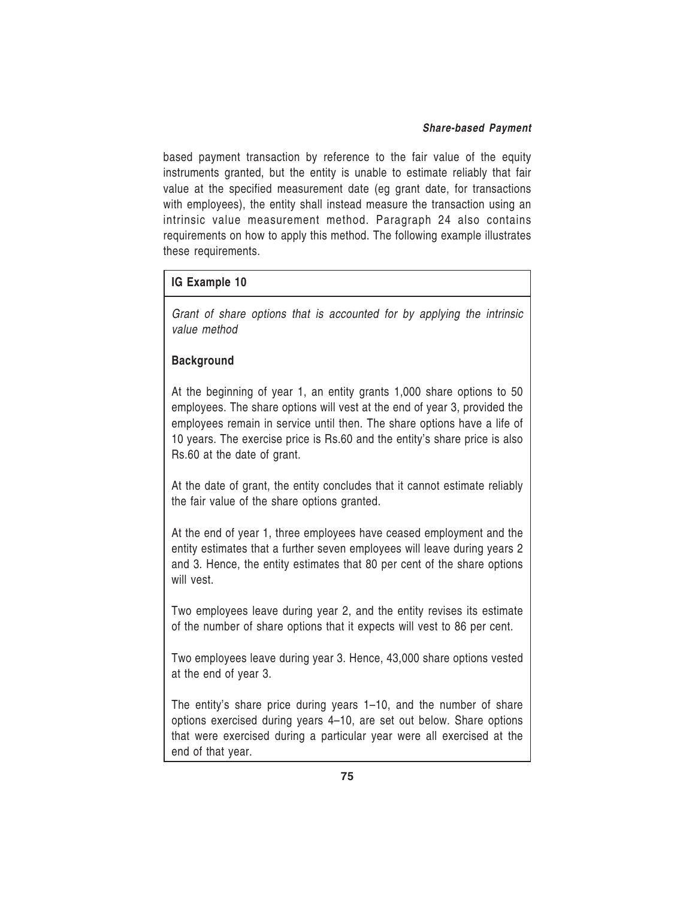based payment transaction by reference to the fair value of the equity instruments granted, but the entity is unable to estimate reliably that fair value at the specified measurement date (eg grant date, for transactions with employees), the entity shall instead measure the transaction using an intrinsic value measurement method. Paragraph 24 also contains requirements on how to apply this method. The following example illustrates these requirements.

**IG Example 10**

*Grant of share options that is accounted for by applying the intrinsic value method*

**Background**

At the beginning of year 1, an entity grants 1,000 share options to 50 employees. The share options will vest at the end of year 3, provided the employees remain in service until then. The share options have a life of 10 years. The exercise price is Rs.60 and the entity's share price is also Rs.60 at the date of grant.

At the date of grant, the entity concludes that it cannot estimate reliably the fair value of the share options granted.

At the end of year 1, three employees have ceased employment and the entity estimates that a further seven employees will leave during years 2 and 3. Hence, the entity estimates that 80 per cent of the share options will vest.

Two employees leave during year 2, and the entity revises its estimate of the number of share options that it expects will vest to 86 per cent.

Two employees leave during year 3. Hence, 43,000 share options vested at the end of year 3.

The entity's share price during years 1–10, and the number of share options exercised during years 4–10, are set out below. Share options that were exercised during a particular year were all exercised at the end of that year.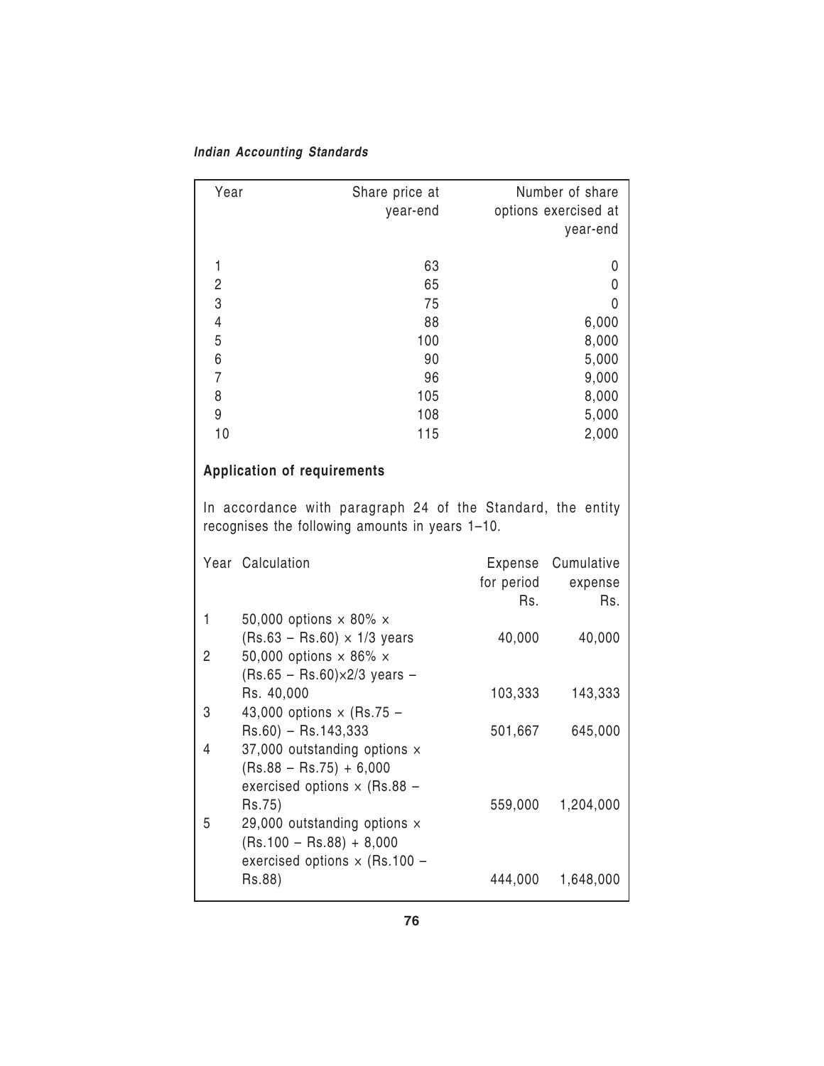| Year | Share price at year-end | Number of share options exercised at year-end |
|---|---|---|
| 1 | 63 | 0 |
| 2 | 65 | 0 |
| 3 | 75 | 0 |
| 4 | 88 | 6,000 |
| 5 | 100 | 8,000 |
| 6 | 90 | 5,000 |
| 7 | 96 | 9,000 |
| 8 | 105 | 8,000 |
| 9 | 108 | 5,000 |
| 10 | 115 | 2,000 |

**Application of requirements**

In accordance with paragraph 24 of the Standard, the entity recognises the following amounts in years 1–10.

| Year | Calculation | Expense for period Rs. | Cumulative expense Rs. |
|---|---|---|---|
| 1 | 50,000 options × 80% × (Rs.63 – Rs.60) × 1/3 years | 40,000 | 40,000 |
| 2 | 50,000 options × 86% × (Rs.65 – Rs.60)×2/3 years – Rs. 40,000 | 103,333 | 143,333 |
| 3 | 43,000 options × (Rs.75 – Rs.60) – Rs.143,333 | 501,667 | 645,000 |
| 4 | 37,000 outstanding options × (Rs.88 – Rs.75) + 6,000 exercised options × (Rs.88 – Rs.75) | 559,000 | 1,204,000 |
| 5 | 29,000 outstanding options × (Rs.100 – Rs.88) + 8,000 exercised options × (Rs.100 – Rs.88) | 444,000 | 1,648,000 |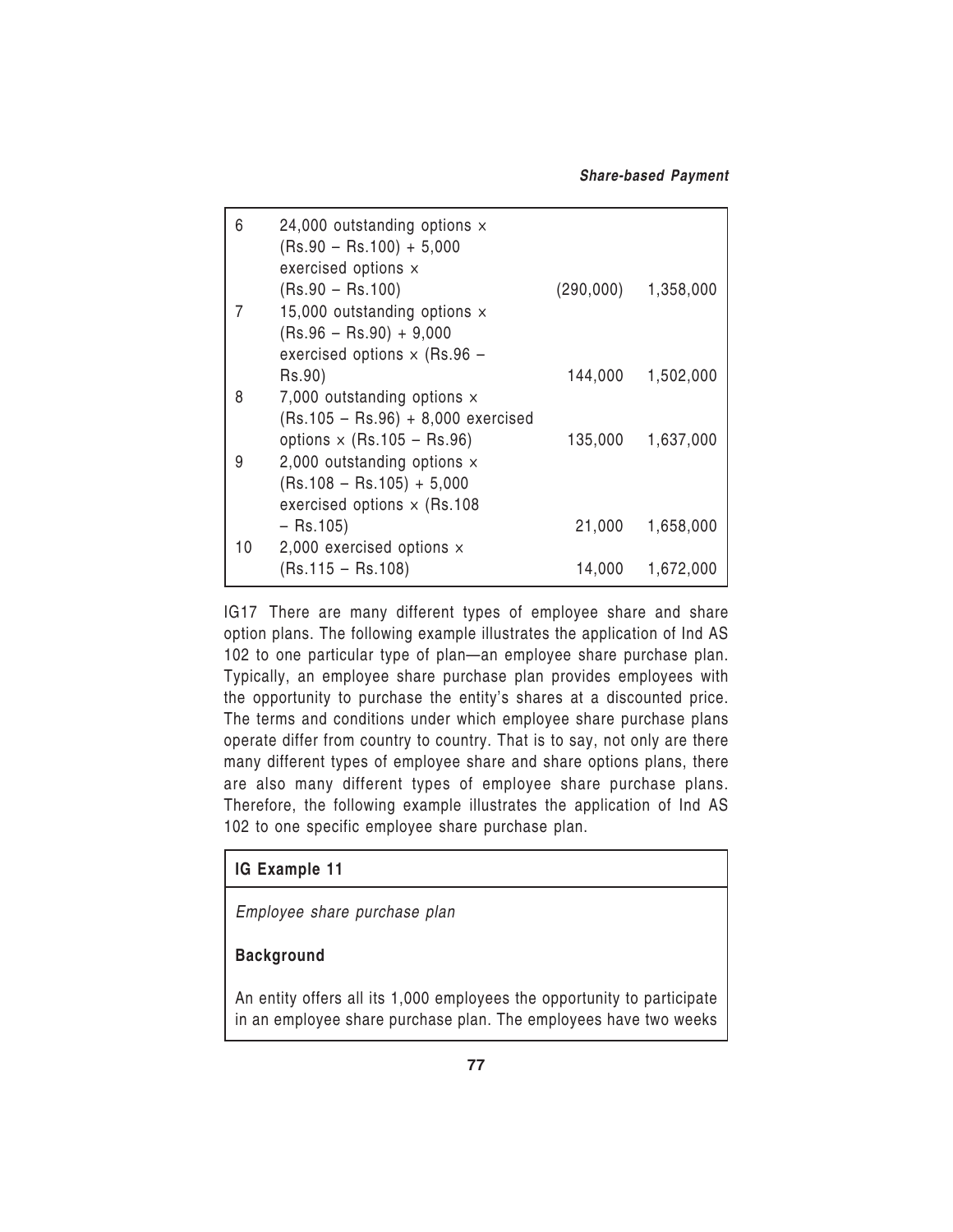| | | | |
|---|---|---|---|
| 6 | 24,000 outstanding options × (Rs.90 – Rs.100) + 5,000 exercised options × (Rs.90 – Rs.100) | (290,000) | 1,358,000 |
| 7 | 15,000 outstanding options × (Rs.96 – Rs.90) + 9,000 exercised options × (Rs.96 – Rs.90) | 144,000 | 1,502,000 |
| 8 | 7,000 outstanding options × (Rs.105 – Rs.96) + 8,000 exercised options × (Rs.105 – Rs.96) | 135,000 | 1,637,000 |
| 9 | 2,000 outstanding options × (Rs.108 – Rs.105) + 5,000 exercised options × (Rs.108 – Rs.105) | 21,000 | 1,658,000 |
| 10 | 2,000 exercised options × (Rs.115 – Rs.108) | 14,000 | 1,672,000 |

IG17 There are many different types of employee share and share option plans. The following example illustrates the application of Ind AS 102 to one particular type of plan—an employee share purchase plan. Typically, an employee share purchase plan provides employees with the opportunity to purchase the entity's shares at a discounted price. The terms and conditions under which employee share purchase plans operate differ from country to country. That is to say, not only are there many different types of employee share and share options plans, there are also many different types of employee share purchase plans. Therefore, the following example illustrates the application of Ind AS 102 to one specific employee share purchase plan.

**IG Example 11**

*Employee share purchase plan*

**Background**

An entity offers all its 1,000 employees the opportunity to participate in an employee share purchase plan. The employees have two weeks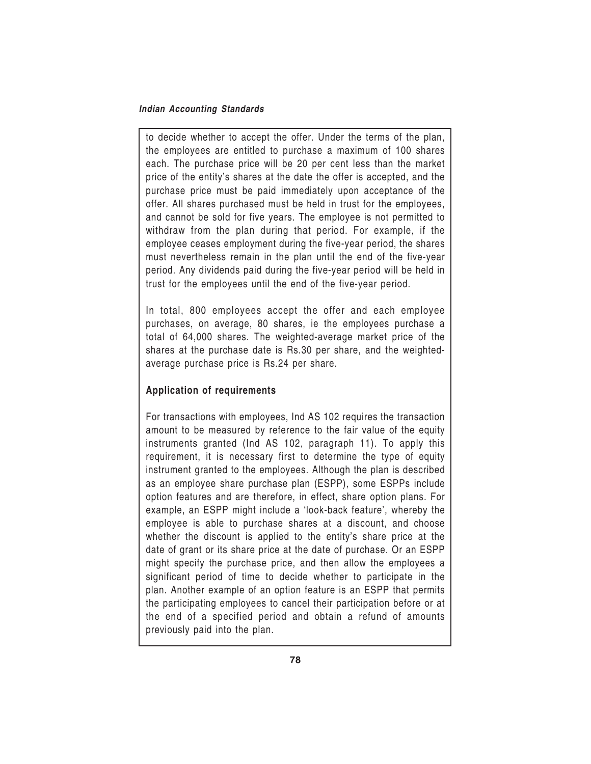to decide whether to accept the offer. Under the terms of the plan, the employees are entitled to purchase a maximum of 100 shares each. The purchase price will be 20 per cent less than the market price of the entity's shares at the date the offer is accepted, and the purchase price must be paid immediately upon acceptance of the offer. All shares purchased must be held in trust for the employees, and cannot be sold for five years. The employee is not permitted to withdraw from the plan during that period. For example, if the employee ceases employment during the five-year period, the shares must nevertheless remain in the plan until the end of the five-year period. Any dividends paid during the five-year period will be held in trust for the employees until the end of the five-year period.

In total, 800 employees accept the offer and each employee purchases, on average, 80 shares, ie the employees purchase a total of 64,000 shares. The weighted-average market price of the shares at the purchase date is Rs.30 per share, and the weighted-average purchase price is Rs.24 per share.

**Application of requirements**

For transactions with employees, Ind AS 102 requires the transaction amount to be measured by reference to the fair value of the equity instruments granted (Ind AS 102, paragraph 11). To apply this requirement, it is necessary first to determine the type of equity instrument granted to the employees. Although the plan is described as an employee share purchase plan (ESPP), some ESPPs include option features and are therefore, in effect, share option plans. For example, an ESPP might include a 'look-back feature', whereby the employee is able to purchase shares at a discount, and choose whether the discount is applied to the entity's share price at the date of grant or its share price at the date of purchase. Or an ESPP might specify the purchase price, and then allow the employees a significant period of time to decide whether to participate in the plan. Another example of an option feature is an ESPP that permits the participating employees to cancel their participation before or at the end of a specified period and obtain a refund of amounts previously paid into the plan.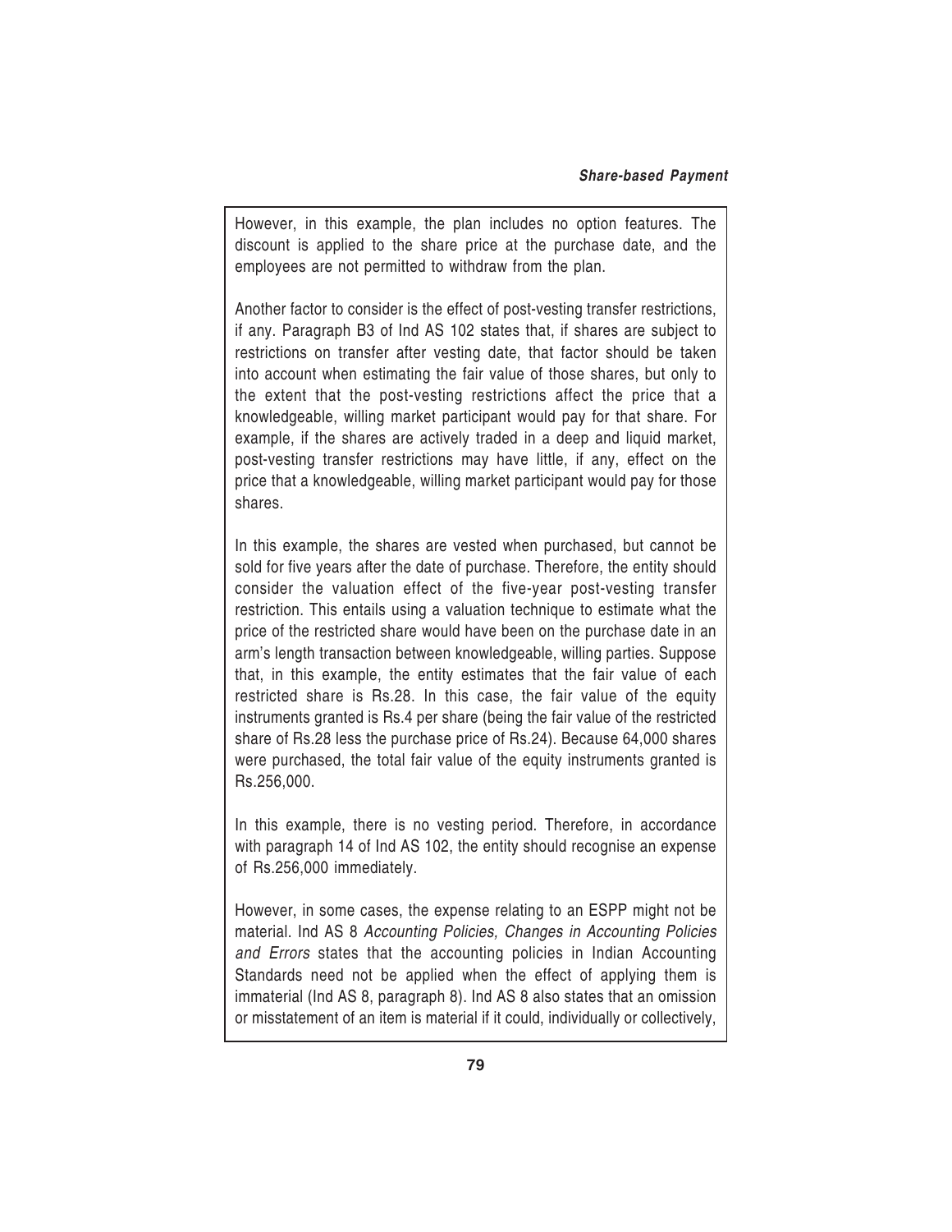However, in this example, the plan includes no option features. The discount is applied to the share price at the purchase date, and the employees are not permitted to withdraw from the plan.

Another factor to consider is the effect of post-vesting transfer restrictions, if any. Paragraph B3 of Ind AS 102 states that, if shares are subject to restrictions on transfer after vesting date, that factor should be taken into account when estimating the fair value of those shares, but only to the extent that the post-vesting restrictions affect the price that a knowledgeable, willing market participant would pay for that share. For example, if the shares are actively traded in a deep and liquid market, post-vesting transfer restrictions may have little, if any, effect on the price that a knowledgeable, willing market participant would pay for those shares.

In this example, the shares are vested when purchased, but cannot be sold for five years after the date of purchase. Therefore, the entity should consider the valuation effect of the five-year post-vesting transfer restriction. This entails using a valuation technique to estimate what the price of the restricted share would have been on the purchase date in an arm's length transaction between knowledgeable, willing parties. Suppose that, in this example, the entity estimates that the fair value of each restricted share is Rs.28. In this case, the fair value of the equity instruments granted is Rs.4 per share (being the fair value of the restricted share of Rs.28 less the purchase price of Rs.24). Because 64,000 shares were purchased, the total fair value of the equity instruments granted is Rs.256,000.

In this example, there is no vesting period. Therefore, in accordance with paragraph 14 of Ind AS 102, the entity should recognise an expense of Rs.256,000 immediately.

However, in some cases, the expense relating to an ESPP might not be material. Ind AS 8 *Accounting Policies, Changes in Accounting Policies and Errors* states that the accounting policies in Indian Accounting Standards need not be applied when the effect of applying them is immaterial (Ind AS 8, paragraph 8). Ind AS 8 also states that an omission or misstatement of an item is material if it could, individually or collectively,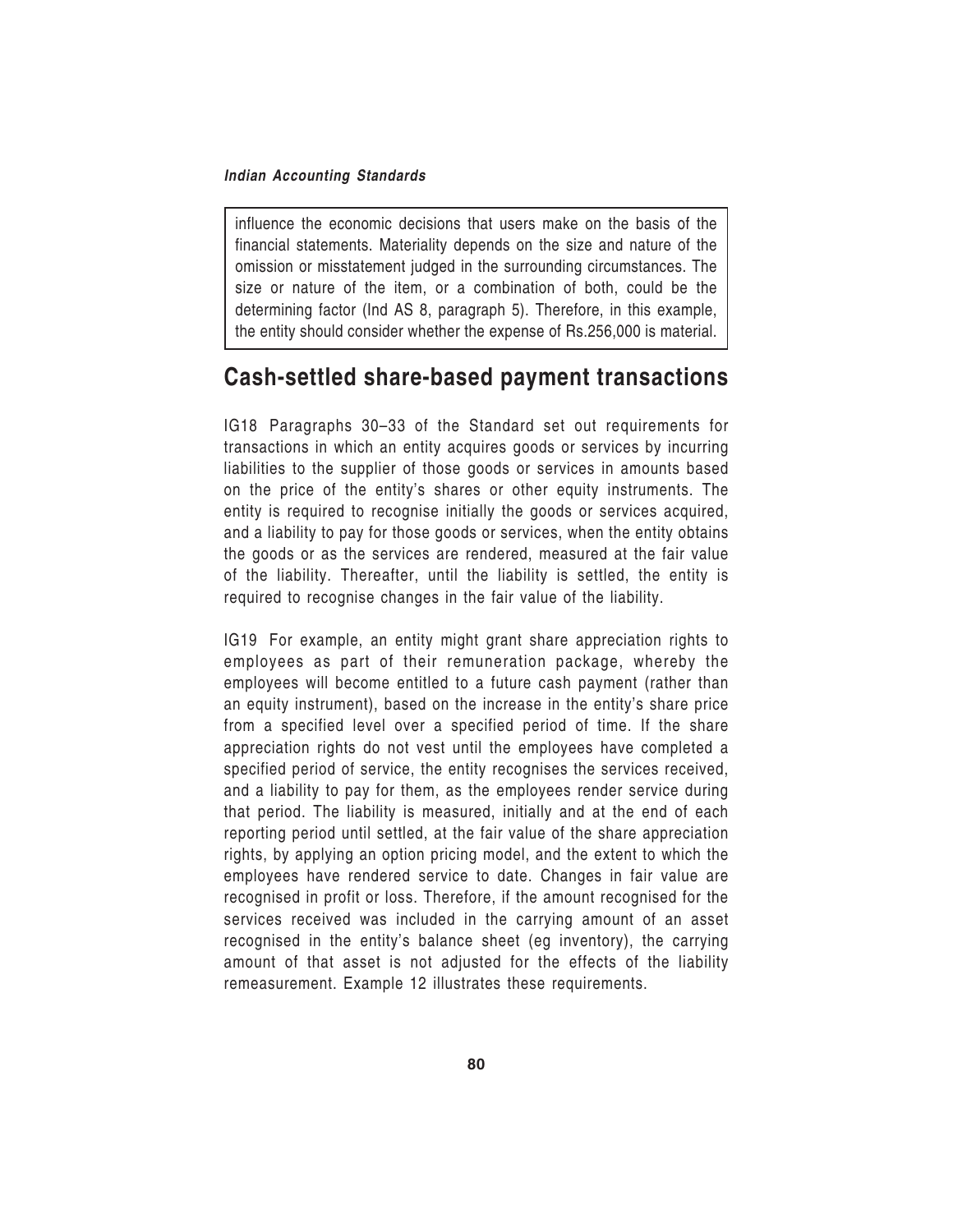influence the economic decisions that users make on the basis of the financial statements. Materiality depends on the size and nature of the omission or misstatement judged in the surrounding circumstances. The size or nature of the item, or a combination of both, could be the determining factor (Ind AS 8, paragraph 5). Therefore, in this example, the entity should consider whether the expense of Rs.256,000 is material.

## Cash-settled share-based payment transactions

IG18 Paragraphs 30–33 of the Standard set out requirements for transactions in which an entity acquires goods or services by incurring liabilities to the supplier of those goods or services in amounts based on the price of the entity's shares or other equity instruments. The entity is required to recognise initially the goods or services acquired, and a liability to pay for those goods or services, when the entity obtains the goods or as the services are rendered, measured at the fair value of the liability. Thereafter, until the liability is settled, the entity is required to recognise changes in the fair value of the liability.

IG19 For example, an entity might grant share appreciation rights to employees as part of their remuneration package, whereby the employees will become entitled to a future cash payment (rather than an equity instrument), based on the increase in the entity's share price from a specified level over a specified period of time. If the share appreciation rights do not vest until the employees have completed a specified period of service, the entity recognises the services received, and a liability to pay for them, as the employees render service during that period. The liability is measured, initially and at the end of each reporting period until settled, at the fair value of the share appreciation rights, by applying an option pricing model, and the extent to which the employees have rendered service to date. Changes in fair value are recognised in profit or loss. Therefore, if the amount recognised for the services received was included in the carrying amount of an asset recognised in the entity's balance sheet (eg inventory), the carrying amount of that asset is not adjusted for the effects of the liability remeasurement. Example 12 illustrates these requirements.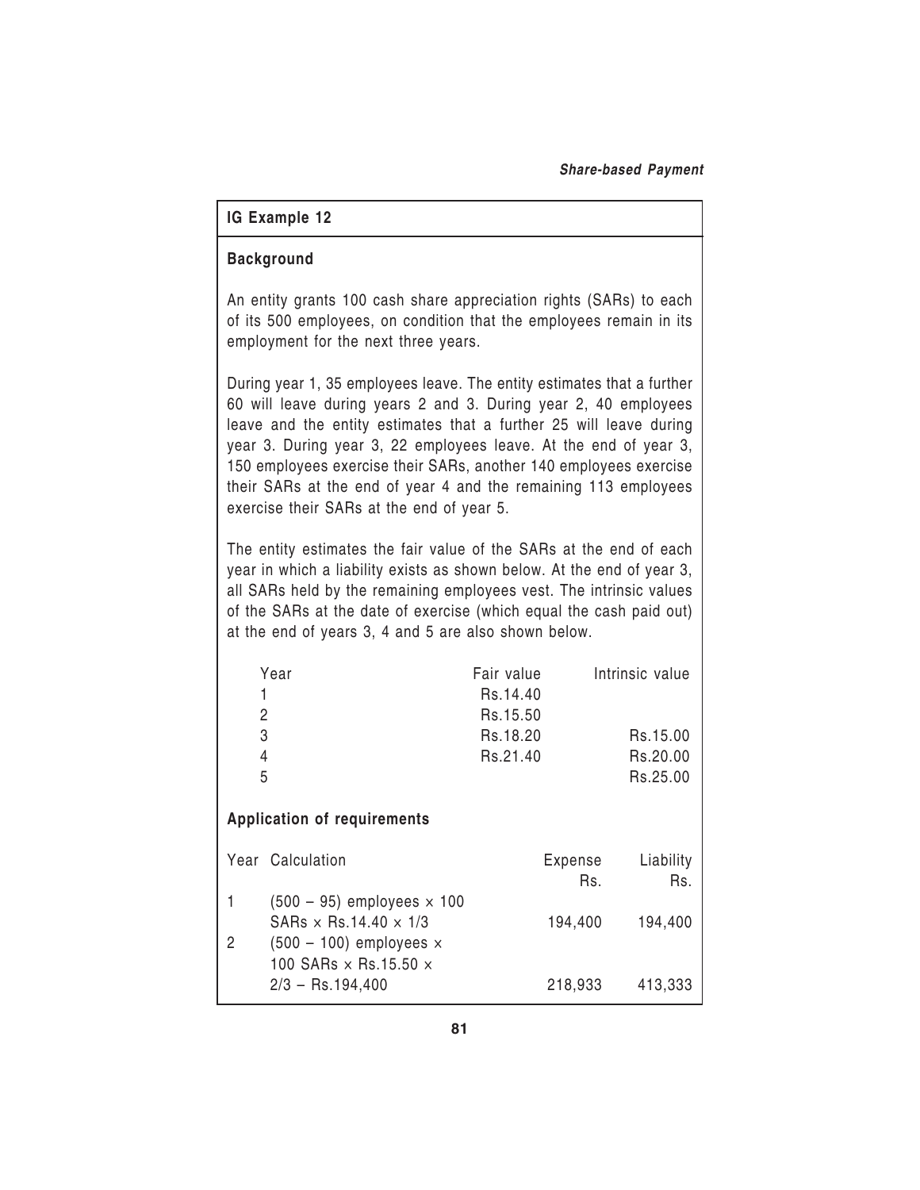## IG Example 12

### Background

An entity grants 100 cash share appreciation rights (SARs) to each of its 500 employees, on condition that the employees remain in its employment for the next three years.

During year 1, 35 employees leave. The entity estimates that a further 60 will leave during years 2 and 3. During year 2, 40 employees leave and the entity estimates that a further 25 will leave during year 3. During year 3, 22 employees leave. At the end of year 3, 150 employees exercise their SARs, another 140 employees exercise their SARs at the end of year 4 and the remaining 113 employees exercise their SARs at the end of year 5.

The entity estimates the fair value of the SARs at the end of each year in which a liability exists as shown below. At the end of year 3, all SARs held by the remaining employees vest. The intrinsic values of the SARs at the date of exercise (which equal the cash paid out) at the end of years 3, 4 and 5 are also shown below.

| Year | Fair value | Intrinsic value |
|---|---|---|
| 1 | Rs.14.40 | |
| 2 | Rs.15.50 | |
| 3 | Rs.18.20 | Rs.15.00 |
| 4 | Rs.21.40 | Rs.20.00 |
| 5 | | Rs.25.00 |

### Application of requirements

| Year | Calculation | Expense Rs. | Liability Rs. |
|---|---|---|---|
| 1 | (500 – 95) employees × 100 SARs × Rs.14.40 × 1/3 | 194,400 | 194,400 |
| 2 | (500 – 100) employees × 100 SARs × Rs.15.50 × 2/3 – Rs.194,400 | 218,933 | 413,333 |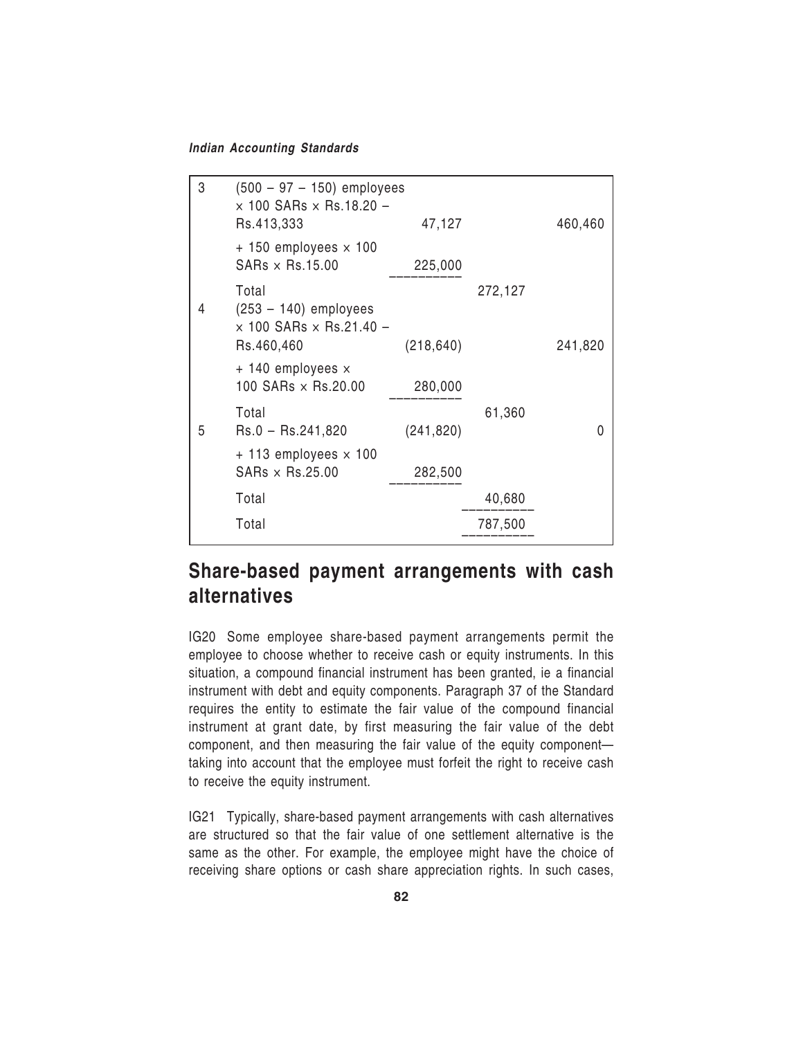| Year | Calculation | | | |
|---|---|---|---|---|
| 3 | (500 – 97 – 150) employees × 100 SARs × Rs.18.20 – Rs.413,333 | 47,127 | | 460,460 |
| | + 150 employees × 100 SARs × Rs.15.00 | 225,000 | | |
| | Total | | 272,127 | |
| 4 | (253 – 140) employees × 100 SARs × Rs.21.40 – Rs.460,460 | (218,640) | | 241,820 |
| | + 140 employees × 100 SARs × Rs.20.00 | 280,000 | | |
| | Total | | 61,360 | |
| 5 | Rs.0 – Rs.241,820 | (241,820) | | 0 |
| | + 113 employees × 100 SARs × Rs.25.00 | 282,500 | | |
| | Total | | 40,680 | |
| | Total | | 787,500 | |

## Share-based payment arrangements with cash alternatives

IG20 Some employee share-based payment arrangements permit the employee to choose whether to receive cash or equity instruments. In this situation, a compound financial instrument has been granted, ie a financial instrument with debt and equity components. Paragraph 37 of the Standard requires the entity to estimate the fair value of the compound financial instrument at grant date, by first measuring the fair value of the debt component, and then measuring the fair value of the equity component—taking into account that the employee must forfeit the right to receive cash to receive the equity instrument.

IG21 Typically, share-based payment arrangements with cash alternatives are structured so that the fair value of one settlement alternative is the same as the other. For example, the employee might have the choice of receiving share options or cash share appreciation rights. In such cases,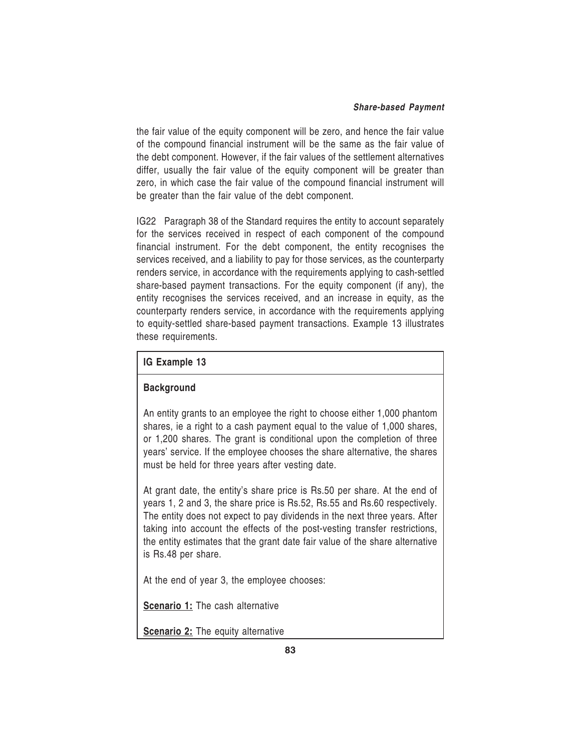the fair value of the equity component will be zero, and hence the fair value of the compound financial instrument will be the same as the fair value of the debt component. However, if the fair values of the settlement alternatives differ, usually the fair value of the equity component will be greater than zero, in which case the fair value of the compound financial instrument will be greater than the fair value of the debt component.

IG22 Paragraph 38 of the Standard requires the entity to account separately for the services received in respect of each component of the compound financial instrument. For the debt component, the entity recognises the services received, and a liability to pay for those services, as the counterparty renders service, in accordance with the requirements applying to cash-settled share-based payment transactions. For the equity component (if any), the entity recognises the services received, and an increase in equity, as the counterparty renders service, in accordance with the requirements applying to equity-settled share-based payment transactions. Example 13 illustrates these requirements.

**IG Example 13**

**Background**

An entity grants to an employee the right to choose either 1,000 phantom shares, ie a right to a cash payment equal to the value of 1,000 shares, or 1,200 shares. The grant is conditional upon the completion of three years' service. If the employee chooses the share alternative, the shares must be held for three years after vesting date.

At grant date, the entity's share price is Rs.50 per share. At the end of years 1, 2 and 3, the share price is Rs.52, Rs.55 and Rs.60 respectively. The entity does not expect to pay dividends in the next three years. After taking into account the effects of the post-vesting transfer restrictions, the entity estimates that the grant date fair value of the share alternative is Rs.48 per share.

At the end of year 3, the employee chooses:

**Scenario 1:** The cash alternative

**Scenario 2:** The equity alternative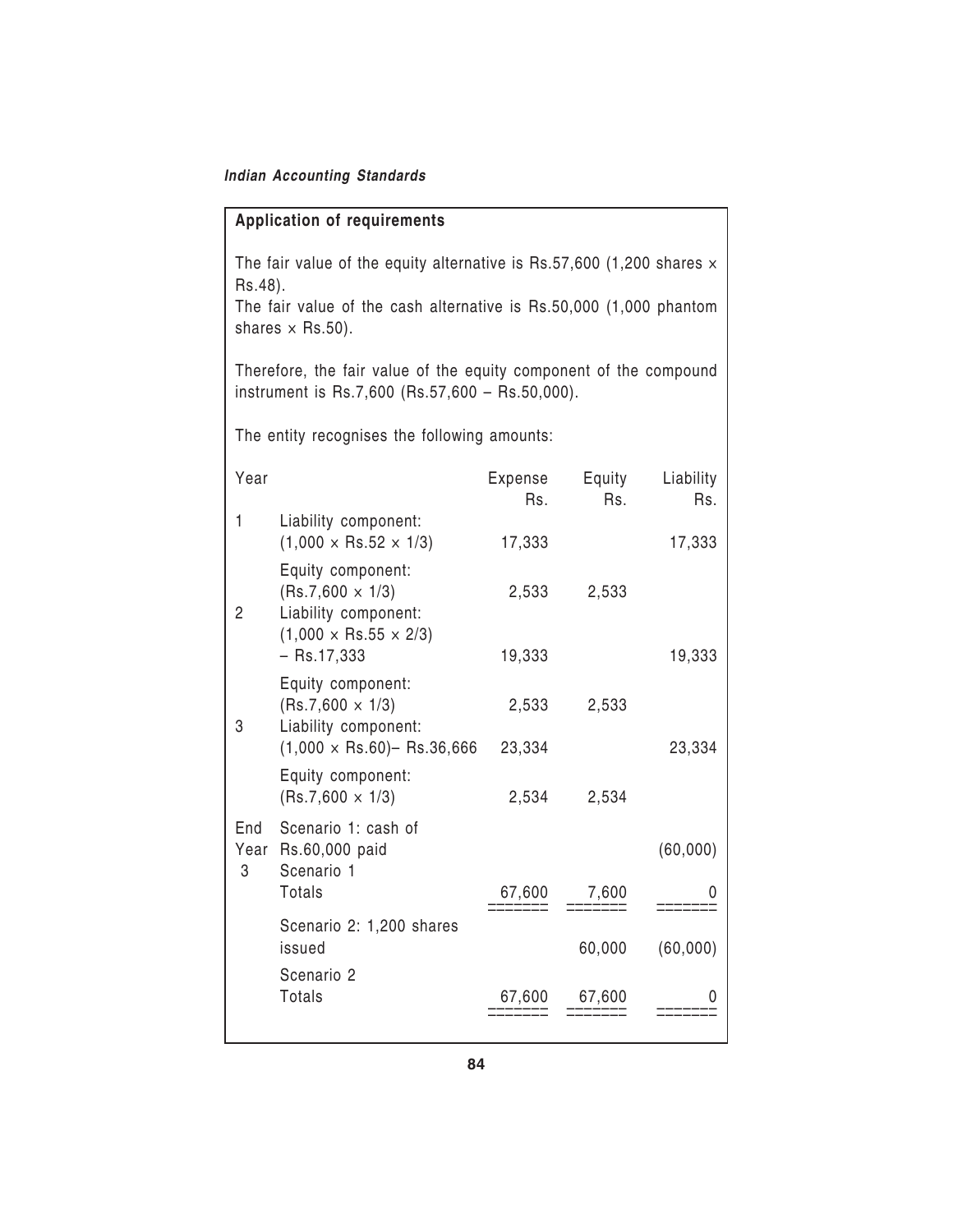**Application of requirements**

The fair value of the equity alternative is Rs.57,600 (1,200 shares × Rs.48).

The fair value of the cash alternative is Rs.50,000 (1,000 phantom shares × Rs.50).

Therefore, the fair value of the equity component of the compound instrument is Rs.7,600 (Rs.57,600 – Rs.50,000).

The entity recognises the following amounts:

| Year | | Expense Rs. | Equity Rs. | Liability Rs. |
|---|---|---|---|---|
| 1 | Liability component: (1,000 × Rs.52 × 1/3) | 17,333 | | 17,333 |
| | Equity component: (Rs.7,600 × 1/3) | 2,533 | 2,533 | |
| 2 | Liability component: (1,000 × Rs.55 × 2/3) – Rs.17,333 | 19,333 | | 19,333 |
| | Equity component: (Rs.7,600 × 1/3) | 2,533 | 2,533 | |
| 3 | Liability component: (1,000 × Rs.60)– Rs.36,666 | 23,334 | | 23,334 |
| | Equity component: (Rs.7,600 × 1/3) | 2,534 | 2,534 | |
| End Year 3 | Scenario 1: cash of Rs.60,000 paid | | | (60,000) |
| | Scenario 1 Totals | 67,600 | 7,600 | 0 |
| | Scenario 2: 1,200 shares issued | | 60,000 | (60,000) |
| | Scenario 2 Totals | 67,600 | 67,600 | 0 |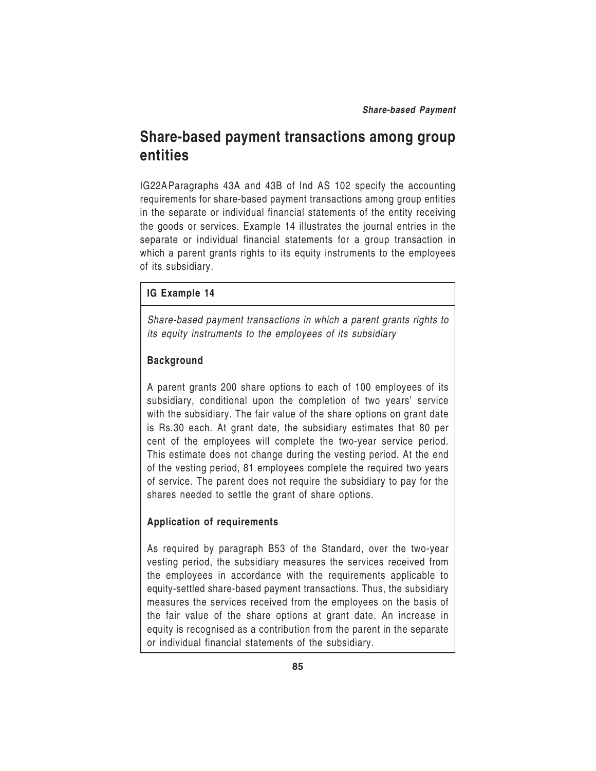## Share-based payment transactions among group entities

IG22A Paragraphs 43A and 43B of Ind AS 102 specify the accounting requirements for share-based payment transactions among group entities in the separate or individual financial statements of the entity receiving the goods or services. Example 14 illustrates the journal entries in the separate or individual financial statements for a group transaction in which a parent grants rights to its equity instruments to the employees of its subsidiary.

### IG Example 14

*Share-based payment transactions in which a parent grants rights to its equity instruments to the employees of its subsidiary*

**Background**

A parent grants 200 share options to each of 100 employees of its subsidiary, conditional upon the completion of two years' service with the subsidiary. The fair value of the share options on grant date is Rs.30 each. At grant date, the subsidiary estimates that 80 per cent of the employees will complete the two-year service period. This estimate does not change during the vesting period. At the end of the vesting period, 81 employees complete the required two years of service. The parent does not require the subsidiary to pay for the shares needed to settle the grant of share options.

**Application of requirements**

As required by paragraph B53 of the Standard, over the two-year vesting period, the subsidiary measures the services received from the employees in accordance with the requirements applicable to equity-settled share-based payment transactions. Thus, the subsidiary measures the services received from the employees on the basis of the fair value of the share options at grant date. An increase in equity is recognised as a contribution from the parent in the separate or individual financial statements of the subsidiary.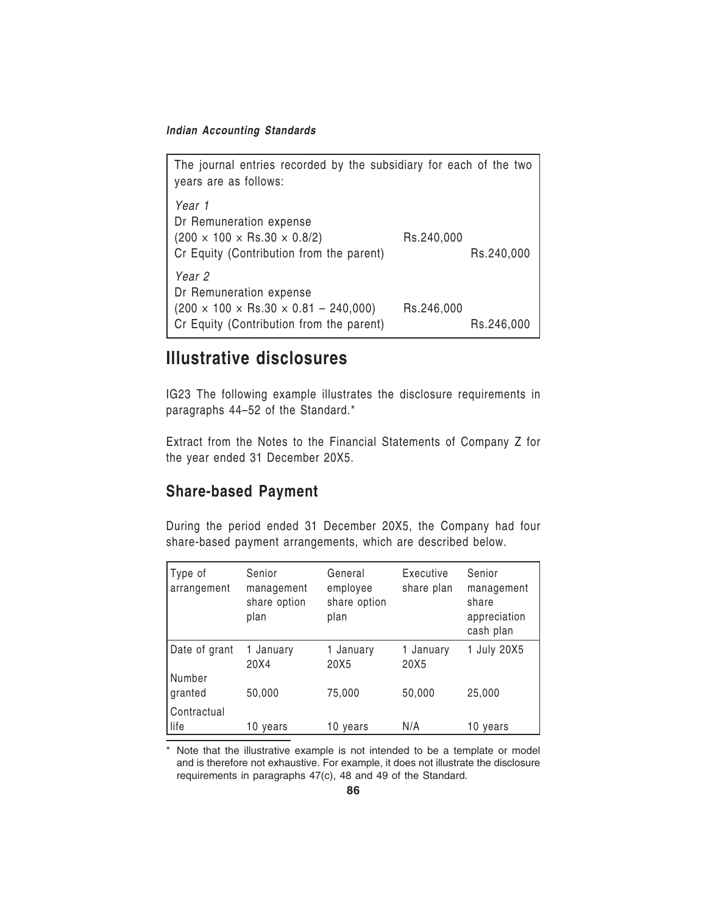The journal entries recorded by the subsidiary for each of the two years are as follows:

*Year 1*

| | | |
|---|---|---|
| Dr Remuneration expense ($200 \times 100 \times$ Rs.30 $\times$ 0.8/2) | Rs.240,000 | |
| Cr Equity (Contribution from the parent) | | Rs.240,000 |

*Year 2*

| | | |
|---|---|---|
| Dr Remuneration expense ($200 \times 100 \times$ Rs.30 $\times$ 0.81 – 240,000) | Rs.246,000 | |
| Cr Equity (Contribution from the parent) | | Rs.246,000 |

# Illustrative disclosures

IG23 The following example illustrates the disclosure requirements in paragraphs 44–52 of the Standard.*

Extract from the Notes to the Financial Statements of Company Z for the year ended 31 December 20X5.

## Share-based Payment

During the period ended 31 December 20X5, the Company had four share-based payment arrangements, which are described below.

| Type of arrangement | Senior management share option plan | General employee share option plan | Executive share plan | Senior management share appreciation cash plan |
|---|---|---|---|---|
| Date of grant | 1 January 20X4 | 1 January 20X5 | 1 January 20X5 | 1 July 20X5 |
| Number granted | 50,000 | 75,000 | 50,000 | 25,000 |
| Contractual life | 10 years | 10 years | N/A | 10 years |

\* Note that the illustrative example is not intended to be a template or model and is therefore not exhaustive. For example, it does not illustrate the disclosure requirements in paragraphs 47(c), 48 and 49 of the Standard.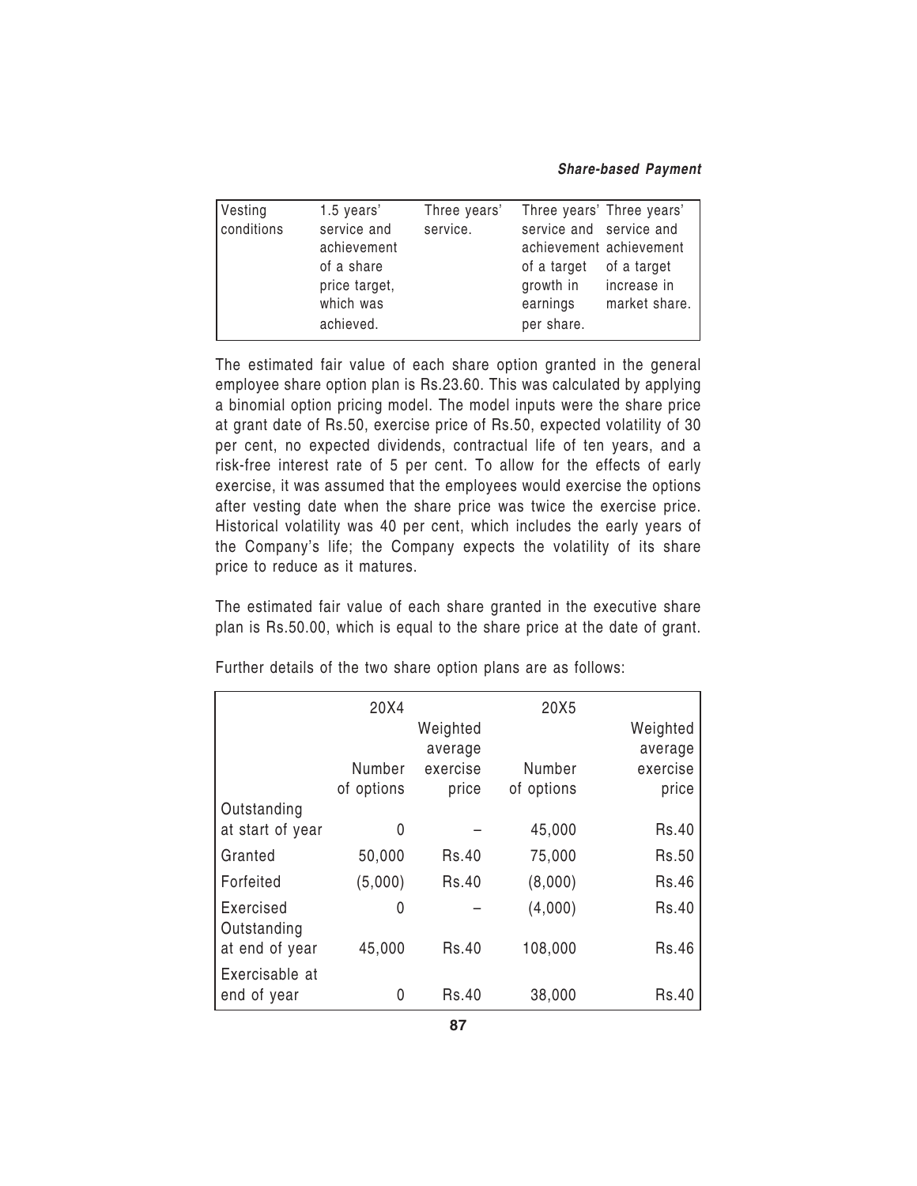| Vesting conditions | 1.5 years' service and achievement of a share price target, which was achieved. | Three years' service. | Three years' service and achievement of a target growth in earnings per share. | Three years' service and achievement of a target increase in market share. |
|---|---|---|---|---|

The estimated fair value of each share option granted in the general employee share option plan is Rs.23.60. This was calculated by applying a binomial option pricing model. The model inputs were the share price at grant date of Rs.50, exercise price of Rs.50, expected volatility of 30 per cent, no expected dividends, contractual life of ten years, and a risk-free interest rate of 5 per cent. To allow for the effects of early exercise, it was assumed that the employees would exercise the options after vesting date when the share price was twice the exercise price. Historical volatility was 40 per cent, which includes the early years of the Company's life; the Company expects the volatility of its share price to reduce as it matures.

The estimated fair value of each share granted in the executive share plan is Rs.50.00, which is equal to the share price at the date of grant.

Further details of the two share option plans are as follows:

| | 20X4 | | 20X5 | |
|---|---|---|---|---|
| | Number of options | Weighted average exercise price | Number of options | Weighted average exercise price |
| Outstanding at start of year | 0 | – | 45,000 | Rs.40 |
| Granted | 50,000 | Rs.40 | 75,000 | Rs.50 |
| Forfeited | (5,000) | Rs.40 | (8,000) | Rs.46 |
| Exercised | 0 | – | (4,000) | Rs.40 |
| Outstanding at end of year | 45,000 | Rs.40 | 108,000 | Rs.46 |
| Exercisable at end of year | 0 | Rs.40 | 38,000 | Rs.40 |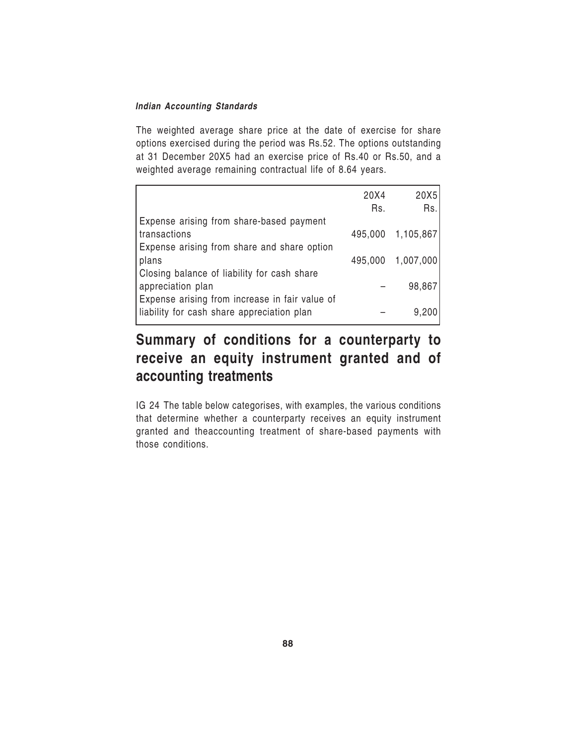The weighted average share price at the date of exercise for share options exercised during the period was Rs.52. The options outstanding at 31 December 20X5 had an exercise price of Rs.40 or Rs.50, and a weighted average remaining contractual life of 8.64 years.

| | 20X4 Rs. | 20X5 Rs. |
|---|---|---|
| Expense arising from share-based payment transactions | 495,000 | 1,105,867 |
| Expense arising from share and share option plans | 495,000 | 1,007,000 |
| Closing balance of liability for cash share appreciation plan | – | 98,867 |
| Expense arising from increase in fair value of liability for cash share appreciation plan | – | 9,200 |

## Summary of conditions for a counterparty to receive an equity instrument granted and of accounting treatments

IG 24 The table below categorises, with examples, the various conditions that determine whether a counterparty receives an equity instrument granted and theaccounting treatment of share-based payments with those conditions.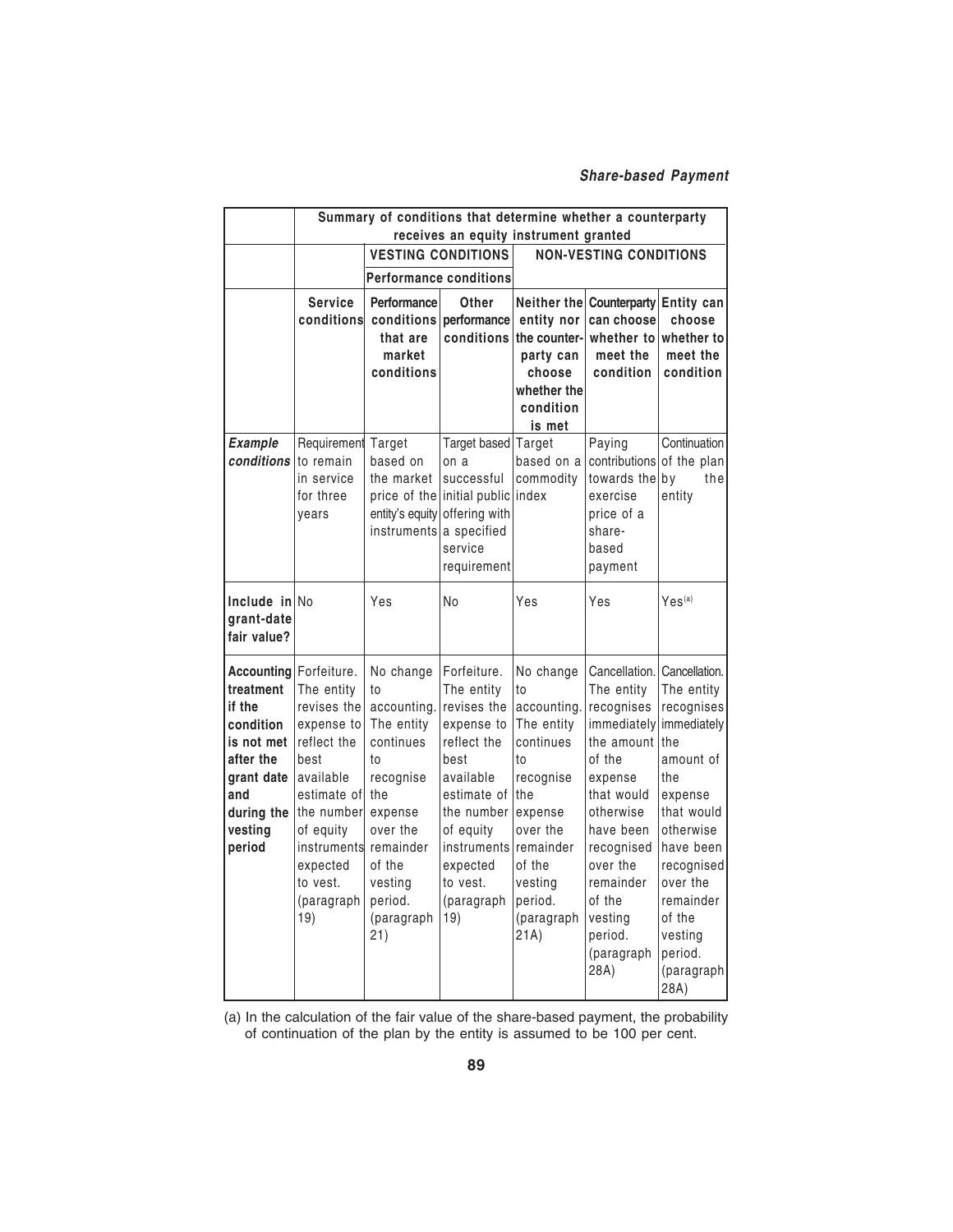| | Summary of conditions that determine whether a counterparty receives an equity instrument granted | | | | | |
|---|---|---|---|---|---|---|
| | | VESTING CONDITIONS | | NON-VESTING CONDITIONS | | |
| | | Performance conditions | | | | |
| | **Service conditions** | **Performance conditions that are market conditions** | **Other performance conditions** | **Neither the entity nor the counter-party can choose whether the condition is met** | **Counterparty can choose whether to meet the condition** | **Entity can choose whether to meet the condition** |
| ***Example conditions*** | Requirement to remain in service for three years | Target based on the market price of the entity's equity instruments | Target based on a successful initial public offering with a specified service requirement | Target based on a commodity index | Paying contributions towards the exercise price of a share-based payment | Continuation of the plan by the entity |
| **Include in grant-date fair value?** | No | Yes | No | Yes | Yes | Yes[(a)] |
| **Accounting treatment if the condition is not met after the grant date and during the vesting period** | Forfeiture. The entity revises the expense to reflect the best available estimate of the number of equity instruments expected to vest. (paragraph 19) | No change to accounting. The entity continues to recognise the expense over the remainder of the vesting period. (paragraph 21) | Forfeiture. The entity revises the expense to reflect the best available estimate of the number of equity instruments expected to vest. (paragraph 19) | No change to accounting. The entity continues to recognise the expense over the remainder of the vesting period. (paragraph 21A) | Cancellation. The entity recognises immediately the amount of the expense that would otherwise have been recognised over the remainder of the vesting period. (paragraph 28A) | Cancellation. The entity recognises immediately the amount of the expense that would otherwise have been recognised over the remainder of the vesting period. (paragraph 28A) |

(a) In the calculation of the fair value of the share-based payment, the probability of continuation of the plan by the entity is assumed to be 100 per cent.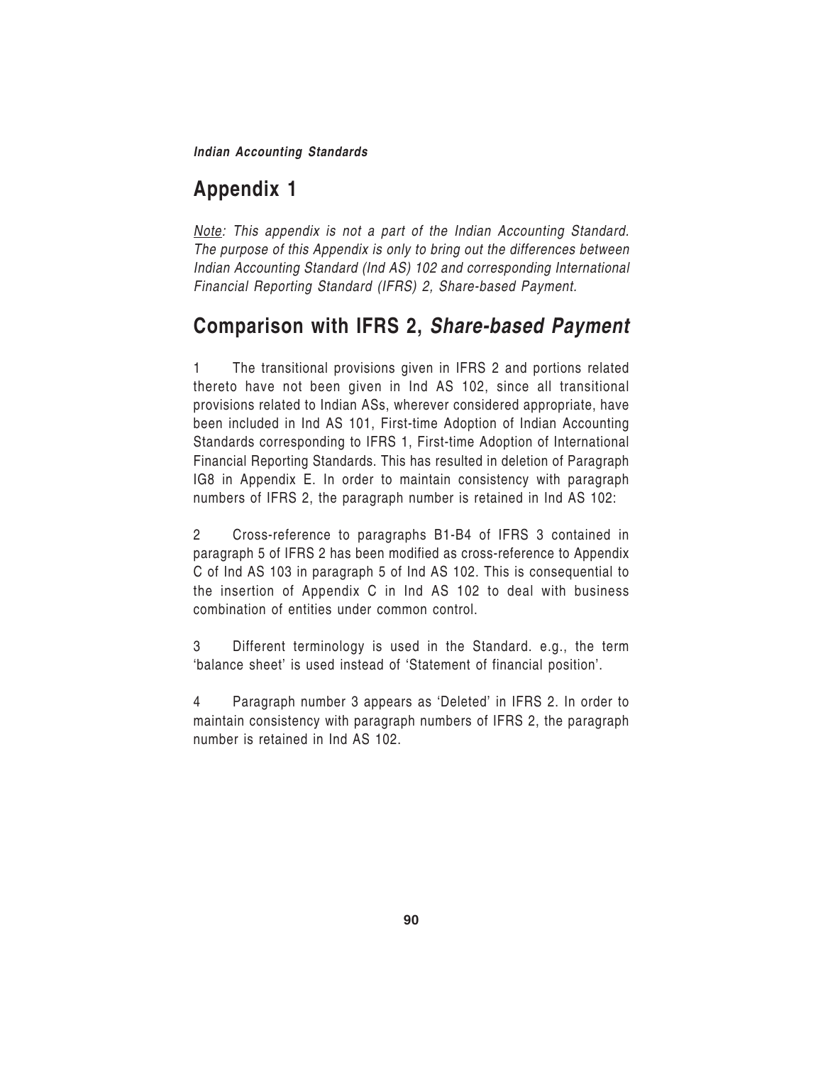# Appendix 1

*Note: This appendix is not a part of the Indian Accounting Standard. The purpose of this Appendix is only to bring out the differences between Indian Accounting Standard (Ind AS) 102 and corresponding International Financial Reporting Standard (IFRS) 2, Share-based Payment.*

## Comparison with IFRS 2, *Share-based Payment*

1 The transitional provisions given in IFRS 2 and portions related thereto have not been given in Ind AS 102, since all transitional provisions related to Indian ASs, wherever considered appropriate, have been included in Ind AS 101, First-time Adoption of Indian Accounting Standards corresponding to IFRS 1, First-time Adoption of International Financial Reporting Standards. This has resulted in deletion of Paragraph IG8 in Appendix E. In order to maintain consistency with paragraph numbers of IFRS 2, the paragraph number is retained in Ind AS 102:

2 Cross-reference to paragraphs B1-B4 of IFRS 3 contained in paragraph 5 of IFRS 2 has been modified as cross-reference to Appendix C of Ind AS 103 in paragraph 5 of Ind AS 102. This is consequential to the insertion of Appendix C in Ind AS 102 to deal with business combination of entities under common control.

3 Different terminology is used in the Standard. e.g., the term 'balance sheet' is used instead of 'Statement of financial position'.

4 Paragraph number 3 appears as 'Deleted' in IFRS 2. In order to maintain consistency with paragraph numbers of IFRS 2, the paragraph number is retained in Ind AS 102.